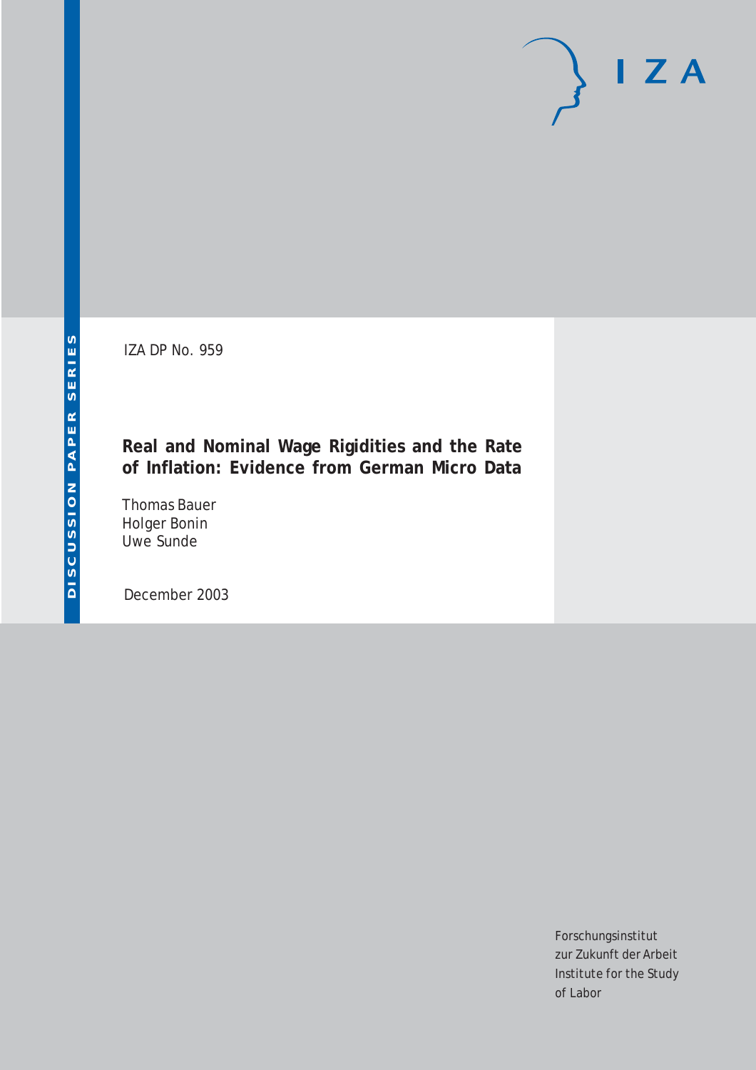DISCUSSION PAPER SERIES

IZA

IZA DP No. 959

# Real and Nominal Wage Rigidities and the Rate of Inflation: Evidence from German Micro Data

Thomas Bauer
Holger Bonin
Uwe Sunde

December 2003

Forschungsinstitut
zur Zukunft der Arbeit
Institute for the Study
of Labor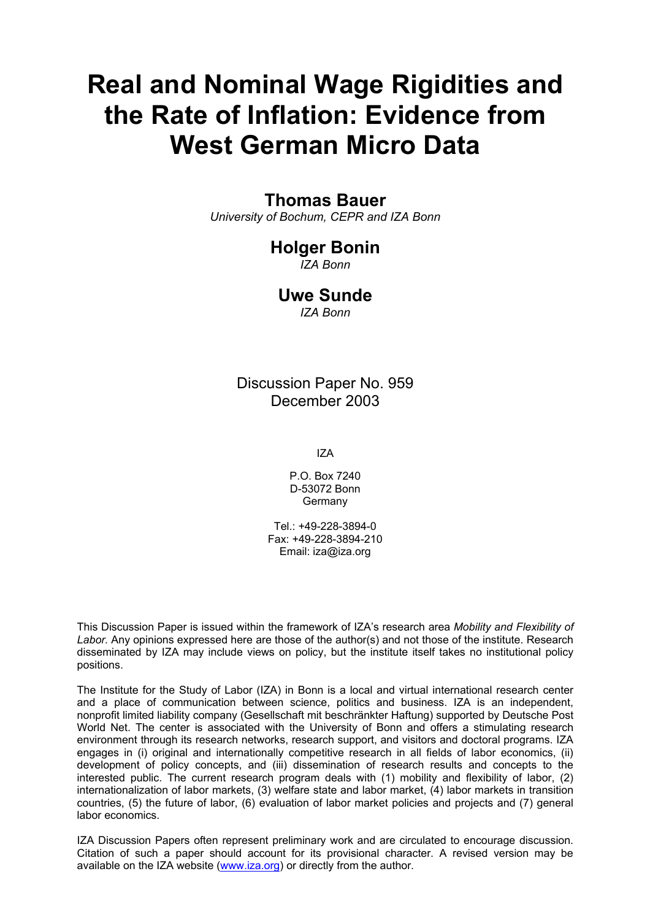# Real and Nominal Wage Rigidities and the Rate of Inflation: Evidence from West German Micro Data

## Thomas Bauer

*University of Bochum, CEPR and IZA Bonn*

## Holger Bonin

*IZA Bonn*

## Uwe Sunde

*IZA Bonn*

Discussion Paper No. 959
December 2003

IZA

P.O. Box 7240
D-53072 Bonn
Germany

Tel.: +49-228-3894-0
Fax: +49-228-3894-210
Email: iza@iza.org

This Discussion Paper is issued within the framework of IZA's research area *Mobility and Flexibility of Labor.* Any opinions expressed here are those of the author(s) and not those of the institute. Research disseminated by IZA may include views on policy, but the institute itself takes no institutional policy positions.

The Institute for the Study of Labor (IZA) in Bonn is a local and virtual international research center and a place of communication between science, politics and business. IZA is an independent, nonprofit limited liability company (Gesellschaft mit beschränkter Haftung) supported by Deutsche Post World Net. The center is associated with the University of Bonn and offers a stimulating research environment through its research networks, research support, and visitors and doctoral programs. IZA engages in (i) original and internationally competitive research in all fields of labor economics, (ii) development of policy concepts, and (iii) dissemination of research results and concepts to the interested public. The current research program deals with (1) mobility and flexibility of labor, (2) internationalization of labor markets, (3) welfare state and labor market, (4) labor markets in transition countries, (5) the future of labor, (6) evaluation of labor market policies and projects and (7) general labor economics.

IZA Discussion Papers often represent preliminary work and are circulated to encourage discussion. Citation of such a paper should account for its provisional character. A revised version may be available on the IZA website (www.iza.org) or directly from the author.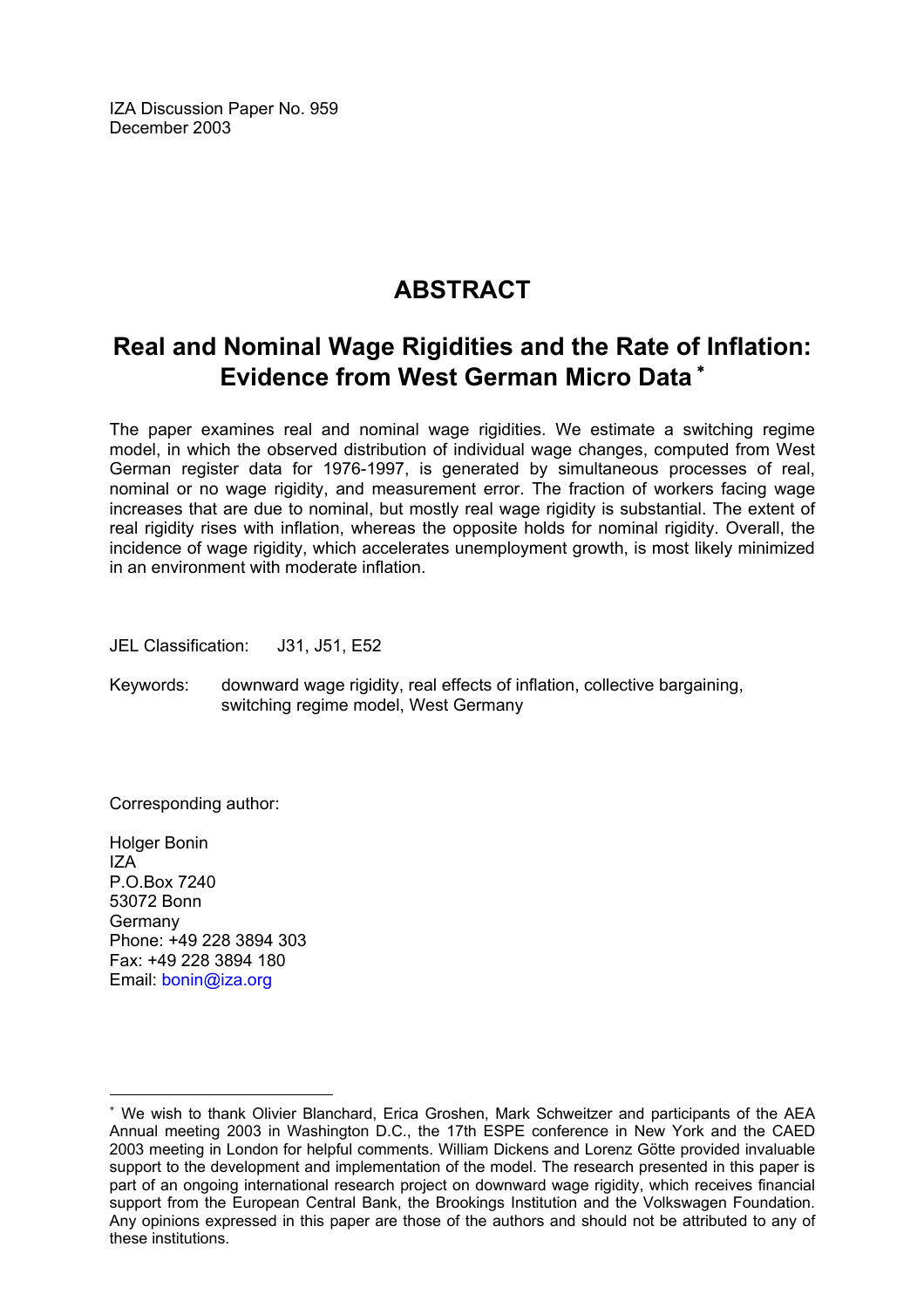IZA Discussion Paper No. 959
December 2003

# ABSTRACT

## Real and Nominal Wage Rigidities and the Rate of Inflation: Evidence from West German Micro Data [*]

The paper examines real and nominal wage rigidities. We estimate a switching regime model, in which the observed distribution of individual wage changes, computed from West German register data for 1976-1997, is generated by simultaneous processes of real, nominal or no wage rigidity, and measurement error. The fraction of workers facing wage increases that are due to nominal, but mostly real wage rigidity is substantial. The extent of real rigidity rises with inflation, whereas the opposite holds for nominal rigidity. Overall, the incidence of wage rigidity, which accelerates unemployment growth, is most likely minimized in an environment with moderate inflation.

JEL Classification: J31, J51, E52

Keywords: downward wage rigidity, real effects of inflation, collective bargaining, switching regime model, West Germany

Corresponding author:

Holger Bonin
IZA
P.O.Box 7240
53072 Bonn
Germany
Phone: +49 228 3894 303
Fax: +49 228 3894 180
Email: bonin@iza.org

---

[*] We wish to thank Olivier Blanchard, Erica Groshen, Mark Schweitzer and participants of the AEA Annual meeting 2003 in Washington D.C., the 17th ESPE conference in New York and the CAED 2003 meeting in London for helpful comments. William Dickens and Lorenz Götte provided invaluable support to the development and implementation of the model. The research presented in this paper is part of an ongoing international research project on downward wage rigidity, which receives financial support from the European Central Bank, the Brookings Institution and the Volkswagen Foundation. Any opinions expressed in this paper are those of the authors and should not be attributed to any of these institutions.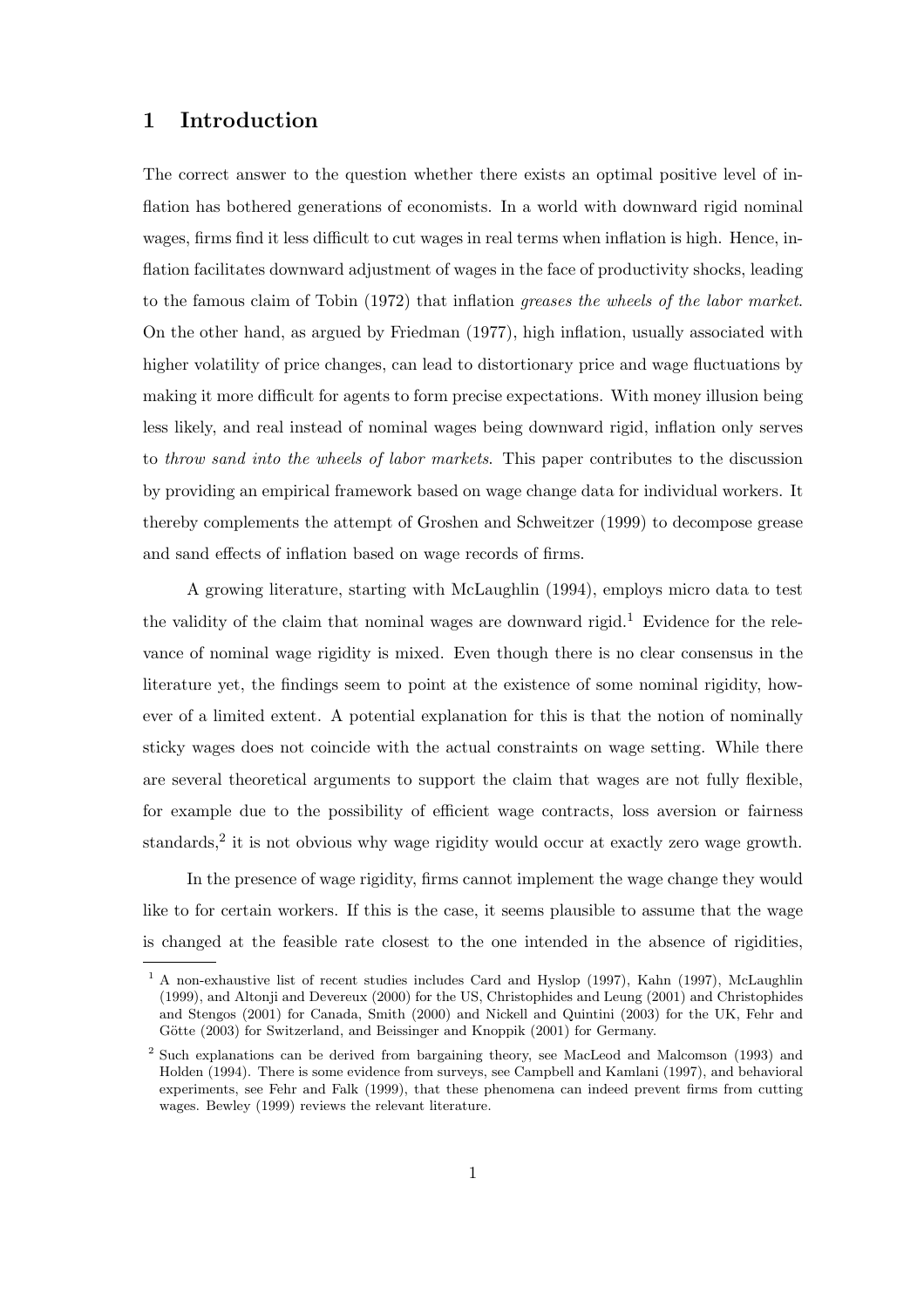# 1 Introduction

The correct answer to the question whether there exists an optimal positive level of inflation has bothered generations of economists. In a world with downward rigid nominal wages, firms find it less difficult to cut wages in real terms when inflation is high. Hence, inflation facilitates downward adjustment of wages in the face of productivity shocks, leading to the famous claim of Tobin (1972) that inflation *greases the wheels of the labor market*. On the other hand, as argued by Friedman (1977), high inflation, usually associated with higher volatility of price changes, can lead to distortionary price and wage fluctuations by making it more difficult for agents to form precise expectations. With money illusion being less likely, and real instead of nominal wages being downward rigid, inflation only serves to *throw sand into the wheels of labor markets*. This paper contributes to the discussion by providing an empirical framework based on wage change data for individual workers. It thereby complements the attempt of Groshen and Schweitzer (1999) to decompose grease and sand effects of inflation based on wage records of firms.

A growing literature, starting with McLaughlin (1994), employs micro data to test the validity of the claim that nominal wages are downward rigid.[1] Evidence for the relevance of nominal wage rigidity is mixed. Even though there is no clear consensus in the literature yet, the findings seem to point at the existence of some nominal rigidity, however of a limited extent. A potential explanation for this is that the notion of nominally sticky wages does not coincide with the actual constraints on wage setting. While there are several theoretical arguments to support the claim that wages are not fully flexible, for example due to the possibility of efficient wage contracts, loss aversion or fairness standards,[2] it is not obvious why wage rigidity would occur at exactly zero wage growth.

In the presence of wage rigidity, firms cannot implement the wage change they would like to for certain workers. If this is the case, it seems plausible to assume that the wage is changed at the feasible rate closest to the one intended in the absence of rigidities,

---

[1] A non-exhaustive list of recent studies includes Card and Hyslop (1997), Kahn (1997), McLaughlin (1999), and Altonji and Devereux (2000) for the US, Christophides and Leung (2001) and Christophides and Stengos (2001) for Canada, Smith (2000) and Nickell and Quintini (2003) for the UK, Fehr and Götte (2003) for Switzerland, and Beissinger and Knoppik (2001) for Germany.

[2] Such explanations can be derived from bargaining theory, see MacLeod and Malcomson (1993) and Holden (1994). There is some evidence from surveys, see Campbell and Kamlani (1997), and behavioral experiments, see Fehr and Falk (1999), that these phenomena can indeed prevent firms from cutting wages. Bewley (1999) reviews the relevant literature.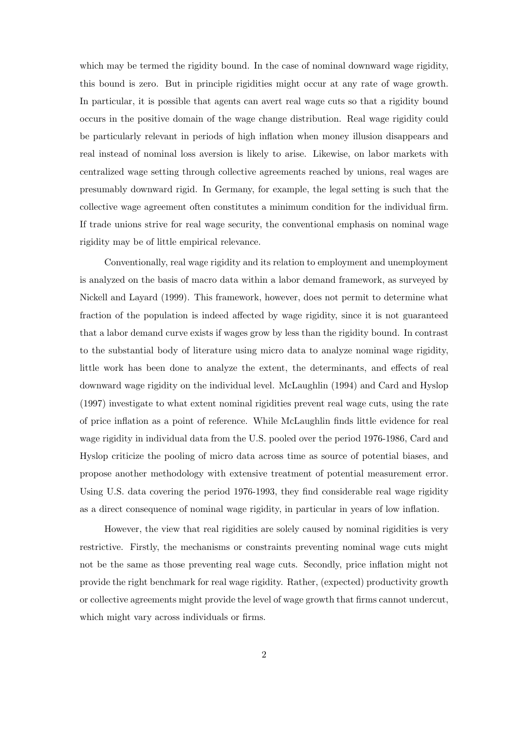which may be termed the rigidity bound. In the case of nominal downward wage rigidity, this bound is zero. But in principle rigidities might occur at any rate of wage growth. In particular, it is possible that agents can avert real wage cuts so that a rigidity bound occurs in the positive domain of the wage change distribution. Real wage rigidity could be particularly relevant in periods of high inflation when money illusion disappears and real instead of nominal loss aversion is likely to arise. Likewise, on labor markets with centralized wage setting through collective agreements reached by unions, real wages are presumably downward rigid. In Germany, for example, the legal setting is such that the collective wage agreement often constitutes a minimum condition for the individual firm. If trade unions strive for real wage security, the conventional emphasis on nominal wage rigidity may be of little empirical relevance.

Conventionally, real wage rigidity and its relation to employment and unemployment is analyzed on the basis of macro data within a labor demand framework, as surveyed by Nickell and Layard (1999). This framework, however, does not permit to determine what fraction of the population is indeed affected by wage rigidity, since it is not guaranteed that a labor demand curve exists if wages grow by less than the rigidity bound. In contrast to the substantial body of literature using micro data to analyze nominal wage rigidity, little work has been done to analyze the extent, the determinants, and effects of real downward wage rigidity on the individual level. McLaughlin (1994) and Card and Hyslop (1997) investigate to what extent nominal rigidities prevent real wage cuts, using the rate of price inflation as a point of reference. While McLaughlin finds little evidence for real wage rigidity in individual data from the U.S. pooled over the period 1976-1986, Card and Hyslop criticize the pooling of micro data across time as source of potential biases, and propose another methodology with extensive treatment of potential measurement error. Using U.S. data covering the period 1976-1993, they find considerable real wage rigidity as a direct consequence of nominal wage rigidity, in particular in years of low inflation.

However, the view that real rigidities are solely caused by nominal rigidities is very restrictive. Firstly, the mechanisms or constraints preventing nominal wage cuts might not be the same as those preventing real wage cuts. Secondly, price inflation might not provide the right benchmark for real wage rigidity. Rather, (expected) productivity growth or collective agreements might provide the level of wage growth that firms cannot undercut, which might vary across individuals or firms.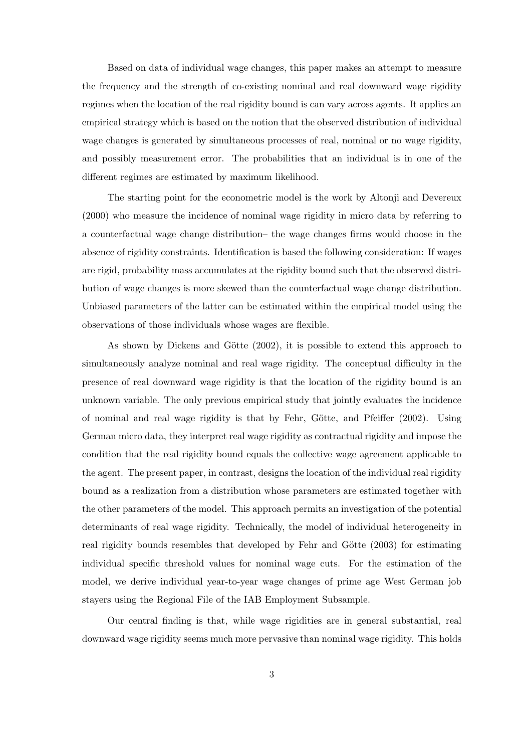Based on data of individual wage changes, this paper makes an attempt to measure the frequency and the strength of co-existing nominal and real downward wage rigidity regimes when the location of the real rigidity bound is can vary across agents. It applies an empirical strategy which is based on the notion that the observed distribution of individual wage changes is generated by simultaneous processes of real, nominal or no wage rigidity, and possibly measurement error. The probabilities that an individual is in one of the different regimes are estimated by maximum likelihood.

The starting point for the econometric model is the work by Altonji and Devereux (2000) who measure the incidence of nominal wage rigidity in micro data by referring to a counterfactual wage change distribution– the wage changes firms would choose in the absence of rigidity constraints. Identification is based the following consideration: If wages are rigid, probability mass accumulates at the rigidity bound such that the observed distribution of wage changes is more skewed than the counterfactual wage change distribution. Unbiased parameters of the latter can be estimated within the empirical model using the observations of those individuals whose wages are flexible.

As shown by Dickens and Götte (2002), it is possible to extend this approach to simultaneously analyze nominal and real wage rigidity. The conceptual difficulty in the presence of real downward wage rigidity is that the location of the rigidity bound is an unknown variable. The only previous empirical study that jointly evaluates the incidence of nominal and real wage rigidity is that by Fehr, Götte, and Pfeiffer (2002). Using German micro data, they interpret real wage rigidity as contractual rigidity and impose the condition that the real rigidity bound equals the collective wage agreement applicable to the agent. The present paper, in contrast, designs the location of the individual real rigidity bound as a realization from a distribution whose parameters are estimated together with the other parameters of the model. This approach permits an investigation of the potential determinants of real wage rigidity. Technically, the model of individual heterogeneity in real rigidity bounds resembles that developed by Fehr and Götte (2003) for estimating individual specific threshold values for nominal wage cuts. For the estimation of the model, we derive individual year-to-year wage changes of prime age West German job stayers using the Regional File of the IAB Employment Subsample.

Our central finding is that, while wage rigidities are in general substantial, real downward wage rigidity seems much more pervasive than nominal wage rigidity. This holds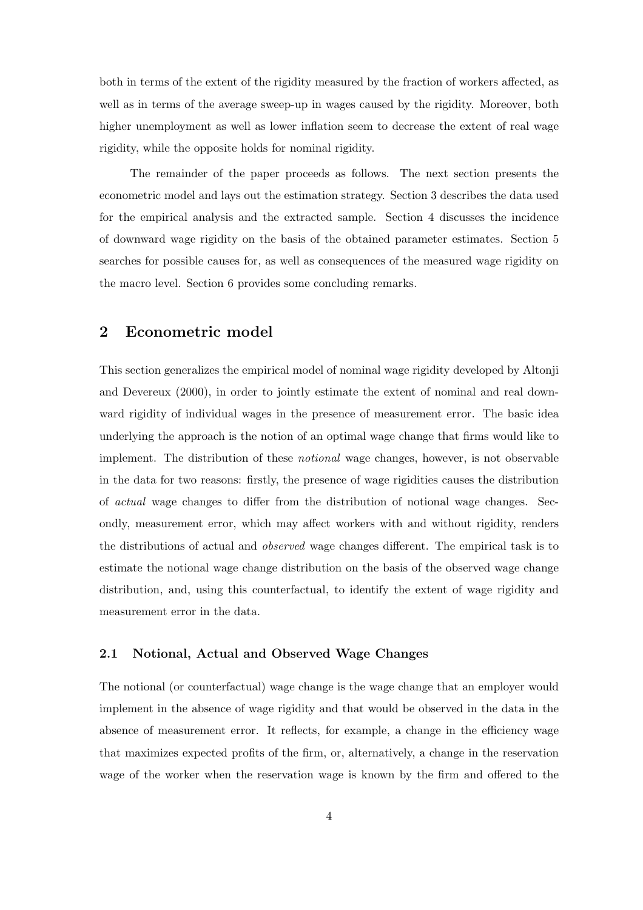both in terms of the extent of the rigidity measured by the fraction of workers affected, as well as in terms of the average sweep-up in wages caused by the rigidity. Moreover, both higher unemployment as well as lower inflation seem to decrease the extent of real wage rigidity, while the opposite holds for nominal rigidity.

The remainder of the paper proceeds as follows. The next section presents the econometric model and lays out the estimation strategy. Section 3 describes the data used for the empirical analysis and the extracted sample. Section 4 discusses the incidence of downward wage rigidity on the basis of the obtained parameter estimates. Section 5 searches for possible causes for, as well as consequences of the measured wage rigidity on the macro level. Section 6 provides some concluding remarks.

## 2 Econometric model

This section generalizes the empirical model of nominal wage rigidity developed by Altonji and Devereux (2000), in order to jointly estimate the extent of nominal and real downward rigidity of individual wages in the presence of measurement error. The basic idea underlying the approach is the notion of an optimal wage change that firms would like to implement. The distribution of these *notional* wage changes, however, is not observable in the data for two reasons: firstly, the presence of wage rigidities causes the distribution of *actual* wage changes to differ from the distribution of notional wage changes. Secondly, measurement error, which may affect workers with and without rigidity, renders the distributions of actual and *observed* wage changes different. The empirical task is to estimate the notional wage change distribution on the basis of the observed wage change distribution, and, using this counterfactual, to identify the extent of wage rigidity and measurement error in the data.

### 2.1 Notional, Actual and Observed Wage Changes

The notional (or counterfactual) wage change is the wage change that an employer would implement in the absence of wage rigidity and that would be observed in the data in the absence of measurement error. It reflects, for example, a change in the efficiency wage that maximizes expected profits of the firm, or, alternatively, a change in the reservation wage of the worker when the reservation wage is known by the firm and offered to the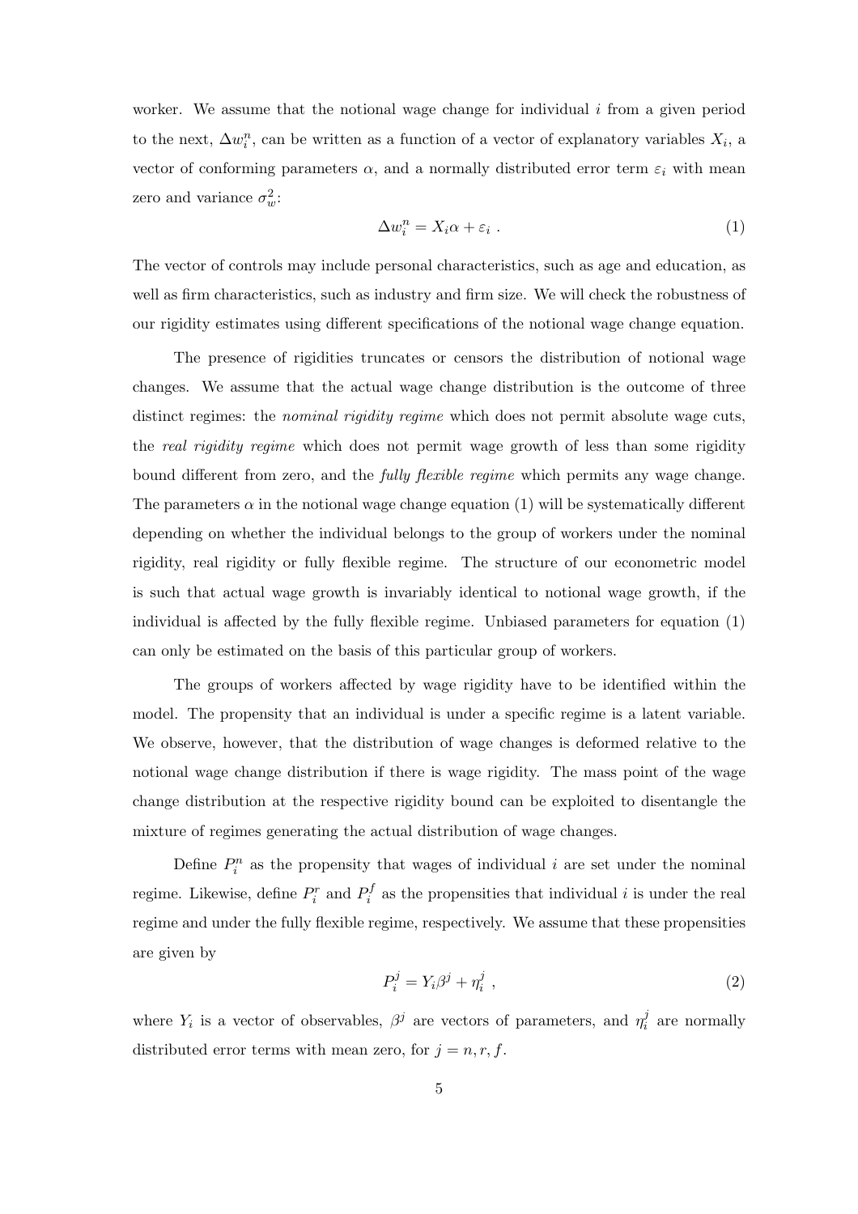worker. We assume that the notional wage change for individual $i$ from a given period to the next, $\Delta w_i^n$, can be written as a function of a vector of explanatory variables $X_i$, a vector of conforming parameters $\alpha$, and a normally distributed error term $\varepsilon_i$ with mean zero and variance $\sigma_w^2$:

$$\Delta w_i^n = X_i \alpha + \varepsilon_i \; . \tag{1}$$

The vector of controls may include personal characteristics, such as age and education, as well as firm characteristics, such as industry and firm size. We will check the robustness of our rigidity estimates using different specifications of the notional wage change equation.

The presence of rigidities truncates or censors the distribution of notional wage changes. We assume that the actual wage change distribution is the outcome of three distinct regimes: the *nominal rigidity regime* which does not permit absolute wage cuts, the *real rigidity regime* which does not permit wage growth of less than some rigidity bound different from zero, and the *fully flexible regime* which permits any wage change. The parameters $\alpha$ in the notional wage change equation (1) will be systematically different depending on whether the individual belongs to the group of workers under the nominal rigidity, real rigidity or fully flexible regime. The structure of our econometric model is such that actual wage growth is invariably identical to notional wage growth, if the individual is affected by the fully flexible regime. Unbiased parameters for equation (1) can only be estimated on the basis of this particular group of workers.

The groups of workers affected by wage rigidity have to be identified within the model. The propensity that an individual is under a specific regime is a latent variable. We observe, however, that the distribution of wage changes is deformed relative to the notional wage change distribution if there is wage rigidity. The mass point of the wage change distribution at the respective rigidity bound can be exploited to disentangle the mixture of regimes generating the actual distribution of wage changes.

Define $P_i^n$ as the propensity that wages of individual $i$ are set under the nominal regime. Likewise, define $P_i^r$ and $P_i^f$ as the propensities that individual $i$ is under the real regime and under the fully flexible regime, respectively. We assume that these propensities are given by

$$P_i^j = Y_i \beta^j + \eta_i^j \; , \tag{2}$$

where $Y_i$ is a vector of observables, $\beta^j$ are vectors of parameters, and $\eta_i^j$ are normally distributed error terms with mean zero, for $j = n, r, f$.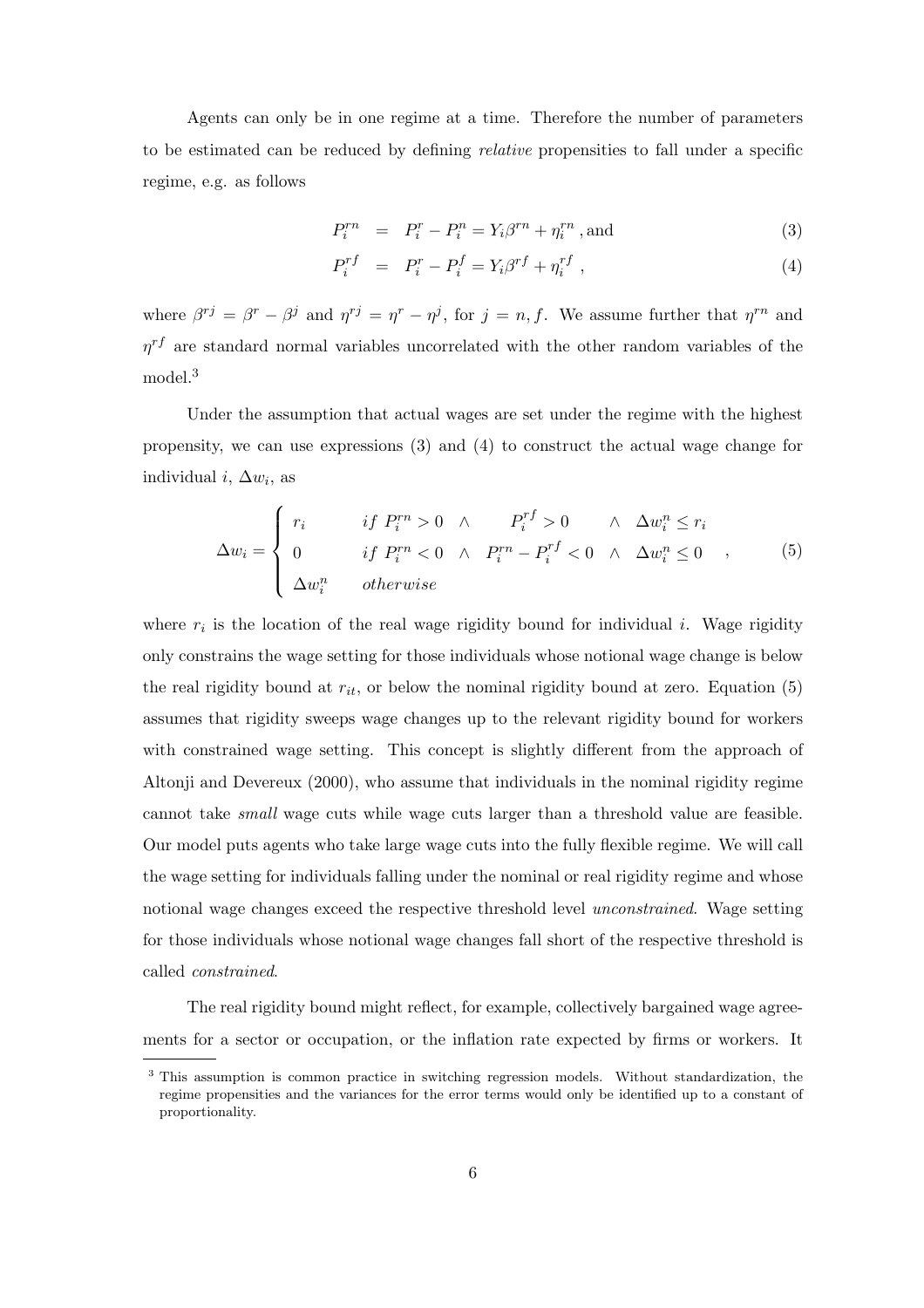Agents can only be in one regime at a time. Therefore the number of parameters to be estimated can be reduced by defining *relative* propensities to fall under a specific regime, e.g. as follows

$$P_i^{rn} = P_i^r - P_i^n = Y_i\beta^{rn} + \eta_i^{rn}\text{ , and} \tag{3}$$

$$P_i^{rf} = P_i^r - P_i^f = Y_i\beta^{rf} + \eta_i^{rf}\text{ ,} \tag{4}$$

where $\beta^{rj} = \beta^r - \beta^j$ and $\eta^{rj} = \eta^r - \eta^j$, for $j = n, f$. We assume further that $\eta^{rn}$ and $\eta^{rf}$ are standard normal variables uncorrelated with the other random variables of the model.[3]

Under the assumption that actual wages are set under the regime with the highest propensity, we can use expressions (3) and (4) to construct the actual wage change for individual $i$, $\Delta w_i$, as

$$\Delta w_i = \begin{cases} r_i & if\ P_i^{rn} > 0 \ \wedge \ \ P_i^{rf} > 0 \ \wedge \ \Delta w_i^n \leq r_i \\ 0 & if\ P_i^{rn} < 0 \ \wedge \ P_i^{rn} - P_i^{rf} < 0 \ \wedge \ \Delta w_i^n \leq 0 \\ \Delta w_i^n & otherwise \end{cases} \text{ ,} \tag{5}$$

where $r_i$ is the location of the real wage rigidity bound for individual $i$. Wage rigidity only constrains the wage setting for those individuals whose notional wage change is below the real rigidity bound at $r_{it}$, or below the nominal rigidity bound at zero. Equation (5) assumes that rigidity sweeps wage changes up to the relevant rigidity bound for workers with constrained wage setting. This concept is slightly different from the approach of Altonji and Devereux (2000), who assume that individuals in the nominal rigidity regime cannot take *small* wage cuts while wage cuts larger than a threshold value are feasible. Our model puts agents who take large wage cuts into the fully flexible regime. We will call the wage setting for individuals falling under the nominal or real rigidity regime and whose notional wage changes exceed the respective threshold level *unconstrained*. Wage setting for those individuals whose notional wage changes fall short of the respective threshold is called *constrained*.

The real rigidity bound might reflect, for example, collectively bargained wage agreements for a sector or occupation, or the inflation rate expected by firms or workers. It

[3] This assumption is common practice in switching regression models. Without standardization, the regime propensities and the variances for the error terms would only be identified up to a constant of proportionality.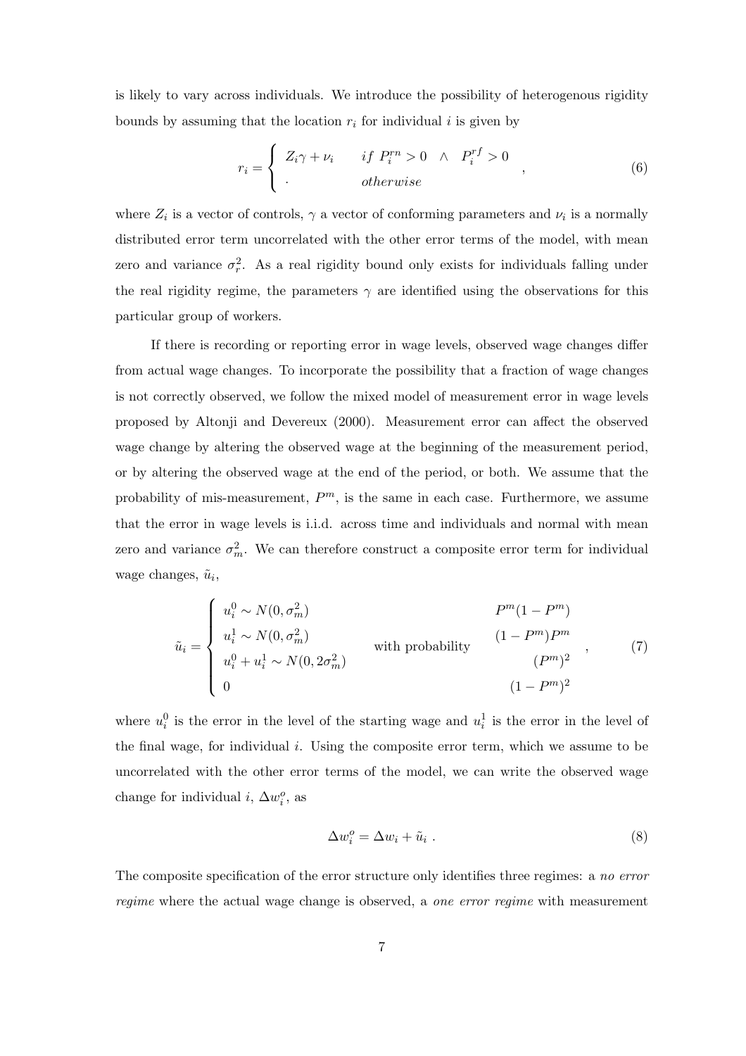is likely to vary across individuals. We introduce the possibility of heterogenous rigidity bounds by assuming that the location $r_i$ for individual $i$ is given by

$$
r_i = \begin{cases} Z_i\gamma + \nu_i & if \ P_i^{rn} > 0 \quad \wedge \quad P_i^{rf} > 0 \\ . & otherwise \end{cases} , \tag{6}
$$

where $Z_i$ is a vector of controls, $\gamma$ a vector of conforming parameters and $\nu_i$ is a normally distributed error term uncorrelated with the other error terms of the model, with mean zero and variance $\sigma_r^2$. As a real rigidity bound only exists for individuals falling under the real rigidity regime, the parameters $\gamma$ are identified using the observations for this particular group of workers.

If there is recording or reporting error in wage levels, observed wage changes differ from actual wage changes. To incorporate the possibility that a fraction of wage changes is not correctly observed, we follow the mixed model of measurement error in wage levels proposed by Altonji and Devereux (2000). Measurement error can affect the observed wage change by altering the observed wage at the beginning of the measurement period, or by altering the observed wage at the end of the period, or both. We assume that the probability of mis-measurement, $P^m$, is the same in each case. Furthermore, we assume that the error in wage levels is i.i.d. across time and individuals and normal with mean zero and variance $\sigma_m^2$. We can therefore construct a composite error term for individual wage changes, $\tilde{u}_i$,

$$
\tilde{u}_i = \begin{cases} u_i^0 \sim N(0, \sigma_m^2) & & P^m(1-P^m) \\ u_i^1 \sim N(0, \sigma_m^2) & \text{with probability} & (1-P^m)P^m \\ u_i^0 + u_i^1 \sim N(0, 2\sigma_m^2) & & (P^m)^2 \\ 0 & & (1-P^m)^2 \end{cases} , \tag{7}
$$

where $u_i^0$ is the error in the level of the starting wage and $u_i^1$ is the error in the level of the final wage, for individual $i$. Using the composite error term, which we assume to be uncorrelated with the other error terms of the model, we can write the observed wage change for individual $i$, $\Delta w_i^o$, as

$$
\Delta w_i^o = \Delta w_i + \tilde{u}_i \ . \tag{8}
$$

The composite specification of the error structure only identifies three regimes: a *no error regime* where the actual wage change is observed, a *one error regime* with measurement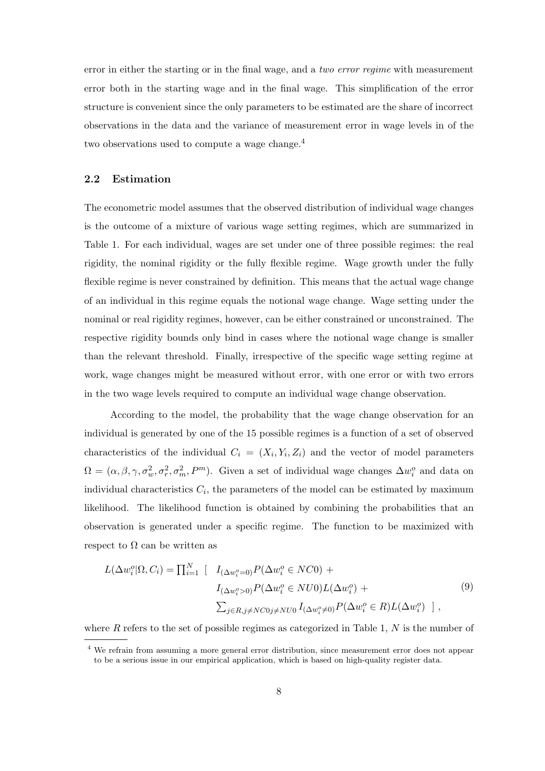error in either the starting or in the final wage, and a *two error regime* with measurement error both in the starting wage and in the final wage. This simplification of the error structure is convenient since the only parameters to be estimated are the share of incorrect observations in the data and the variance of measurement error in wage levels in of the two observations used to compute a wage change.[4]

### 2.2 Estimation

The econometric model assumes that the observed distribution of individual wage changes is the outcome of a mixture of various wage setting regimes, which are summarized in Table 1. For each individual, wages are set under one of three possible regimes: the real rigidity, the nominal rigidity or the fully flexible regime. Wage growth under the fully flexible regime is never constrained by definition. This means that the actual wage change of an individual in this regime equals the notional wage change. Wage setting under the nominal or real rigidity regimes, however, can be either constrained or unconstrained. The respective rigidity bounds only bind in cases where the notional wage change is smaller than the relevant threshold. Finally, irrespective of the specific wage setting regime at work, wage changes might be measured without error, with one error or with two errors in the two wage levels required to compute an individual wage change observation.

According to the model, the probability that the wage change observation for an individual is generated by one of the 15 possible regimes is a function of a set of observed characteristics of the individual $C_i = (X_i, Y_i, Z_i)$ and the vector of model parameters $\Omega = (\alpha, \beta, \gamma, \sigma_w^2, \sigma_r^2, \sigma_m^2, P^m)$. Given a set of individual wage changes $\Delta w_i^o$ and data on individual characteristics $C_i$, the parameters of the model can be estimated by maximum likelihood. The likelihood function is obtained by combining the probabilities that an observation is generated under a specific regime. The function to be maximized with respect to $\Omega$ can be written as

$$
\begin{aligned}
L(\Delta w_i^o|\Omega, C_i) = \prod_{i=1}^N \Big[ \; & I_{(\Delta w_i^o = 0)} P(\Delta w_i^o \in NC0) + \\
& I_{(\Delta w_i^o > 0)} P(\Delta w_i^o \in NU0) L(\Delta w_i^o) + \\
& \textstyle\sum_{j \in R, j \neq NC0 j \neq NU0} I_{(\Delta w_i^o \neq 0)} P(\Delta w_i^o \in R) L(\Delta w_i^o) \; \Big] ,
\end{aligned}
\tag{9}
$$

where $R$ refers to the set of possible regimes as categorized in Table 1, $N$ is the number of

[4] We refrain from assuming a more general error distribution, since measurement error does not appear to be a serious issue in our empirical application, which is based on high-quality register data.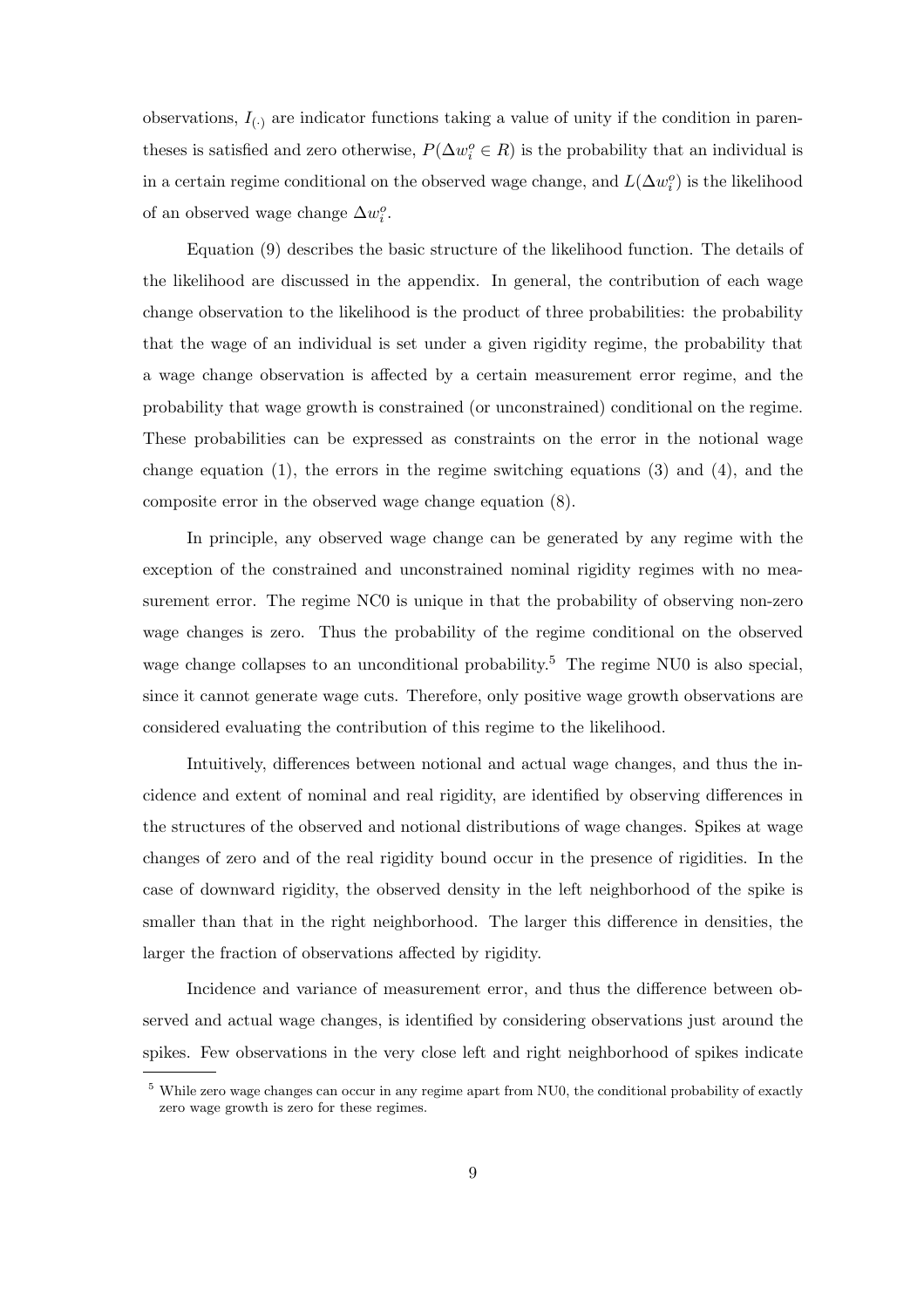observations, $I_{(\cdot)}$ are indicator functions taking a value of unity if the condition in parentheses is satisfied and zero otherwise, $P(\Delta w_i^o \in R)$ is the probability that an individual is in a certain regime conditional on the observed wage change, and $L(\Delta w_i^o)$ is the likelihood of an observed wage change $\Delta w_i^o$.

Equation (9) describes the basic structure of the likelihood function. The details of the likelihood are discussed in the appendix. In general, the contribution of each wage change observation to the likelihood is the product of three probabilities: the probability that the wage of an individual is set under a given rigidity regime, the probability that a wage change observation is affected by a certain measurement error regime, and the probability that wage growth is constrained (or unconstrained) conditional on the regime. These probabilities can be expressed as constraints on the error in the notional wage change equation (1), the errors in the regime switching equations (3) and (4), and the composite error in the observed wage change equation (8).

In principle, any observed wage change can be generated by any regime with the exception of the constrained and unconstrained nominal rigidity regimes with no measurement error. The regime NC0 is unique in that the probability of observing non-zero wage changes is zero. Thus the probability of the regime conditional on the observed wage change collapses to an unconditional probability.[5] The regime NU0 is also special, since it cannot generate wage cuts. Therefore, only positive wage growth observations are considered evaluating the contribution of this regime to the likelihood.

Intuitively, differences between notional and actual wage changes, and thus the incidence and extent of nominal and real rigidity, are identified by observing differences in the structures of the observed and notional distributions of wage changes. Spikes at wage changes of zero and of the real rigidity bound occur in the presence of rigidities. In the case of downward rigidity, the observed density in the left neighborhood of the spike is smaller than that in the right neighborhood. The larger this difference in densities, the larger the fraction of observations affected by rigidity.

Incidence and variance of measurement error, and thus the difference between observed and actual wage changes, is identified by considering observations just around the spikes. Few observations in the very close left and right neighborhood of spikes indicate

[5] While zero wage changes can occur in any regime apart from NU0, the conditional probability of exactly zero wage growth is zero for these regimes.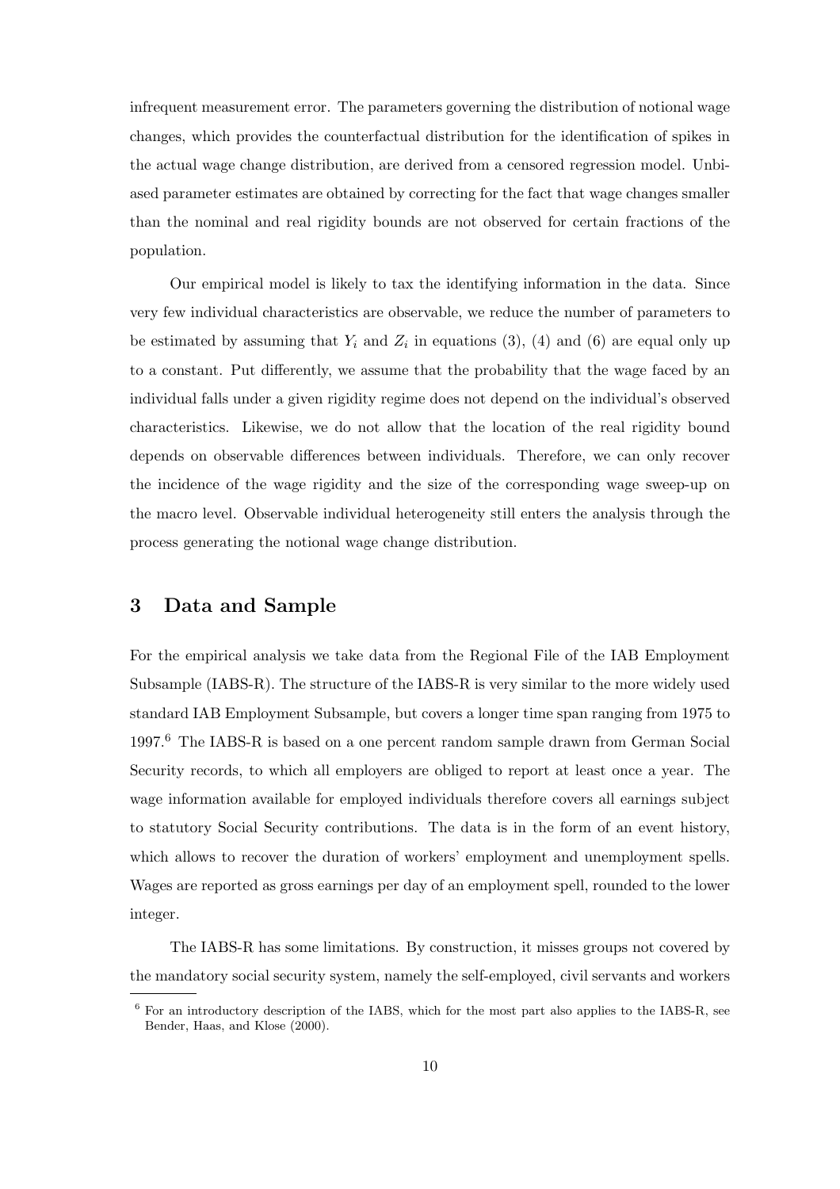infrequent measurement error. The parameters governing the distribution of notional wage changes, which provides the counterfactual distribution for the identification of spikes in the actual wage change distribution, are derived from a censored regression model. Unbiased parameter estimates are obtained by correcting for the fact that wage changes smaller than the nominal and real rigidity bounds are not observed for certain fractions of the population.

Our empirical model is likely to tax the identifying information in the data. Since very few individual characteristics are observable, we reduce the number of parameters to be estimated by assuming that $Y_i$ and $Z_i$ in equations (3), (4) and (6) are equal only up to a constant. Put differently, we assume that the probability that the wage faced by an individual falls under a given rigidity regime does not depend on the individual's observed characteristics. Likewise, we do not allow that the location of the real rigidity bound depends on observable differences between individuals. Therefore, we can only recover the incidence of the wage rigidity and the size of the corresponding wage sweep-up on the macro level. Observable individual heterogeneity still enters the analysis through the process generating the notional wage change distribution.

## 3 Data and Sample

For the empirical analysis we take data from the Regional File of the IAB Employment Subsample (IABS-R). The structure of the IABS-R is very similar to the more widely used standard IAB Employment Subsample, but covers a longer time span ranging from 1975 to 1997.[6] The IABS-R is based on a one percent random sample drawn from German Social Security records, to which all employers are obliged to report at least once a year. The wage information available for employed individuals therefore covers all earnings subject to statutory Social Security contributions. The data is in the form of an event history, which allows to recover the duration of workers' employment and unemployment spells. Wages are reported as gross earnings per day of an employment spell, rounded to the lower integer.

The IABS-R has some limitations. By construction, it misses groups not covered by the mandatory social security system, namely the self-employed, civil servants and workers

[6] For an introductory description of the IABS, which for the most part also applies to the IABS-R, see Bender, Haas, and Klose (2000).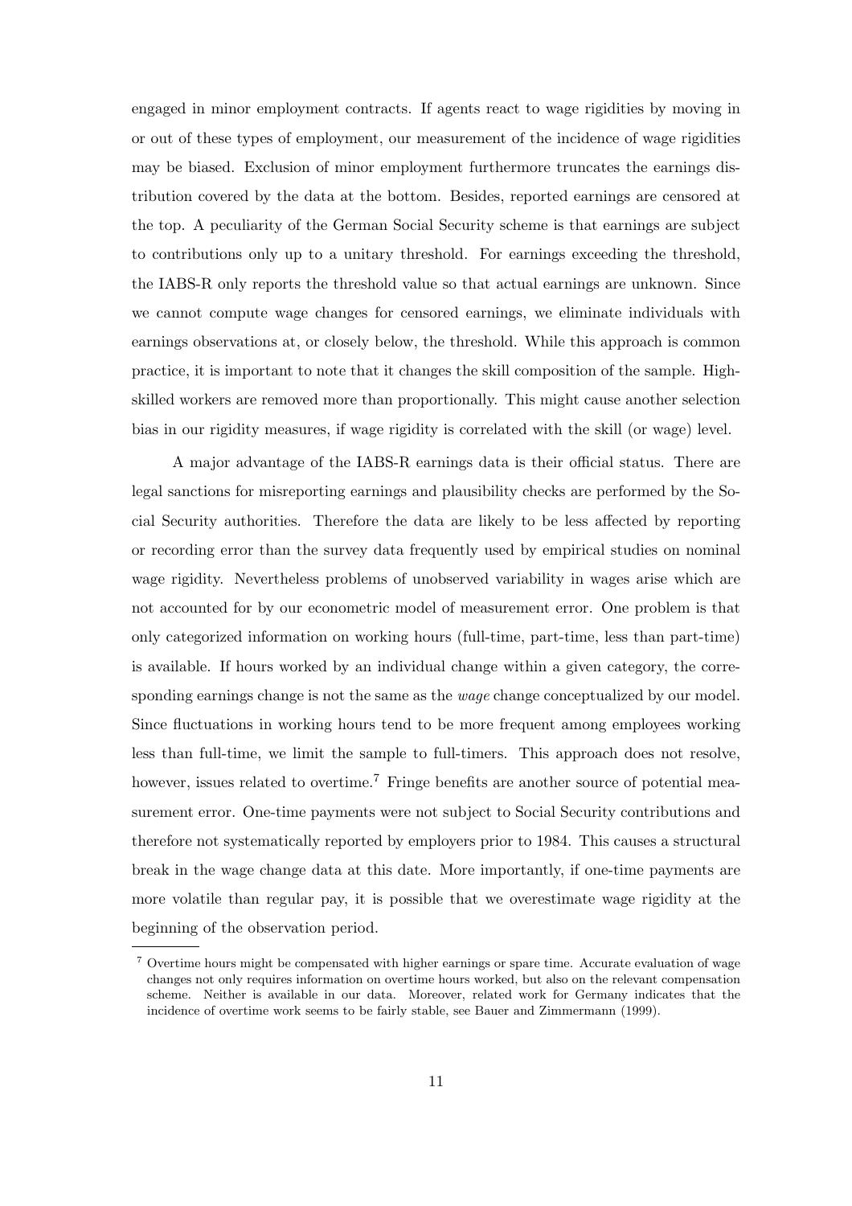engaged in minor employment contracts. If agents react to wage rigidities by moving in or out of these types of employment, our measurement of the incidence of wage rigidities may be biased. Exclusion of minor employment furthermore truncates the earnings distribution covered by the data at the bottom. Besides, reported earnings are censored at the top. A peculiarity of the German Social Security scheme is that earnings are subject to contributions only up to a unitary threshold. For earnings exceeding the threshold, the IABS-R only reports the threshold value so that actual earnings are unknown. Since we cannot compute wage changes for censored earnings, we eliminate individuals with earnings observations at, or closely below, the threshold. While this approach is common practice, it is important to note that it changes the skill composition of the sample. High-skilled workers are removed more than proportionally. This might cause another selection bias in our rigidity measures, if wage rigidity is correlated with the skill (or wage) level.

A major advantage of the IABS-R earnings data is their official status. There are legal sanctions for misreporting earnings and plausibility checks are performed by the Social Security authorities. Therefore the data are likely to be less affected by reporting or recording error than the survey data frequently used by empirical studies on nominal wage rigidity. Nevertheless problems of unobserved variability in wages arise which are not accounted for by our econometric model of measurement error. One problem is that only categorized information on working hours (full-time, part-time, less than part-time) is available. If hours worked by an individual change within a given category, the corresponding earnings change is not the same as the *wage* change conceptualized by our model. Since fluctuations in working hours tend to be more frequent among employees working less than full-time, we limit the sample to full-timers. This approach does not resolve, however, issues related to overtime.[7] Fringe benefits are another source of potential measurement error. One-time payments were not subject to Social Security contributions and therefore not systematically reported by employers prior to 1984. This causes a structural break in the wage change data at this date. More importantly, if one-time payments are more volatile than regular pay, it is possible that we overestimate wage rigidity at the beginning of the observation period.

[7] Overtime hours might be compensated with higher earnings or spare time. Accurate evaluation of wage changes not only requires information on overtime hours worked, but also on the relevant compensation scheme. Neither is available in our data. Moreover, related work for Germany indicates that the incidence of overtime work seems to be fairly stable, see Bauer and Zimmermann (1999).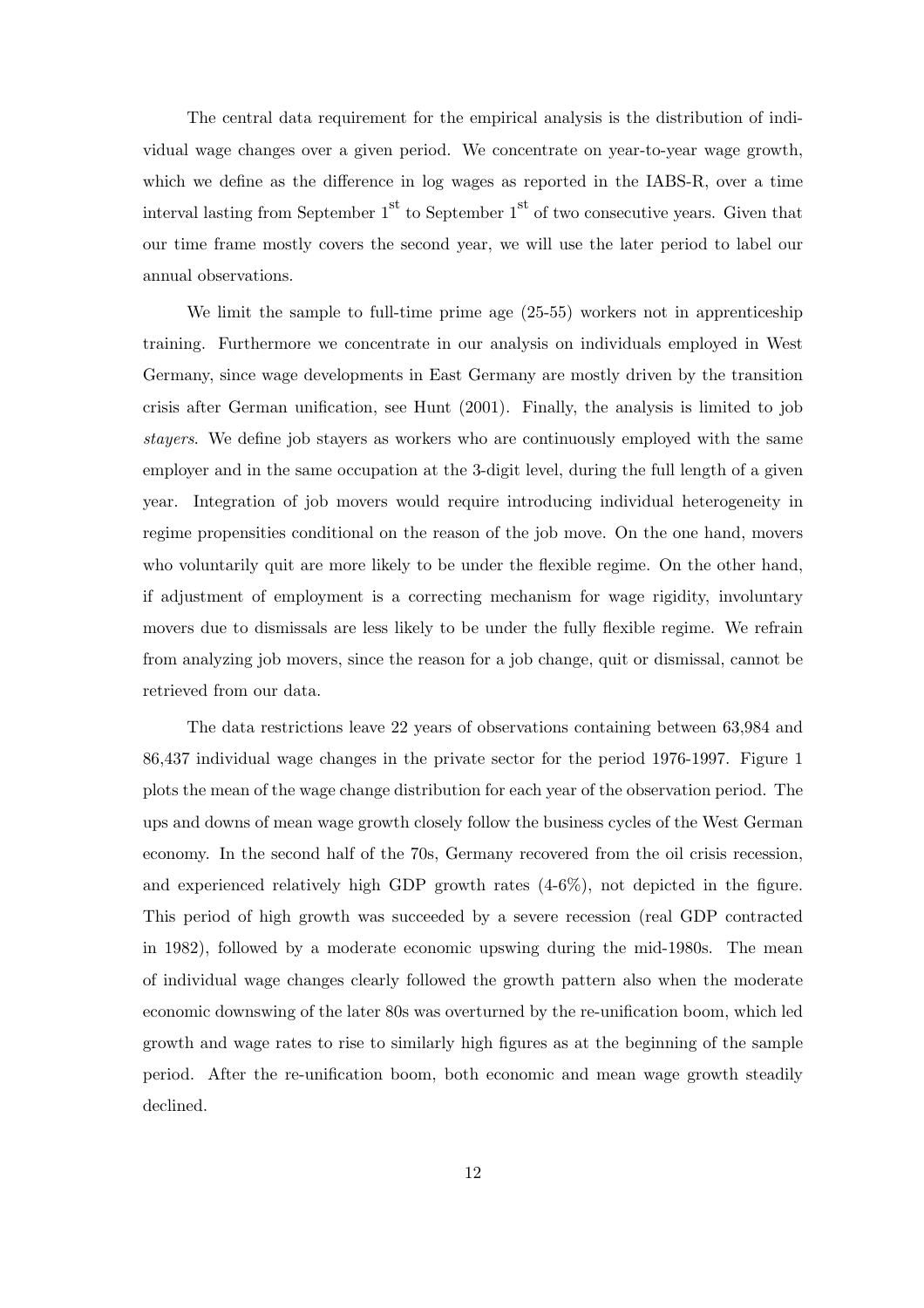The central data requirement for the empirical analysis is the distribution of individual wage changes over a given period. We concentrate on year-to-year wage growth, which we define as the difference in log wages as reported in the IABS-R, over a time interval lasting from September 1$^{\text{st}}$ to September 1$^{\text{st}}$ of two consecutive years. Given that our time frame mostly covers the second year, we will use the later period to label our annual observations.

We limit the sample to full-time prime age (25-55) workers not in apprenticeship training. Furthermore we concentrate in our analysis on individuals employed in West Germany, since wage developments in East Germany are mostly driven by the transition crisis after German unification, see Hunt (2001). Finally, the analysis is limited to job *stayers*. We define job stayers as workers who are continuously employed with the same employer and in the same occupation at the 3-digit level, during the full length of a given year. Integration of job movers would require introducing individual heterogeneity in regime propensities conditional on the reason of the job move. On the one hand, movers who voluntarily quit are more likely to be under the flexible regime. On the other hand, if adjustment of employment is a correcting mechanism for wage rigidity, involuntary movers due to dismissals are less likely to be under the fully flexible regime. We refrain from analyzing job movers, since the reason for a job change, quit or dismissal, cannot be retrieved from our data.

The data restrictions leave 22 years of observations containing between 63,984 and 86,437 individual wage changes in the private sector for the period 1976-1997. Figure 1 plots the mean of the wage change distribution for each year of the observation period. The ups and downs of mean wage growth closely follow the business cycles of the West German economy. In the second half of the 70s, Germany recovered from the oil crisis recession, and experienced relatively high GDP growth rates (4-6%), not depicted in the figure. This period of high growth was succeeded by a severe recession (real GDP contracted in 1982), followed by a moderate economic upswing during the mid-1980s. The mean of individual wage changes clearly followed the growth pattern also when the moderate economic downswing of the later 80s was overturned by the re-unification boom, which led growth and wage rates to rise to similarly high figures as at the beginning of the sample period. After the re-unification boom, both economic and mean wage growth steadily declined.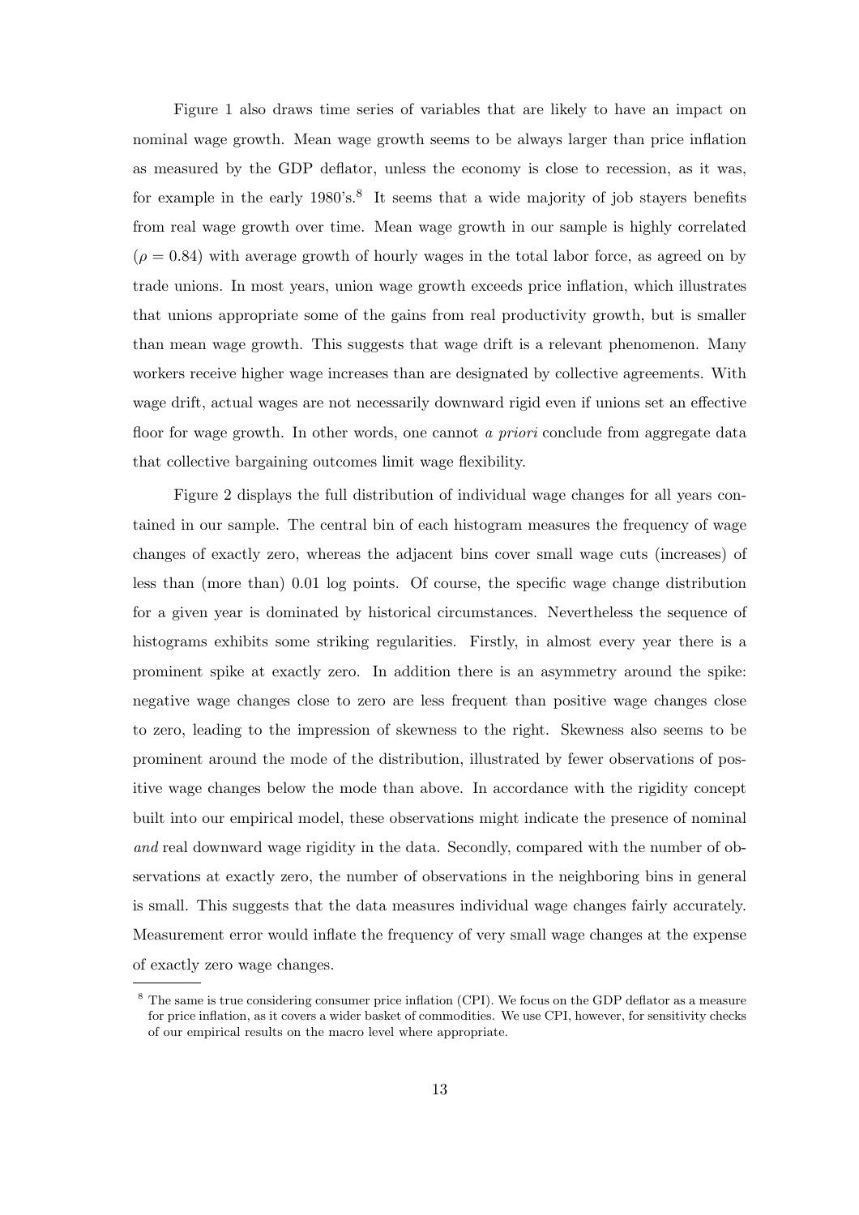Figure 1 also draws time series of variables that are likely to have an impact on nominal wage growth. Mean wage growth seems to be always larger than price inflation as measured by the GDP deflator, unless the economy is close to recession, as it was, for example in the early 1980's.[8] It seems that a wide majority of job stayers benefits from real wage growth over time. Mean wage growth in our sample is highly correlated ($\rho = 0.84$) with average growth of hourly wages in the total labor force, as agreed on by trade unions. In most years, union wage growth exceeds price inflation, which illustrates that unions appropriate some of the gains from real productivity growth, but is smaller than mean wage growth. This suggests that wage drift is a relevant phenomenon. Many workers receive higher wage increases than are designated by collective agreements. With wage drift, actual wages are not necessarily downward rigid even if unions set an effective floor for wage growth. In other words, one cannot *a priori* conclude from aggregate data that collective bargaining outcomes limit wage flexibility.

Figure 2 displays the full distribution of individual wage changes for all years contained in our sample. The central bin of each histogram measures the frequency of wage changes of exactly zero, whereas the adjacent bins cover small wage cuts (increases) of less than (more than) 0.01 log points. Of course, the specific wage change distribution for a given year is dominated by historical circumstances. Nevertheless the sequence of histograms exhibits some striking regularities. Firstly, in almost every year there is a prominent spike at exactly zero. In addition there is an asymmetry around the spike: negative wage changes close to zero are less frequent than positive wage changes close to zero, leading to the impression of skewness to the right. Skewness also seems to be prominent around the mode of the distribution, illustrated by fewer observations of positive wage changes below the mode than above. In accordance with the rigidity concept built into our empirical model, these observations might indicate the presence of nominal *and* real downward wage rigidity in the data. Secondly, compared with the number of observations at exactly zero, the number of observations in the neighboring bins in general is small. This suggests that the data measures individual wage changes fairly accurately. Measurement error would inflate the frequency of very small wage changes at the expense of exactly zero wage changes.

[8] The same is true considering consumer price inflation (CPI). We focus on the GDP deflator as a measure for price inflation, as it covers a wider basket of commodities. We use CPI, however, for sensitivity checks of our empirical results on the macro level where appropriate.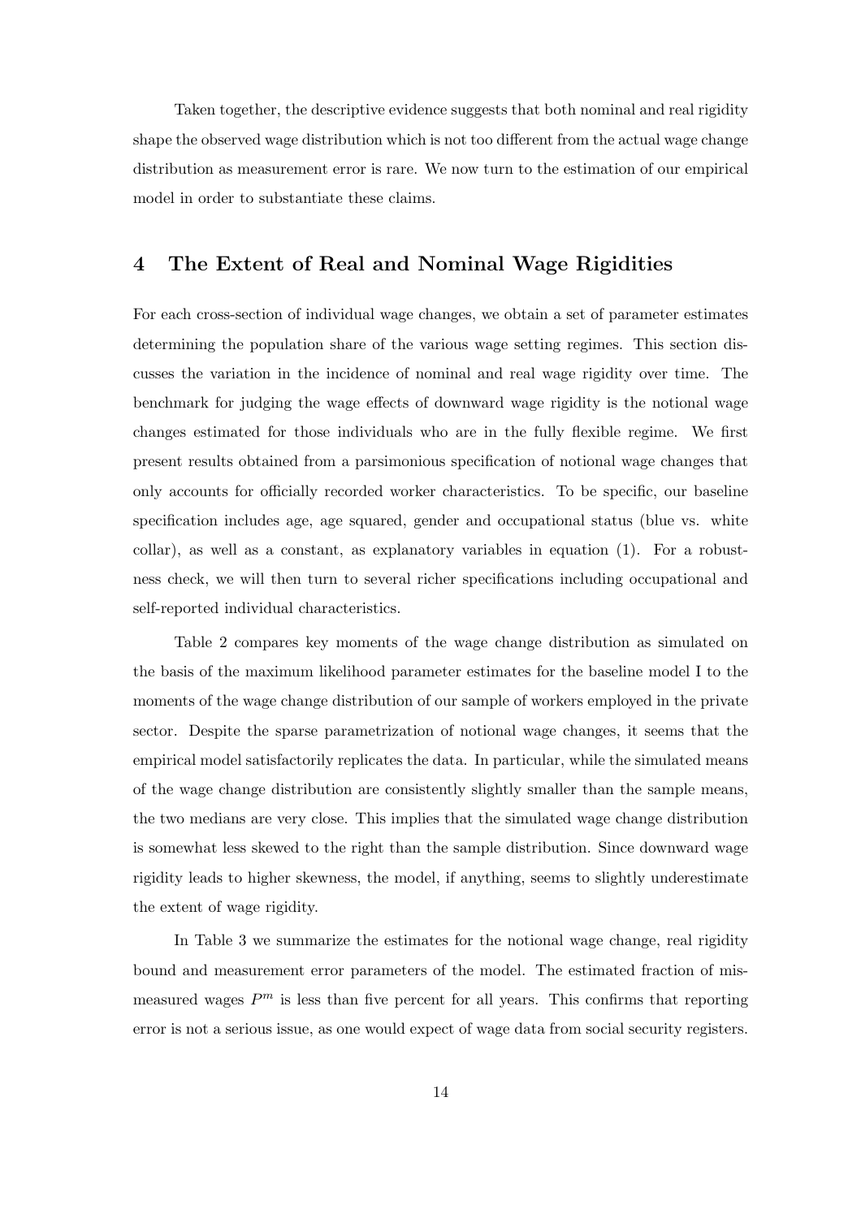Taken together, the descriptive evidence suggests that both nominal and real rigidity shape the observed wage distribution which is not too different from the actual wage change distribution as measurement error is rare. We now turn to the estimation of our empirical model in order to substantiate these claims.

## 4 The Extent of Real and Nominal Wage Rigidities

For each cross-section of individual wage changes, we obtain a set of parameter estimates determining the population share of the various wage setting regimes. This section discusses the variation in the incidence of nominal and real wage rigidity over time. The benchmark for judging the wage effects of downward wage rigidity is the notional wage changes estimated for those individuals who are in the fully flexible regime. We first present results obtained from a parsimonious specification of notional wage changes that only accounts for officially recorded worker characteristics. To be specific, our baseline specification includes age, age squared, gender and occupational status (blue vs. white collar), as well as a constant, as explanatory variables in equation (1). For a robustness check, we will then turn to several richer specifications including occupational and self-reported individual characteristics.

Table 2 compares key moments of the wage change distribution as simulated on the basis of the maximum likelihood parameter estimates for the baseline model I to the moments of the wage change distribution of our sample of workers employed in the private sector. Despite the sparse parametrization of notional wage changes, it seems that the empirical model satisfactorily replicates the data. In particular, while the simulated means of the wage change distribution are consistently slightly smaller than the sample means, the two medians are very close. This implies that the simulated wage change distribution is somewhat less skewed to the right than the sample distribution. Since downward wage rigidity leads to higher skewness, the model, if anything, seems to slightly underestimate the extent of wage rigidity.

In Table 3 we summarize the estimates for the notional wage change, real rigidity bound and measurement error parameters of the model. The estimated fraction of mismeasured wages $P^m$ is less than five percent for all years. This confirms that reporting error is not a serious issue, as one would expect of wage data from social security registers.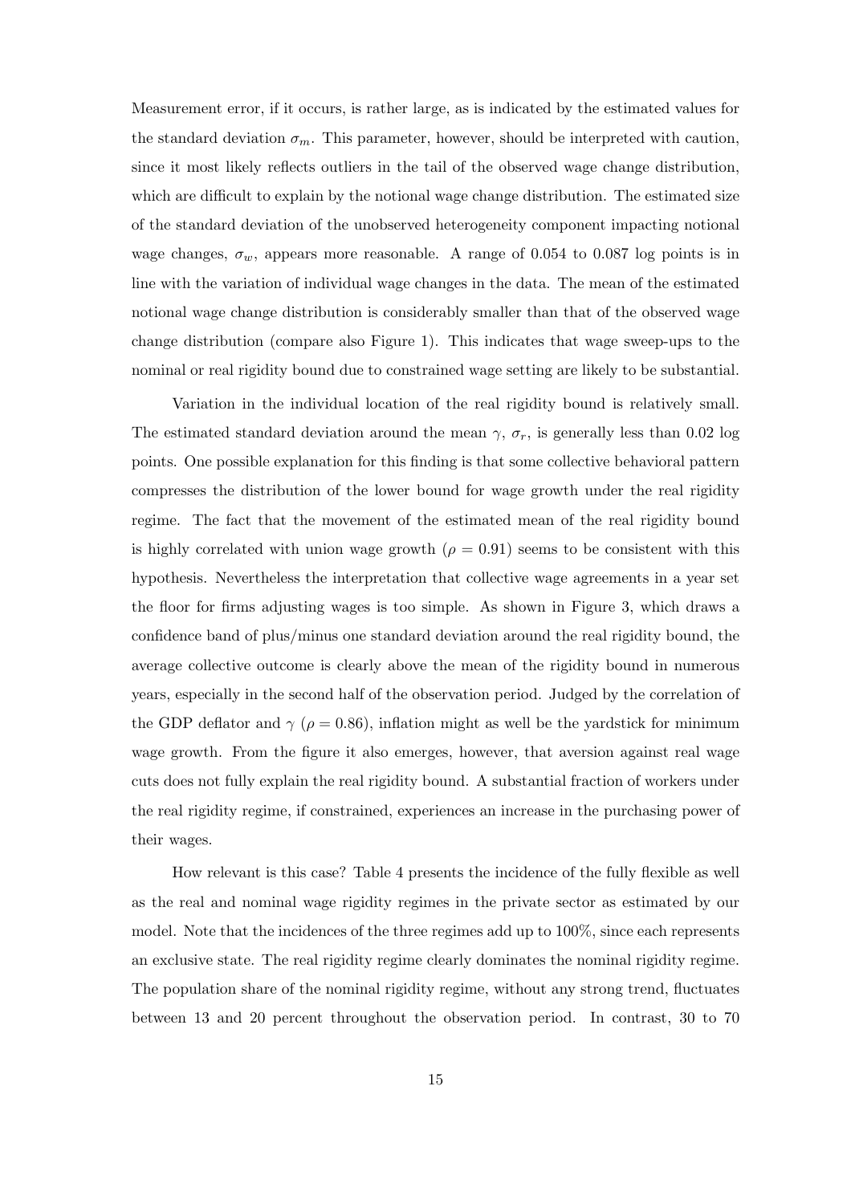Measurement error, if it occurs, is rather large, as is indicated by the estimated values for the standard deviation $\sigma_m$. This parameter, however, should be interpreted with caution, since it most likely reflects outliers in the tail of the observed wage change distribution, which are difficult to explain by the notional wage change distribution. The estimated size of the standard deviation of the unobserved heterogeneity component impacting notional wage changes, $\sigma_w$, appears more reasonable. A range of 0.054 to 0.087 log points is in line with the variation of individual wage changes in the data. The mean of the estimated notional wage change distribution is considerably smaller than that of the observed wage change distribution (compare also Figure 1). This indicates that wage sweep-ups to the nominal or real rigidity bound due to constrained wage setting are likely to be substantial.

Variation in the individual location of the real rigidity bound is relatively small. The estimated standard deviation around the mean $\gamma$, $\sigma_r$, is generally less than 0.02 log points. One possible explanation for this finding is that some collective behavioral pattern compresses the distribution of the lower bound for wage growth under the real rigidity regime. The fact that the movement of the estimated mean of the real rigidity bound is highly correlated with union wage growth ($\rho = 0.91$) seems to be consistent with this hypothesis. Nevertheless the interpretation that collective wage agreements in a year set the floor for firms adjusting wages is too simple. As shown in Figure 3, which draws a confidence band of plus/minus one standard deviation around the real rigidity bound, the average collective outcome is clearly above the mean of the rigidity bound in numerous years, especially in the second half of the observation period. Judged by the correlation of the GDP deflator and $\gamma$ ($\rho = 0.86$), inflation might as well be the yardstick for minimum wage growth. From the figure it also emerges, however, that aversion against real wage cuts does not fully explain the real rigidity bound. A substantial fraction of workers under the real rigidity regime, if constrained, experiences an increase in the purchasing power of their wages.

How relevant is this case? Table 4 presents the incidence of the fully flexible as well as the real and nominal wage rigidity regimes in the private sector as estimated by our model. Note that the incidences of the three regimes add up to 100%, since each represents an exclusive state. The real rigidity regime clearly dominates the nominal rigidity regime. The population share of the nominal rigidity regime, without any strong trend, fluctuates between 13 and 20 percent throughout the observation period. In contrast, 30 to 70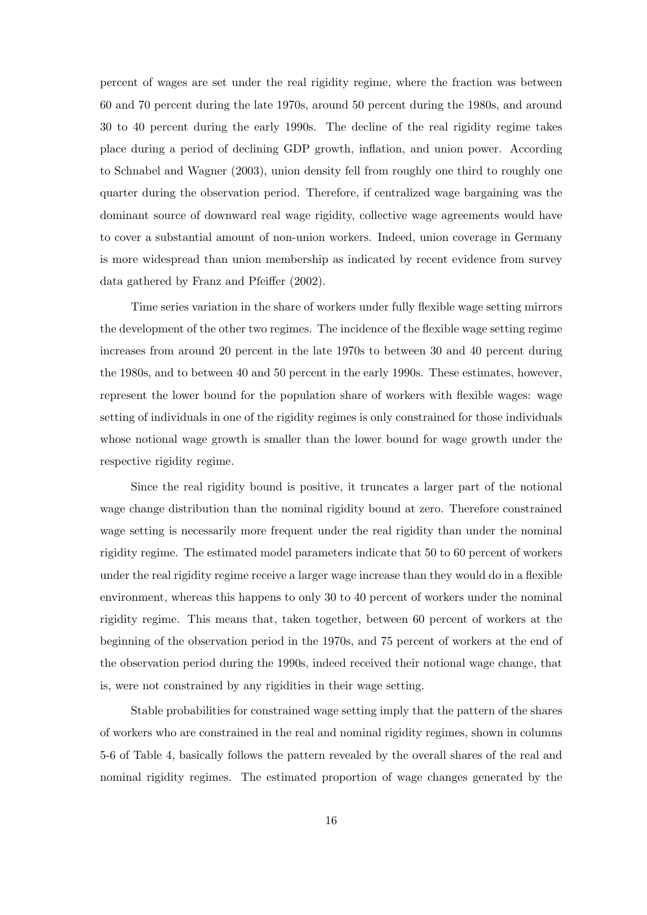percent of wages are set under the real rigidity regime, where the fraction was between 60 and 70 percent during the late 1970s, around 50 percent during the 1980s, and around 30 to 40 percent during the early 1990s. The decline of the real rigidity regime takes place during a period of declining GDP growth, inflation, and union power. According to Schnabel and Wagner (2003), union density fell from roughly one third to roughly one quarter during the observation period. Therefore, if centralized wage bargaining was the dominant source of downward real wage rigidity, collective wage agreements would have to cover a substantial amount of non-union workers. Indeed, union coverage in Germany is more widespread than union membership as indicated by recent evidence from survey data gathered by Franz and Pfeiffer (2002).

Time series variation in the share of workers under fully flexible wage setting mirrors the development of the other two regimes. The incidence of the flexible wage setting regime increases from around 20 percent in the late 1970s to between 30 and 40 percent during the 1980s, and to between 40 and 50 percent in the early 1990s. These estimates, however, represent the lower bound for the population share of workers with flexible wages: wage setting of individuals in one of the rigidity regimes is only constrained for those individuals whose notional wage growth is smaller than the lower bound for wage growth under the respective rigidity regime.

Since the real rigidity bound is positive, it truncates a larger part of the notional wage change distribution than the nominal rigidity bound at zero. Therefore constrained wage setting is necessarily more frequent under the real rigidity than under the nominal rigidity regime. The estimated model parameters indicate that 50 to 60 percent of workers under the real rigidity regime receive a larger wage increase than they would do in a flexible environment, whereas this happens to only 30 to 40 percent of workers under the nominal rigidity regime. This means that, taken together, between 60 percent of workers at the beginning of the observation period in the 1970s, and 75 percent of workers at the end of the observation period during the 1990s, indeed received their notional wage change, that is, were not constrained by any rigidities in their wage setting.

Stable probabilities for constrained wage setting imply that the pattern of the shares of workers who are constrained in the real and nominal rigidity regimes, shown in columns 5-6 of Table 4, basically follows the pattern revealed by the overall shares of the real and nominal rigidity regimes. The estimated proportion of wage changes generated by the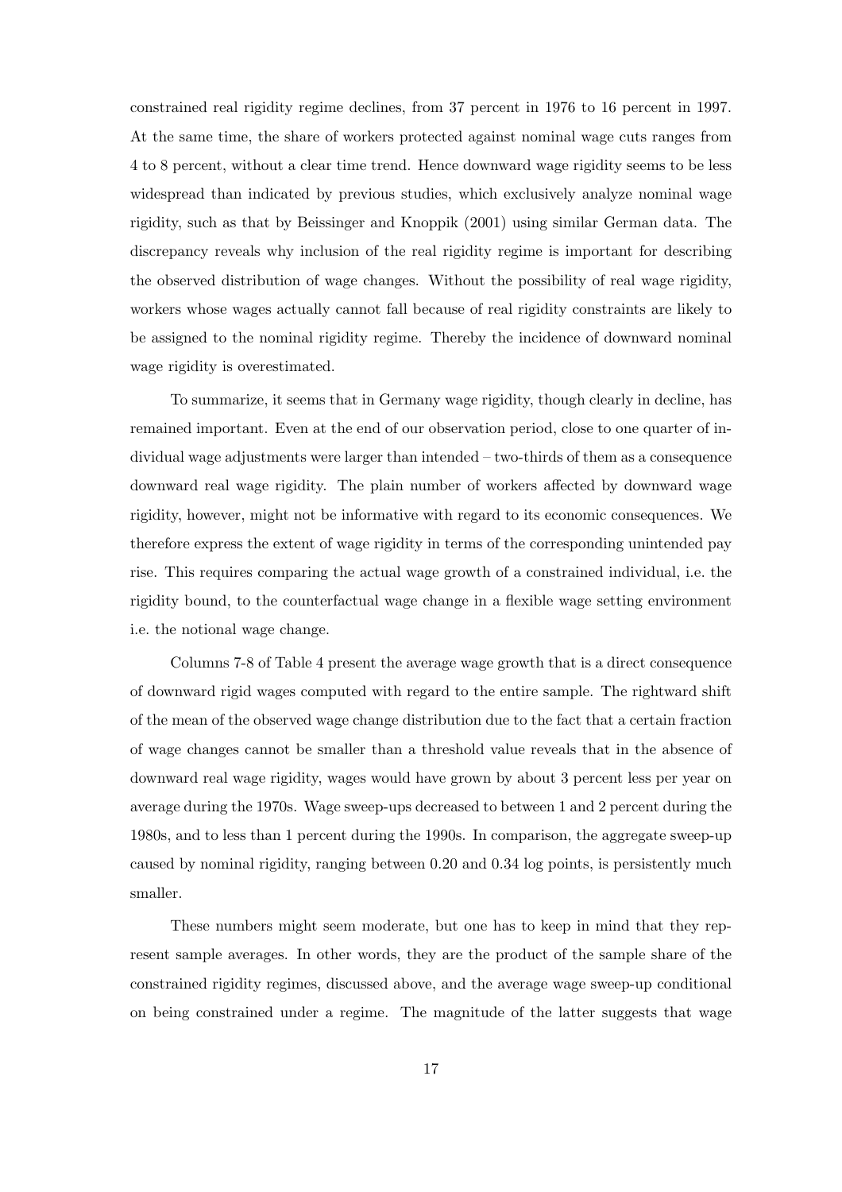constrained real rigidity regime declines, from 37 percent in 1976 to 16 percent in 1997. At the same time, the share of workers protected against nominal wage cuts ranges from 4 to 8 percent, without a clear time trend. Hence downward wage rigidity seems to be less widespread than indicated by previous studies, which exclusively analyze nominal wage rigidity, such as that by Beissinger and Knoppik (2001) using similar German data. The discrepancy reveals why inclusion of the real rigidity regime is important for describing the observed distribution of wage changes. Without the possibility of real wage rigidity, workers whose wages actually cannot fall because of real rigidity constraints are likely to be assigned to the nominal rigidity regime. Thereby the incidence of downward nominal wage rigidity is overestimated.

To summarize, it seems that in Germany wage rigidity, though clearly in decline, has remained important. Even at the end of our observation period, close to one quarter of individual wage adjustments were larger than intended – two-thirds of them as a consequence downward real wage rigidity. The plain number of workers affected by downward wage rigidity, however, might not be informative with regard to its economic consequences. We therefore express the extent of wage rigidity in terms of the corresponding unintended pay rise. This requires comparing the actual wage growth of a constrained individual, i.e. the rigidity bound, to the counterfactual wage change in a flexible wage setting environment i.e. the notional wage change.

Columns 7-8 of Table 4 present the average wage growth that is a direct consequence of downward rigid wages computed with regard to the entire sample. The rightward shift of the mean of the observed wage change distribution due to the fact that a certain fraction of wage changes cannot be smaller than a threshold value reveals that in the absence of downward real wage rigidity, wages would have grown by about 3 percent less per year on average during the 1970s. Wage sweep-ups decreased to between 1 and 2 percent during the 1980s, and to less than 1 percent during the 1990s. In comparison, the aggregate sweep-up caused by nominal rigidity, ranging between 0.20 and 0.34 log points, is persistently much smaller.

These numbers might seem moderate, but one has to keep in mind that they represent sample averages. In other words, they are the product of the sample share of the constrained rigidity regimes, discussed above, and the average wage sweep-up conditional on being constrained under a regime. The magnitude of the latter suggests that wage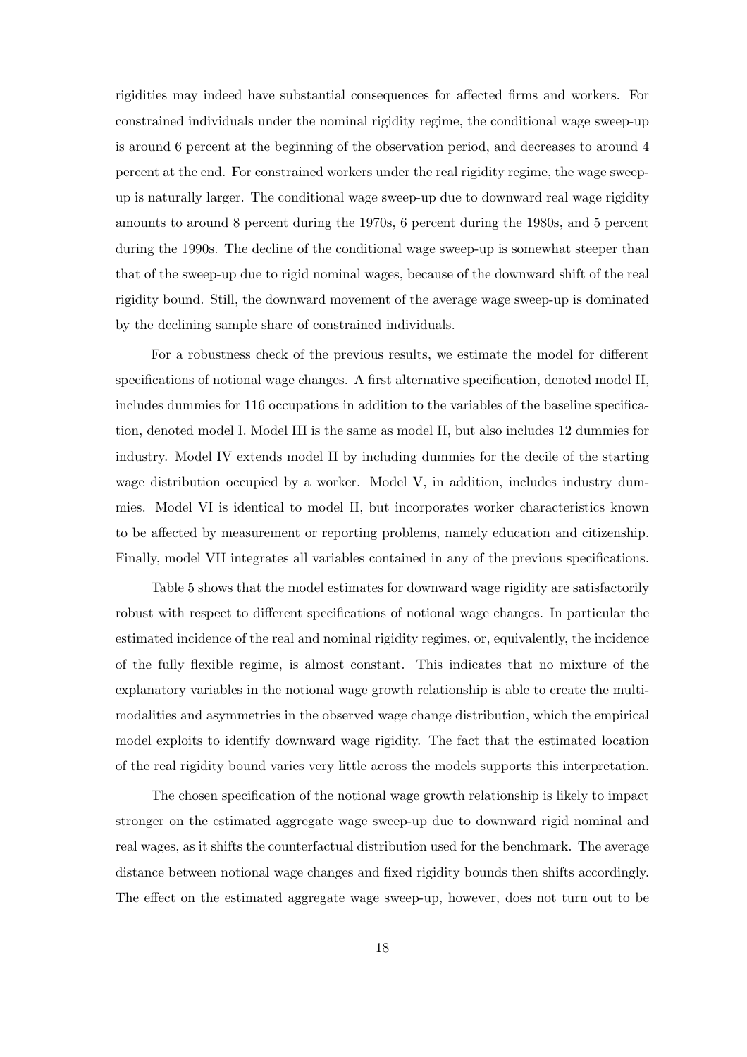rigidities may indeed have substantial consequences for affected firms and workers. For constrained individuals under the nominal rigidity regime, the conditional wage sweep-up is around 6 percent at the beginning of the observation period, and decreases to around 4 percent at the end. For constrained workers under the real rigidity regime, the wage sweep-up is naturally larger. The conditional wage sweep-up due to downward real wage rigidity amounts to around 8 percent during the 1970s, 6 percent during the 1980s, and 5 percent during the 1990s. The decline of the conditional wage sweep-up is somewhat steeper than that of the sweep-up due to rigid nominal wages, because of the downward shift of the real rigidity bound. Still, the downward movement of the average wage sweep-up is dominated by the declining sample share of constrained individuals.

For a robustness check of the previous results, we estimate the model for different specifications of notional wage changes. A first alternative specification, denoted model II, includes dummies for 116 occupations in addition to the variables of the baseline specification, denoted model I. Model III is the same as model II, but also includes 12 dummies for industry. Model IV extends model II by including dummies for the decile of the starting wage distribution occupied by a worker. Model V, in addition, includes industry dummies. Model VI is identical to model II, but incorporates worker characteristics known to be affected by measurement or reporting problems, namely education and citizenship. Finally, model VII integrates all variables contained in any of the previous specifications.

Table 5 shows that the model estimates for downward wage rigidity are satisfactorily robust with respect to different specifications of notional wage changes. In particular the estimated incidence of the real and nominal rigidity regimes, or, equivalently, the incidence of the fully flexible regime, is almost constant. This indicates that no mixture of the explanatory variables in the notional wage growth relationship is able to create the multimodalities and asymmetries in the observed wage change distribution, which the empirical model exploits to identify downward wage rigidity. The fact that the estimated location of the real rigidity bound varies very little across the models supports this interpretation.

The chosen specification of the notional wage growth relationship is likely to impact stronger on the estimated aggregate wage sweep-up due to downward rigid nominal and real wages, as it shifts the counterfactual distribution used for the benchmark. The average distance between notional wage changes and fixed rigidity bounds then shifts accordingly. The effect on the estimated aggregate wage sweep-up, however, does not turn out to be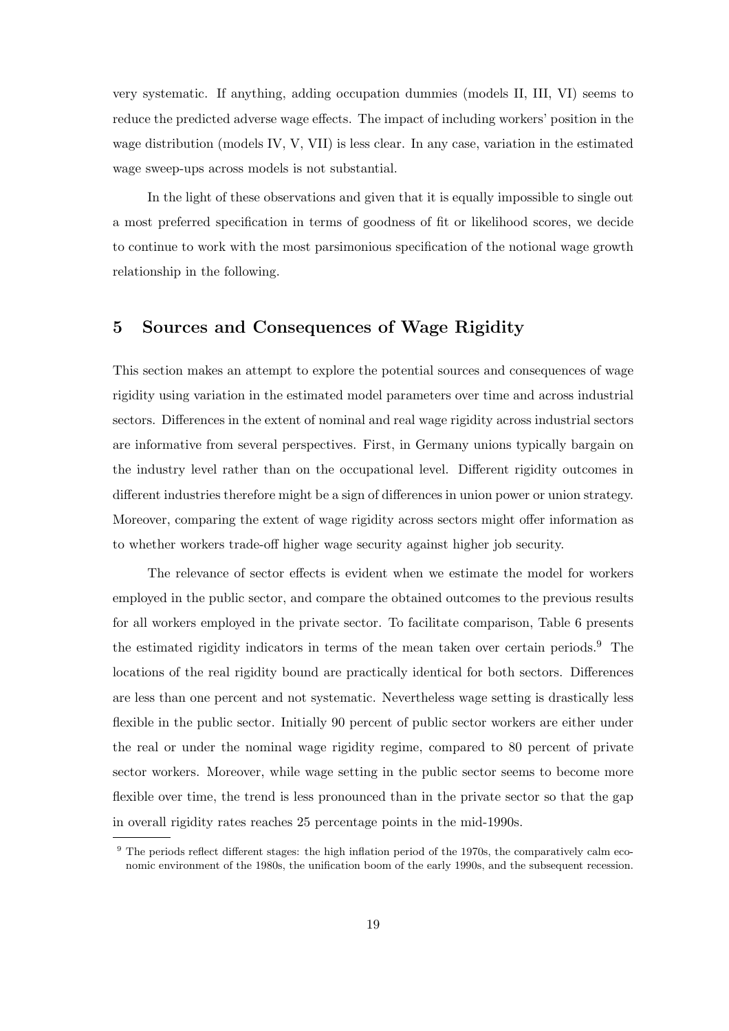very systematic. If anything, adding occupation dummies (models II, III, VI) seems to reduce the predicted adverse wage effects. The impact of including workers' position in the wage distribution (models IV, V, VII) is less clear. In any case, variation in the estimated wage sweep-ups across models is not substantial.

In the light of these observations and given that it is equally impossible to single out a most preferred specification in terms of goodness of fit or likelihood scores, we decide to continue to work with the most parsimonious specification of the notional wage growth relationship in the following.

## 5 Sources and Consequences of Wage Rigidity

This section makes an attempt to explore the potential sources and consequences of wage rigidity using variation in the estimated model parameters over time and across industrial sectors. Differences in the extent of nominal and real wage rigidity across industrial sectors are informative from several perspectives. First, in Germany unions typically bargain on the industry level rather than on the occupational level. Different rigidity outcomes in different industries therefore might be a sign of differences in union power or union strategy. Moreover, comparing the extent of wage rigidity across sectors might offer information as to whether workers trade-off higher wage security against higher job security.

The relevance of sector effects is evident when we estimate the model for workers employed in the public sector, and compare the obtained outcomes to the previous results for all workers employed in the private sector. To facilitate comparison, Table 6 presents the estimated rigidity indicators in terms of the mean taken over certain periods.[9] The locations of the real rigidity bound are practically identical for both sectors. Differences are less than one percent and not systematic. Nevertheless wage setting is drastically less flexible in the public sector. Initially 90 percent of public sector workers are either under the real or under the nominal wage rigidity regime, compared to 80 percent of private sector workers. Moreover, while wage setting in the public sector seems to become more flexible over time, the trend is less pronounced than in the private sector so that the gap in overall rigidity rates reaches 25 percentage points in the mid-1990s.

[9] The periods reflect different stages: the high inflation period of the 1970s, the comparatively calm economic environment of the 1980s, the unification boom of the early 1990s, and the subsequent recession.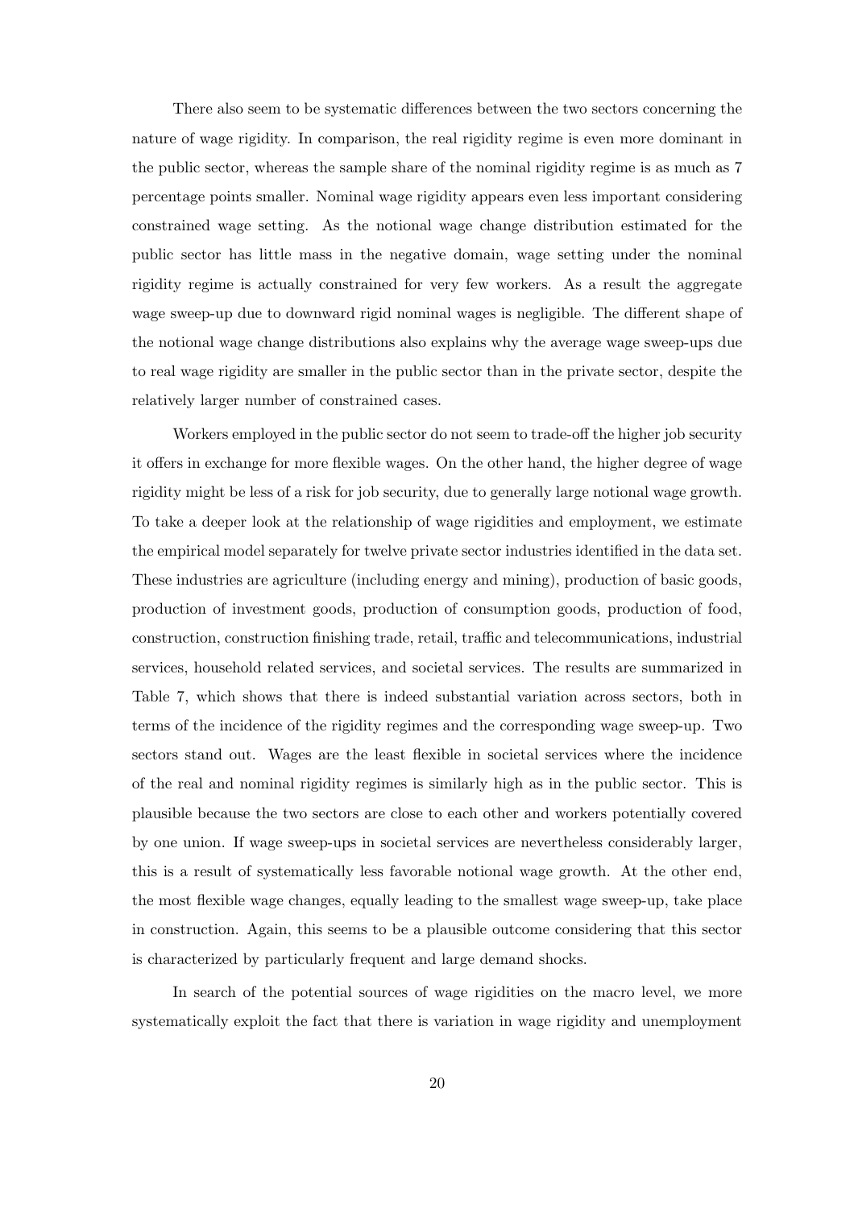There also seem to be systematic differences between the two sectors concerning the nature of wage rigidity. In comparison, the real rigidity regime is even more dominant in the public sector, whereas the sample share of the nominal rigidity regime is as much as 7 percentage points smaller. Nominal wage rigidity appears even less important considering constrained wage setting. As the notional wage change distribution estimated for the public sector has little mass in the negative domain, wage setting under the nominal rigidity regime is actually constrained for very few workers. As a result the aggregate wage sweep-up due to downward rigid nominal wages is negligible. The different shape of the notional wage change distributions also explains why the average wage sweep-ups due to real wage rigidity are smaller in the public sector than in the private sector, despite the relatively larger number of constrained cases.

Workers employed in the public sector do not seem to trade-off the higher job security it offers in exchange for more flexible wages. On the other hand, the higher degree of wage rigidity might be less of a risk for job security, due to generally large notional wage growth. To take a deeper look at the relationship of wage rigidities and employment, we estimate the empirical model separately for twelve private sector industries identified in the data set. These industries are agriculture (including energy and mining), production of basic goods, production of investment goods, production of consumption goods, production of food, construction, construction finishing trade, retail, traffic and telecommunications, industrial services, household related services, and societal services. The results are summarized in Table 7, which shows that there is indeed substantial variation across sectors, both in terms of the incidence of the rigidity regimes and the corresponding wage sweep-up. Two sectors stand out. Wages are the least flexible in societal services where the incidence of the real and nominal rigidity regimes is similarly high as in the public sector. This is plausible because the two sectors are close to each other and workers potentially covered by one union. If wage sweep-ups in societal services are nevertheless considerably larger, this is a result of systematically less favorable notional wage growth. At the other end, the most flexible wage changes, equally leading to the smallest wage sweep-up, take place in construction. Again, this seems to be a plausible outcome considering that this sector is characterized by particularly frequent and large demand shocks.

In search of the potential sources of wage rigidities on the macro level, we more systematically exploit the fact that there is variation in wage rigidity and unemployment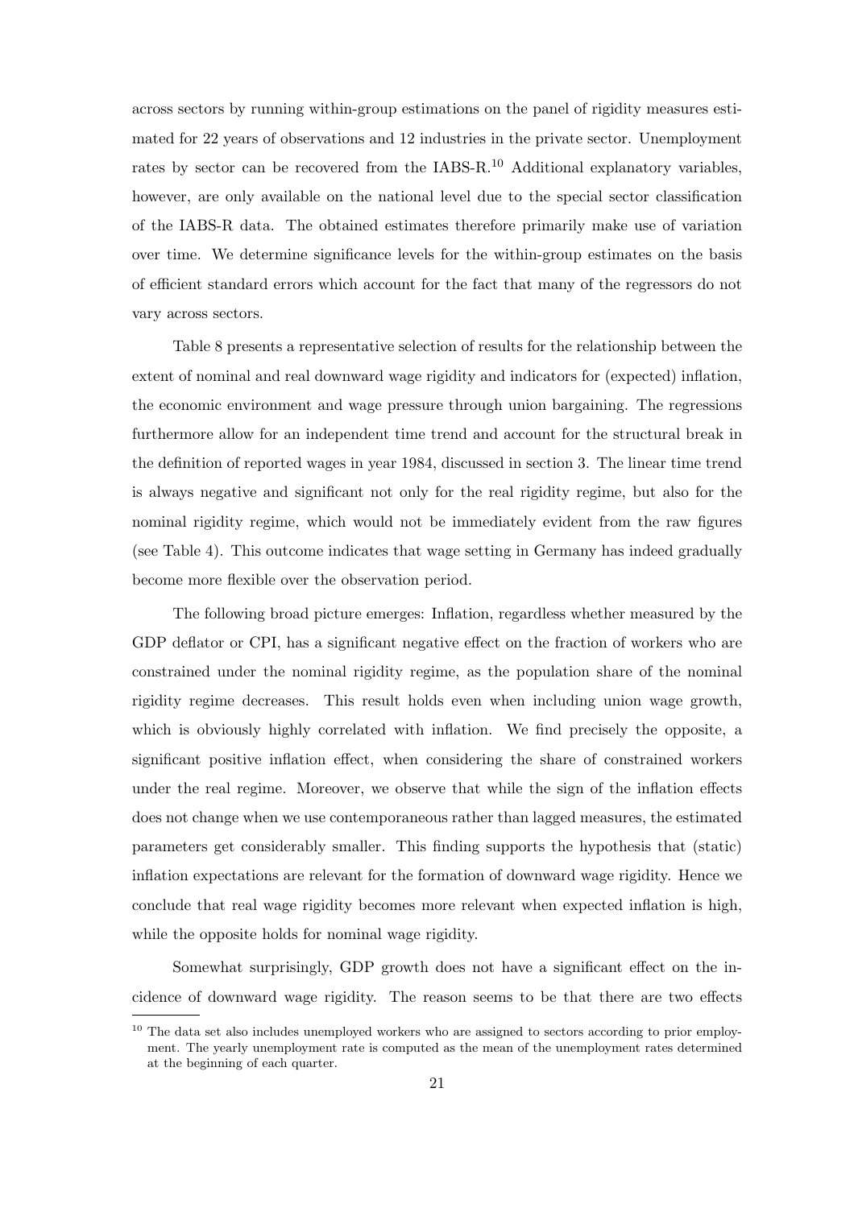across sectors by running within-group estimations on the panel of rigidity measures estimated for 22 years of observations and 12 industries in the private sector. Unemployment rates by sector can be recovered from the IABS-R.[10] Additional explanatory variables, however, are only available on the national level due to the special sector classification of the IABS-R data. The obtained estimates therefore primarily make use of variation over time. We determine significance levels for the within-group estimates on the basis of efficient standard errors which account for the fact that many of the regressors do not vary across sectors.

Table 8 presents a representative selection of results for the relationship between the extent of nominal and real downward wage rigidity and indicators for (expected) inflation, the economic environment and wage pressure through union bargaining. The regressions furthermore allow for an independent time trend and account for the structural break in the definition of reported wages in year 1984, discussed in section 3. The linear time trend is always negative and significant not only for the real rigidity regime, but also for the nominal rigidity regime, which would not be immediately evident from the raw figures (see Table 4). This outcome indicates that wage setting in Germany has indeed gradually become more flexible over the observation period.

The following broad picture emerges: Inflation, regardless whether measured by the GDP deflator or CPI, has a significant negative effect on the fraction of workers who are constrained under the nominal rigidity regime, as the population share of the nominal rigidity regime decreases. This result holds even when including union wage growth, which is obviously highly correlated with inflation. We find precisely the opposite, a significant positive inflation effect, when considering the share of constrained workers under the real regime. Moreover, we observe that while the sign of the inflation effects does not change when we use contemporaneous rather than lagged measures, the estimated parameters get considerably smaller. This finding supports the hypothesis that (static) inflation expectations are relevant for the formation of downward wage rigidity. Hence we conclude that real wage rigidity becomes more relevant when expected inflation is high, while the opposite holds for nominal wage rigidity.

Somewhat surprisingly, GDP growth does not have a significant effect on the incidence of downward wage rigidity. The reason seems to be that there are two effects

[10] The data set also includes unemployed workers who are assigned to sectors according to prior employment. The yearly unemployment rate is computed as the mean of the unemployment rates determined at the beginning of each quarter.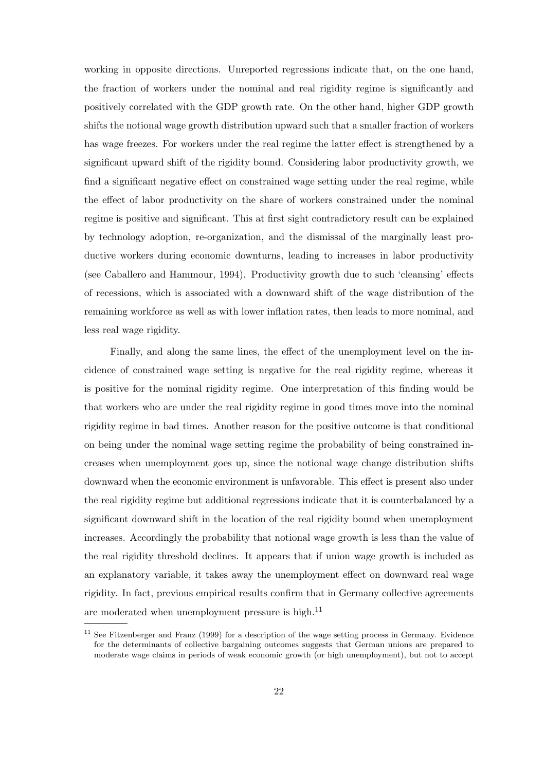working in opposite directions. Unreported regressions indicate that, on the one hand, the fraction of workers under the nominal and real rigidity regime is significantly and positively correlated with the GDP growth rate. On the other hand, higher GDP growth shifts the notional wage growth distribution upward such that a smaller fraction of workers has wage freezes. For workers under the real regime the latter effect is strengthened by a significant upward shift of the rigidity bound. Considering labor productivity growth, we find a significant negative effect on constrained wage setting under the real regime, while the effect of labor productivity on the share of workers constrained under the nominal regime is positive and significant. This at first sight contradictory result can be explained by technology adoption, re-organization, and the dismissal of the marginally least productive workers during economic downturns, leading to increases in labor productivity (see Caballero and Hammour, 1994). Productivity growth due to such 'cleansing' effects of recessions, which is associated with a downward shift of the wage distribution of the remaining workforce as well as with lower inflation rates, then leads to more nominal, and less real wage rigidity.

Finally, and along the same lines, the effect of the unemployment level on the incidence of constrained wage setting is negative for the real rigidity regime, whereas it is positive for the nominal rigidity regime. One interpretation of this finding would be that workers who are under the real rigidity regime in good times move into the nominal rigidity regime in bad times. Another reason for the positive outcome is that conditional on being under the nominal wage setting regime the probability of being constrained increases when unemployment goes up, since the notional wage change distribution shifts downward when the economic environment is unfavorable. This effect is present also under the real rigidity regime but additional regressions indicate that it is counterbalanced by a significant downward shift in the location of the real rigidity bound when unemployment increases. Accordingly the probability that notional wage growth is less than the value of the real rigidity threshold declines. It appears that if union wage growth is included as an explanatory variable, it takes away the unemployment effect on downward real wage rigidity. In fact, previous empirical results confirm that in Germany collective agreements are moderated when unemployment pressure is high.[11]

[11] See Fitzenberger and Franz (1999) for a description of the wage setting process in Germany. Evidence for the determinants of collective bargaining outcomes suggests that German unions are prepared to moderate wage claims in periods of weak economic growth (or high unemployment), but not to accept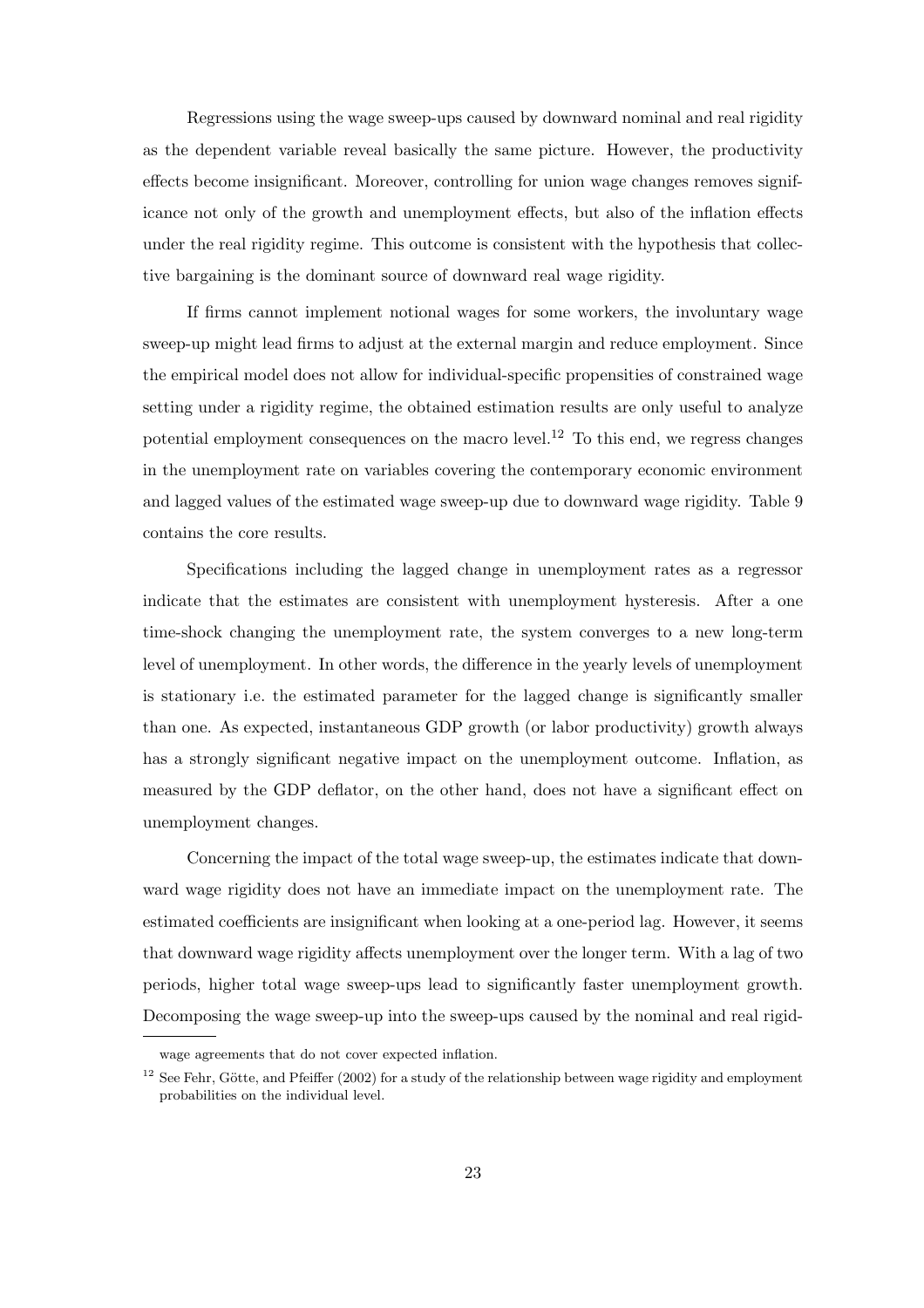Regressions using the wage sweep-ups caused by downward nominal and real rigidity as the dependent variable reveal basically the same picture. However, the productivity effects become insignificant. Moreover, controlling for union wage changes removes significance not only of the growth and unemployment effects, but also of the inflation effects under the real rigidity regime. This outcome is consistent with the hypothesis that collective bargaining is the dominant source of downward real wage rigidity.

If firms cannot implement notional wages for some workers, the involuntary wage sweep-up might lead firms to adjust at the external margin and reduce employment. Since the empirical model does not allow for individual-specific propensities of constrained wage setting under a rigidity regime, the obtained estimation results are only useful to analyze potential employment consequences on the macro level.[12] To this end, we regress changes in the unemployment rate on variables covering the contemporary economic environment and lagged values of the estimated wage sweep-up due to downward wage rigidity. Table 9 contains the core results.

Specifications including the lagged change in unemployment rates as a regressor indicate that the estimates are consistent with unemployment hysteresis. After a one time-shock changing the unemployment rate, the system converges to a new long-term level of unemployment. In other words, the difference in the yearly levels of unemployment is stationary i.e. the estimated parameter for the lagged change is significantly smaller than one. As expected, instantaneous GDP growth (or labor productivity) growth always has a strongly significant negative impact on the unemployment outcome. Inflation, as measured by the GDP deflator, on the other hand, does not have a significant effect on unemployment changes.

Concerning the impact of the total wage sweep-up, the estimates indicate that downward wage rigidity does not have an immediate impact on the unemployment rate. The estimated coefficients are insignificant when looking at a one-period lag. However, it seems that downward wage rigidity affects unemployment over the longer term. With a lag of two periods, higher total wage sweep-ups lead to significantly faster unemployment growth. Decomposing the wage sweep-up into the sweep-ups caused by the nominal and real rigid-

wage agreements that do not cover expected inflation.

[12] See Fehr, Götte, and Pfeiffer (2002) for a study of the relationship between wage rigidity and employment probabilities on the individual level.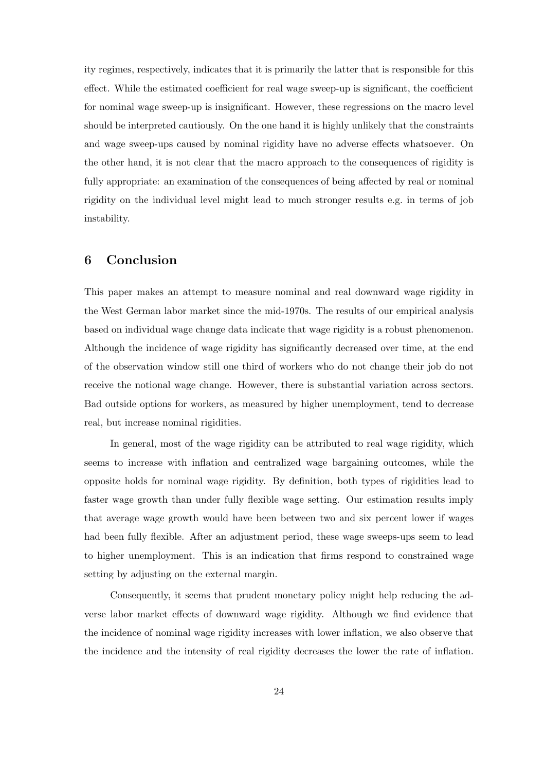ity regimes, respectively, indicates that it is primarily the latter that is responsible for this effect. While the estimated coefficient for real wage sweep-up is significant, the coefficient for nominal wage sweep-up is insignificant. However, these regressions on the macro level should be interpreted cautiously. On the one hand it is highly unlikely that the constraints and wage sweep-ups caused by nominal rigidity have no adverse effects whatsoever. On the other hand, it is not clear that the macro approach to the consequences of rigidity is fully appropriate: an examination of the consequences of being affected by real or nominal rigidity on the individual level might lead to much stronger results e.g. in terms of job instability.

## 6 Conclusion

This paper makes an attempt to measure nominal and real downward wage rigidity in the West German labor market since the mid-1970s. The results of our empirical analysis based on individual wage change data indicate that wage rigidity is a robust phenomenon. Although the incidence of wage rigidity has significantly decreased over time, at the end of the observation window still one third of workers who do not change their job do not receive the notional wage change. However, there is substantial variation across sectors. Bad outside options for workers, as measured by higher unemployment, tend to decrease real, but increase nominal rigidities.

In general, most of the wage rigidity can be attributed to real wage rigidity, which seems to increase with inflation and centralized wage bargaining outcomes, while the opposite holds for nominal wage rigidity. By definition, both types of rigidities lead to faster wage growth than under fully flexible wage setting. Our estimation results imply that average wage growth would have been between two and six percent lower if wages had been fully flexible. After an adjustment period, these wage sweeps-ups seem to lead to higher unemployment. This is an indication that firms respond to constrained wage setting by adjusting on the external margin.

Consequently, it seems that prudent monetary policy might help reducing the adverse labor market effects of downward wage rigidity. Although we find evidence that the incidence of nominal wage rigidity increases with lower inflation, we also observe that the incidence and the intensity of real rigidity decreases the lower the rate of inflation.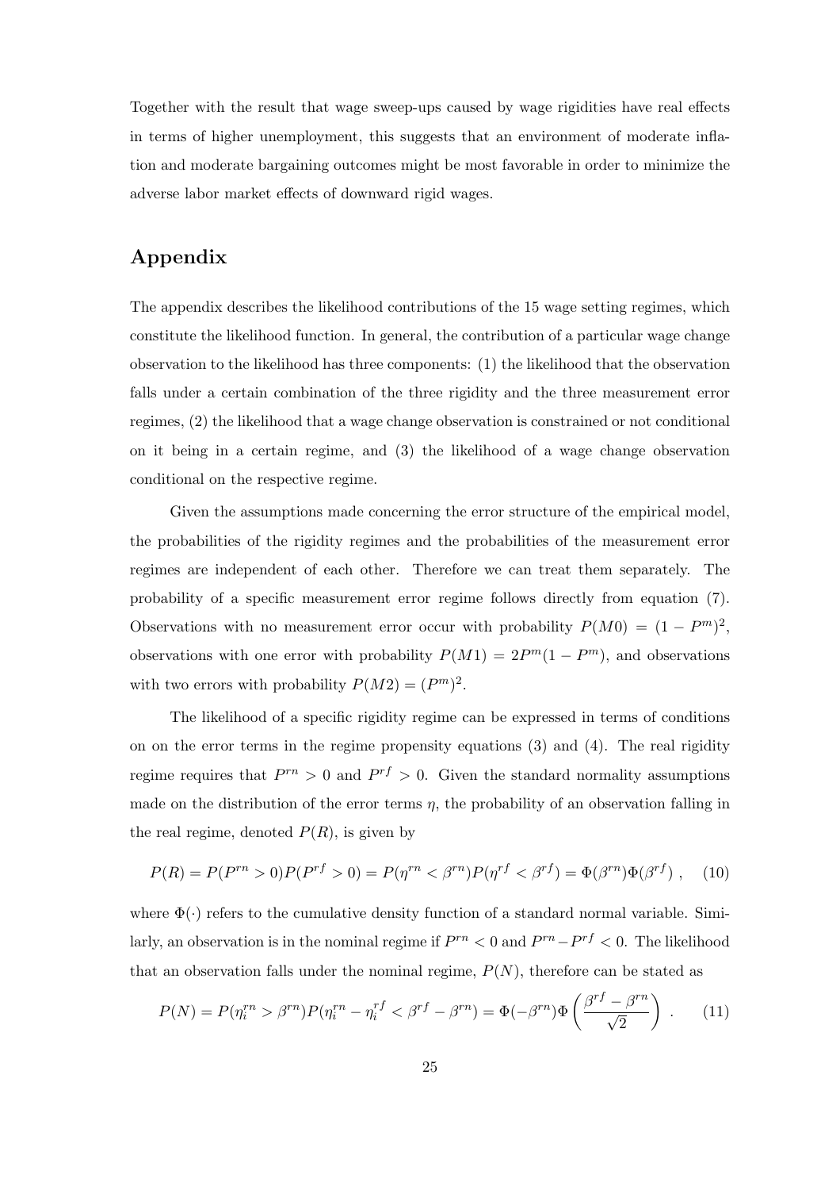Together with the result that wage sweep-ups caused by wage rigidities have real effects in terms of higher unemployment, this suggests that an environment of moderate inflation and moderate bargaining outcomes might be most favorable in order to minimize the adverse labor market effects of downward rigid wages.

## Appendix

The appendix describes the likelihood contributions of the 15 wage setting regimes, which constitute the likelihood function. In general, the contribution of a particular wage change observation to the likelihood has three components: (1) the likelihood that the observation falls under a certain combination of the three rigidity and the three measurement error regimes, (2) the likelihood that a wage change observation is constrained or not conditional on it being in a certain regime, and (3) the likelihood of a wage change observation conditional on the respective regime.

Given the assumptions made concerning the error structure of the empirical model, the probabilities of the rigidity regimes and the probabilities of the measurement error regimes are independent of each other. Therefore we can treat them separately. The probability of a specific measurement error regime follows directly from equation (7). Observations with no measurement error occur with probability $P(M0) = (1 - P^m)^2$, observations with one error with probability $P(M1) = 2P^m(1 - P^m)$, and observations with two errors with probability $P(M2) = (P^m)^2$.

The likelihood of a specific rigidity regime can be expressed in terms of conditions on on the error terms in the regime propensity equations (3) and (4). The real rigidity regime requires that $P^{rn} > 0$ and $P^{rf} > 0$. Given the standard normality assumptions made on the distribution of the error terms $\eta$, the probability of an observation falling in the real regime, denoted $P(R)$, is given by

$$P(R) = P(P^{rn} > 0)P(P^{rf} > 0) = P(\eta^{rn} < \beta^{rn})P(\eta^{rf} < \beta^{rf}) = \Phi(\beta^{rn})\Phi(\beta^{rf}) \ , \quad (10)$$

where $\Phi(\cdot)$ refers to the cumulative density function of a standard normal variable. Similarly, an observation is in the nominal regime if $P^{rn} < 0$ and $P^{rn} - P^{rf} < 0$. The likelihood that an observation falls under the nominal regime, $P(N)$, therefore can be stated as

$$P(N) = P(\eta_i^{rn} > \beta^{rn})P(\eta_i^{rn} - \eta_i^{rf} < \beta^{rf} - \beta^{rn}) = \Phi(-\beta^{rn})\Phi\left(\frac{\beta^{rf} - \beta^{rn}}{\sqrt{2}}\right) \ . \quad (11)$$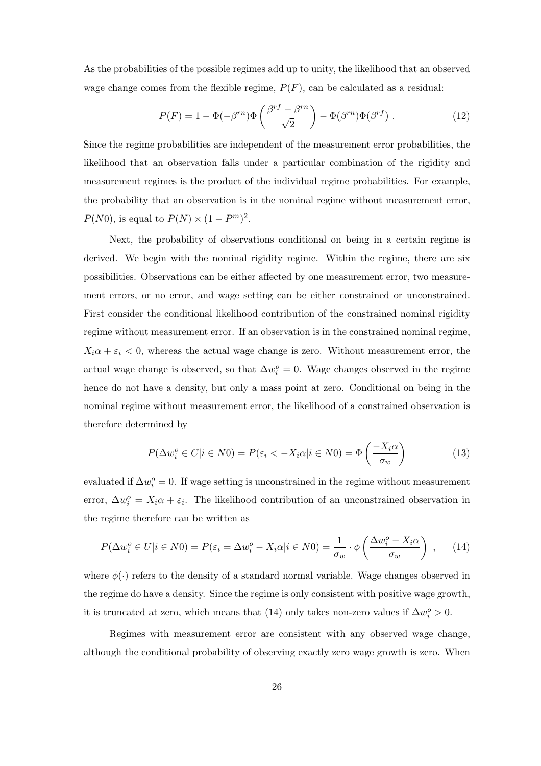As the probabilities of the possible regimes add up to unity, the likelihood that an observed wage change comes from the flexible regime, $P(F)$, can be calculated as a residual:

$$P(F) = 1 - \Phi(-\beta^{rn})\Phi\left(\frac{\beta^{rf} - \beta^{rn}}{\sqrt{2}}\right) - \Phi(\beta^{rn})\Phi(\beta^{rf}) \; . \tag{12}$$

Since the regime probabilities are independent of the measurement error probabilities, the likelihood that an observation falls under a particular combination of the rigidity and measurement regimes is the product of the individual regime probabilities. For example, the probability that an observation is in the nominal regime without measurement error, $P(N0)$, is equal to $P(N) \times (1 - P^m)^2$.

Next, the probability of observations conditional on being in a certain regime is derived. We begin with the nominal rigidity regime. Within the regime, there are six possibilities. Observations can be either affected by one measurement error, two measurement errors, or no error, and wage setting can be either constrained or unconstrained. First consider the conditional likelihood contribution of the constrained nominal rigidity regime without measurement error. If an observation is in the constrained nominal regime, $X_i\alpha + \varepsilon_i < 0$, whereas the actual wage change is zero. Without measurement error, the actual wage change is observed, so that $\Delta w_i^o = 0$. Wage changes observed in the regime hence do not have a density, but only a mass point at zero. Conditional on being in the nominal regime without measurement error, the likelihood of a constrained observation is therefore determined by

$$P(\Delta w_i^o \in C | i \in N0) = P(\varepsilon_i < -X_i\alpha | i \in N0) = \Phi\left(\frac{-X_i\alpha}{\sigma_w}\right) \tag{13}$$

evaluated if $\Delta w_i^o = 0$. If wage setting is unconstrained in the regime without measurement error, $\Delta w_i^o = X_i\alpha + \varepsilon_i$. The likelihood contribution of an unconstrained observation in the regime therefore can be written as

$$P(\Delta w_i^o \in U | i \in N0) = P(\varepsilon_i = \Delta w_i^o - X_i\alpha | i \in N0) = \frac{1}{\sigma_w} \cdot \phi\left(\frac{\Delta w_i^o - X_i\alpha}{\sigma_w}\right) \; , \tag{14}$$

where $\phi(\cdot)$ refers to the density of a standard normal variable. Wage changes observed in the regime do have a density. Since the regime is only consistent with positive wage growth, it is truncated at zero, which means that (14) only takes non-zero values if $\Delta w_i^o > 0$.

Regimes with measurement error are consistent with any observed wage change, although the conditional probability of observing exactly zero wage growth is zero. When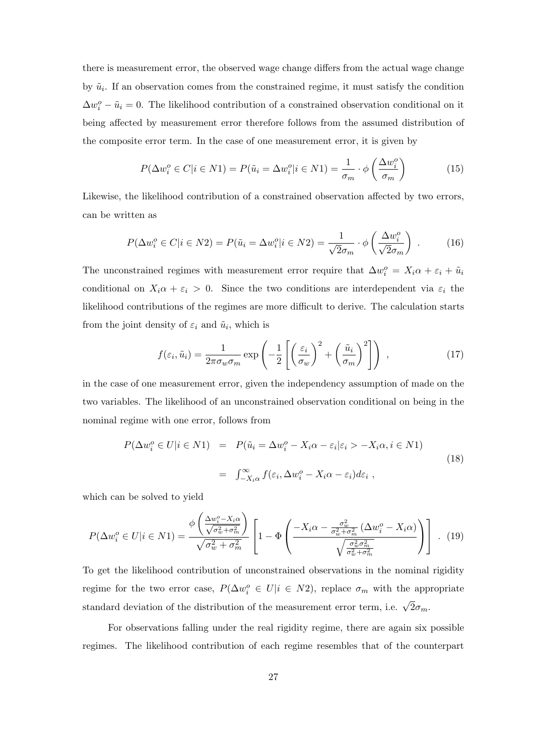there is measurement error, the observed wage change differs from the actual wage change by $\tilde{u}_i$. If an observation comes from the constrained regime, it must satisfy the condition $\Delta w_i^o - \tilde{u}_i = 0$. The likelihood contribution of a constrained observation conditional on it being affected by measurement error therefore follows from the assumed distribution of the composite error term. In the case of one measurement error, it is given by

$$P(\Delta w_i^o \in C | i \in N1) = P(\tilde{u}_i = \Delta w_i^o | i \in N1) = \frac{1}{\sigma_m} \cdot \phi\left(\frac{\Delta w_i^o}{\sigma_m}\right) \tag{15}$$

Likewise, the likelihood contribution of a constrained observation affected by two errors, can be written as

$$P(\Delta w_i^o \in C | i \in N2) = P(\tilde{u}_i = \Delta w_i^o | i \in N2) = \frac{1}{\sqrt{2}\sigma_m} \cdot \phi\left(\frac{\Delta w_i^o}{\sqrt{2}\sigma_m}\right) . \tag{16}$$

The unconstrained regimes with measurement error require that $\Delta w_i^o = X_i\alpha + \varepsilon_i + \tilde{u}_i$ conditional on $X_i\alpha + \varepsilon_i > 0$. Since the two conditions are interdependent via $\varepsilon_i$ the likelihood contributions of the regimes are more difficult to derive. The calculation starts from the joint density of $\varepsilon_i$ and $\tilde{u}_i$, which is

$$f(\varepsilon_i, \tilde{u}_i) = \frac{1}{2\pi\sigma_w\sigma_m} \exp\left(-\frac{1}{2}\left[\left(\frac{\varepsilon_i}{\sigma_w}\right)^2 + \left(\frac{\tilde{u}_i}{\sigma_m}\right)^2\right]\right) , \tag{17}$$

in the case of one measurement error, given the independency assumption of made on the two variables. The likelihood of an unconstrained observation conditional on being in the nominal regime with one error, follows from

$$\begin{aligned} P(\Delta w_i^o \in U | i \in N1) &= P(\tilde{u}_i = \Delta w_i^o - X_i\alpha - \varepsilon_i | \varepsilon_i > -X_i\alpha, i \in N1) \\ &= \int_{-X_i\alpha}^{\infty} f(\varepsilon_i, \Delta w_i^o - X_i\alpha - \varepsilon_i) d\varepsilon_i , \end{aligned} \tag{18}$$

which can be solved to yield

$$P(\Delta w_i^o \in U | i \in N1) = \frac{\phi\left(\frac{\Delta w_i^o - X_i\alpha}{\sqrt{\sigma_w^2 + \sigma_m^2}}\right)}{\sqrt{\sigma_w^2 + \sigma_m^2}} \left[1 - \Phi\left(\frac{-X_i\alpha - \frac{\sigma_w^2}{\sigma_w^2 + \sigma_m^2}\left(\Delta w_i^o - X_i\alpha\right)}{\sqrt{\frac{\sigma_w^2\sigma_m^2}{\sigma_w^2 + \sigma_m^2}}}\right)\right] . \tag{19}$$

To get the likelihood contribution of unconstrained observations in the nominal rigidity regime for the two error case, $P(\Delta w_i^o \in U | i \in N2)$, replace $\sigma_m$ with the appropriate standard deviation of the distribution of the measurement error term, i.e. $\sqrt{2}\sigma_m$.

For observations falling under the real rigidity regime, there are again six possible regimes. The likelihood contribution of each regime resembles that of the counterpart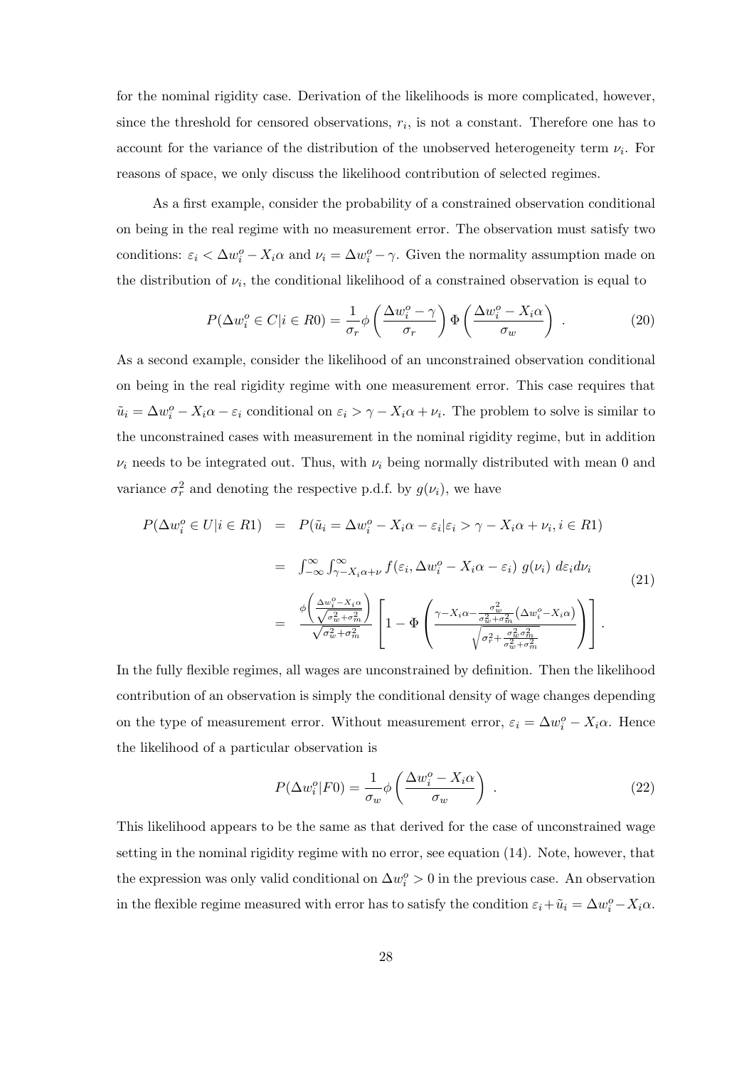for the nominal rigidity case. Derivation of the likelihoods is more complicated, however, since the threshold for censored observations, $r_i$, is not a constant. Therefore one has to account for the variance of the distribution of the unobserved heterogeneity term $\nu_i$. For reasons of space, we only discuss the likelihood contribution of selected regimes.

As a first example, consider the probability of a constrained observation conditional on being in the real regime with no measurement error. The observation must satisfy two conditions: $\varepsilon_i < \Delta w_i^o - X_i\alpha$ and $\nu_i = \Delta w_i^o - \gamma$. Given the normality assumption made on the distribution of $\nu_i$, the conditional likelihood of a constrained observation is equal to

$$P(\Delta w_i^o \in C | i \in R0) = \frac{1}{\sigma_r}\phi\left(\frac{\Delta w_i^o - \gamma}{\sigma_r}\right)\Phi\left(\frac{\Delta w_i^o - X_i\alpha}{\sigma_w}\right) . \tag{20}$$

As a second example, consider the likelihood of an unconstrained observation conditional on being in the real rigidity regime with one measurement error. This case requires that $\tilde{u}_i = \Delta w_i^o - X_i\alpha - \varepsilon_i$ conditional on $\varepsilon_i > \gamma - X_i\alpha + \nu_i$. The problem to solve is similar to the unconstrained cases with measurement in the nominal rigidity regime, but in addition $\nu_i$ needs to be integrated out. Thus, with $\nu_i$ being normally distributed with mean 0 and variance $\sigma_r^2$ and denoting the respective p.d.f. by $g(\nu_i)$, we have

$$\begin{aligned}
P(\Delta w_i^o \in U | i \in R1) &= P(\tilde{u}_i = \Delta w_i^o - X_i\alpha - \varepsilon_i | \varepsilon_i > \gamma - X_i\alpha + \nu_i, i \in R1) \\
&= \int_{-\infty}^{\infty}\int_{\gamma - X_i\alpha + \nu}^{\infty} f(\varepsilon_i, \Delta w_i^o - X_i\alpha - \varepsilon_i)\; g(\nu_i)\; d\varepsilon_i d\nu_i \\
&= \frac{\phi\left(\frac{\Delta w_i^o - X_i\alpha}{\sqrt{\sigma_w^2 + \sigma_m^2}}\right)}{\sqrt{\sigma_w^2 + \sigma_m^2}}\left[1 - \Phi\left(\frac{\gamma - X_i\alpha - \frac{\sigma_w^2}{\sigma_w^2 + \sigma_m^2}\left(\Delta w_i^o - X_i\alpha\right)}{\sqrt{\sigma_r^2 + \frac{\sigma_w^2\sigma_m^2}{\sigma_w^2 + \sigma_m^2}}}\right)\right] .
\end{aligned} \tag{21}$$

In the fully flexible regimes, all wages are unconstrained by definition. Then the likelihood contribution of an observation is simply the conditional density of wage changes depending on the type of measurement error. Without measurement error, $\varepsilon_i = \Delta w_i^o - X_i\alpha$. Hence the likelihood of a particular observation is

$$P(\Delta w_i^o | F0) = \frac{1}{\sigma_w}\phi\left(\frac{\Delta w_i^o - X_i\alpha}{\sigma_w}\right) . \tag{22}$$

This likelihood appears to be the same as that derived for the case of unconstrained wage setting in the nominal rigidity regime with no error, see equation (14). Note, however, that the expression was only valid conditional on $\Delta w_i^o > 0$ in the previous case. An observation in the flexible regime measured with error has to satisfy the condition $\varepsilon_i + \tilde{u}_i = \Delta w_i^o - X_i\alpha$.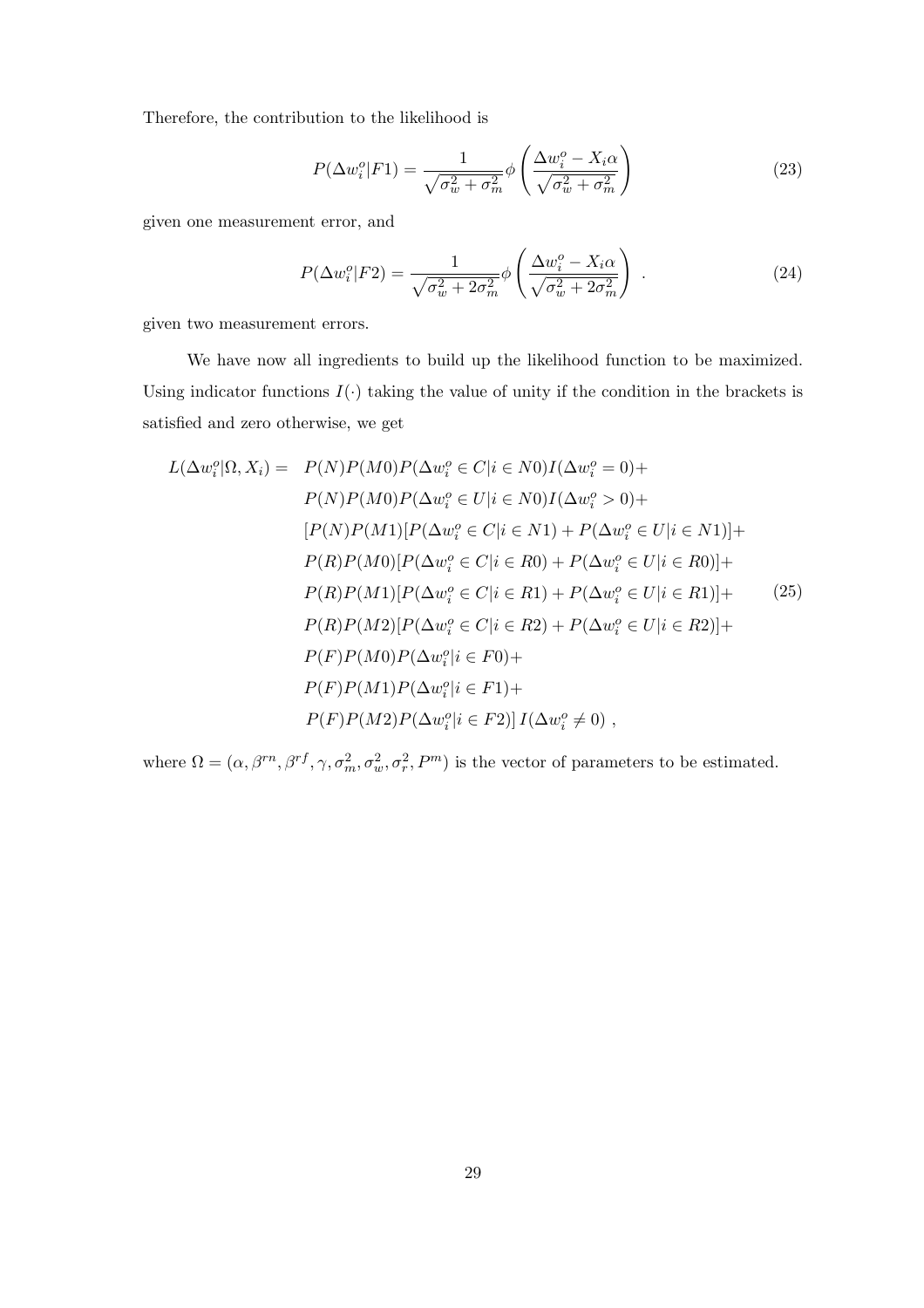Therefore, the contribution to the likelihood is

$$P(\Delta w_i^o|F1) = \frac{1}{\sqrt{\sigma_w^2 + \sigma_m^2}} \phi\left(\frac{\Delta w_i^o - X_i\alpha}{\sqrt{\sigma_w^2 + \sigma_m^2}}\right) \tag{23}$$

given one measurement error, and

$$P(\Delta w_i^o|F2) = \frac{1}{\sqrt{\sigma_w^2 + 2\sigma_m^2}} \phi\left(\frac{\Delta w_i^o - X_i\alpha}{\sqrt{\sigma_w^2 + 2\sigma_m^2}}\right) \ . \tag{24}$$

given two measurement errors.

We have now all ingredients to build up the likelihood function to be maximized. Using indicator functions $I(\cdot)$ taking the value of unity if the condition in the brackets is satisfied and zero otherwise, we get

$$\begin{aligned}
L(\Delta w_i^o|\Omega, X_i) = \ & P(N)P(M0)P(\Delta w_i^o \in C|i \in N0)I(\Delta w_i^o = 0) + \\
& P(N)P(M0)P(\Delta w_i^o \in U|i \in N0)I(\Delta w_i^o > 0) + \\
& [P(N)P(M1)[P(\Delta w_i^o \in C|i \in N1) + P(\Delta w_i^o \in U|i \in N1)] + \\
& P(R)P(M0)[P(\Delta w_i^o \in C|i \in R0) + P(\Delta w_i^o \in U|i \in R0)] + \\
& P(R)P(M1)[P(\Delta w_i^o \in C|i \in R1) + P(\Delta w_i^o \in U|i \in R1)] + \\
& P(R)P(M2)[P(\Delta w_i^o \in C|i \in R2) + P(\Delta w_i^o \in U|i \in R2)] + \\
& P(F)P(M0)P(\Delta w_i^o|i \in F0) + \\
& P(F)P(M1)P(\Delta w_i^o|i \in F1) + \\
& P(F)P(M2)P(\Delta w_i^o|i \in F2)]\, I(\Delta w_i^o \neq 0) \ ,
\end{aligned} \tag{25}$$

where $\Omega = (\alpha, \beta^{rn}, \beta^{rf}, \gamma, \sigma_m^2, \sigma_w^2, \sigma_r^2, P^m)$ is the vector of parameters to be estimated.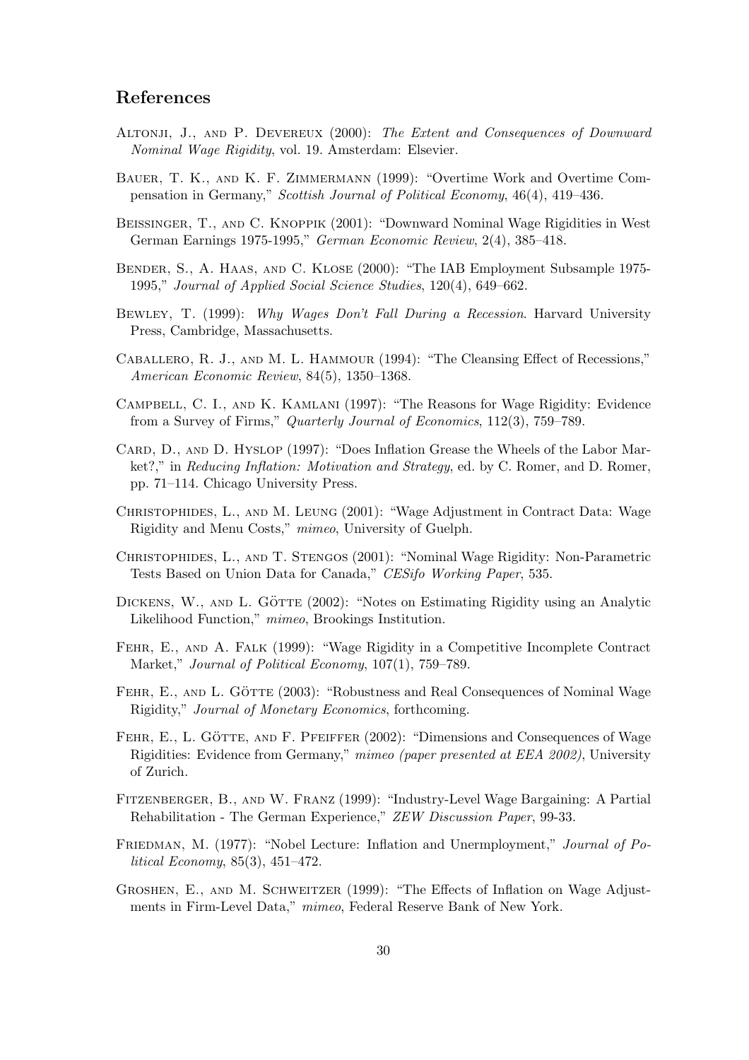## References

Altonji, J., and P. Devereux (2000): *The Extent and Consequences of Downward Nominal Wage Rigidity*, vol. 19. Amsterdam: Elsevier.

Bauer, T. K., and K. F. Zimmermann (1999): "Overtime Work and Overtime Compensation in Germany," *Scottish Journal of Political Economy*, 46(4), 419–436.

Beissinger, T., and C. Knoppik (2001): "Downward Nominal Wage Rigidities in West German Earnings 1975-1995," *German Economic Review*, 2(4), 385–418.

Bender, S., A. Haas, and C. Klose (2000): "The IAB Employment Subsample 1975-1995," *Journal of Applied Social Science Studies*, 120(4), 649–662.

Bewley, T. (1999): *Why Wages Don't Fall During a Recession*. Harvard University Press, Cambridge, Massachusetts.

Caballero, R. J., and M. L. Hammour (1994): "The Cleansing Effect of Recessions," *American Economic Review*, 84(5), 1350–1368.

Campbell, C. I., and K. Kamlani (1997): "The Reasons for Wage Rigidity: Evidence from a Survey of Firms," *Quarterly Journal of Economics*, 112(3), 759–789.

Card, D., and D. Hyslop (1997): "Does Inflation Grease the Wheels of the Labor Market?," in *Reducing Inflation: Motivation and Strategy*, ed. by C. Romer, and D. Romer, pp. 71–114. Chicago University Press.

Christophides, L., and M. Leung (2001): "Wage Adjustment in Contract Data: Wage Rigidity and Menu Costs," *mimeo*, University of Guelph.

Christophides, L., and T. Stengos (2001): "Nominal Wage Rigidity: Non-Parametric Tests Based on Union Data for Canada," *CESifo Working Paper*, 535.

Dickens, W., and L. Götte (2002): "Notes on Estimating Rigidity using an Analytic Likelihood Function," *mimeo*, Brookings Institution.

Fehr, E., and A. Falk (1999): "Wage Rigidity in a Competitive Incomplete Contract Market," *Journal of Political Economy*, 107(1), 759–789.

Fehr, E., and L. Götte (2003): "Robustness and Real Consequences of Nominal Wage Rigidity," *Journal of Monetary Economics*, forthcoming.

Fehr, E., L. Götte, and F. Pfeiffer (2002): "Dimensions and Consequences of Wage Rigidities: Evidence from Germany," *mimeo (paper presented at EEA 2002)*, University of Zurich.

Fitzenberger, B., and W. Franz (1999): "Industry-Level Wage Bargaining: A Partial Rehabilitation - The German Experience," *ZEW Discussion Paper*, 99-33.

Friedman, M. (1977): "Nobel Lecture: Inflation and Unermployment," *Journal of Political Economy*, 85(3), 451–472.

Groshen, E., and M. Schweitzer (1999): "The Effects of Inflation on Wage Adjustments in Firm-Level Data," *mimeo*, Federal Reserve Bank of New York.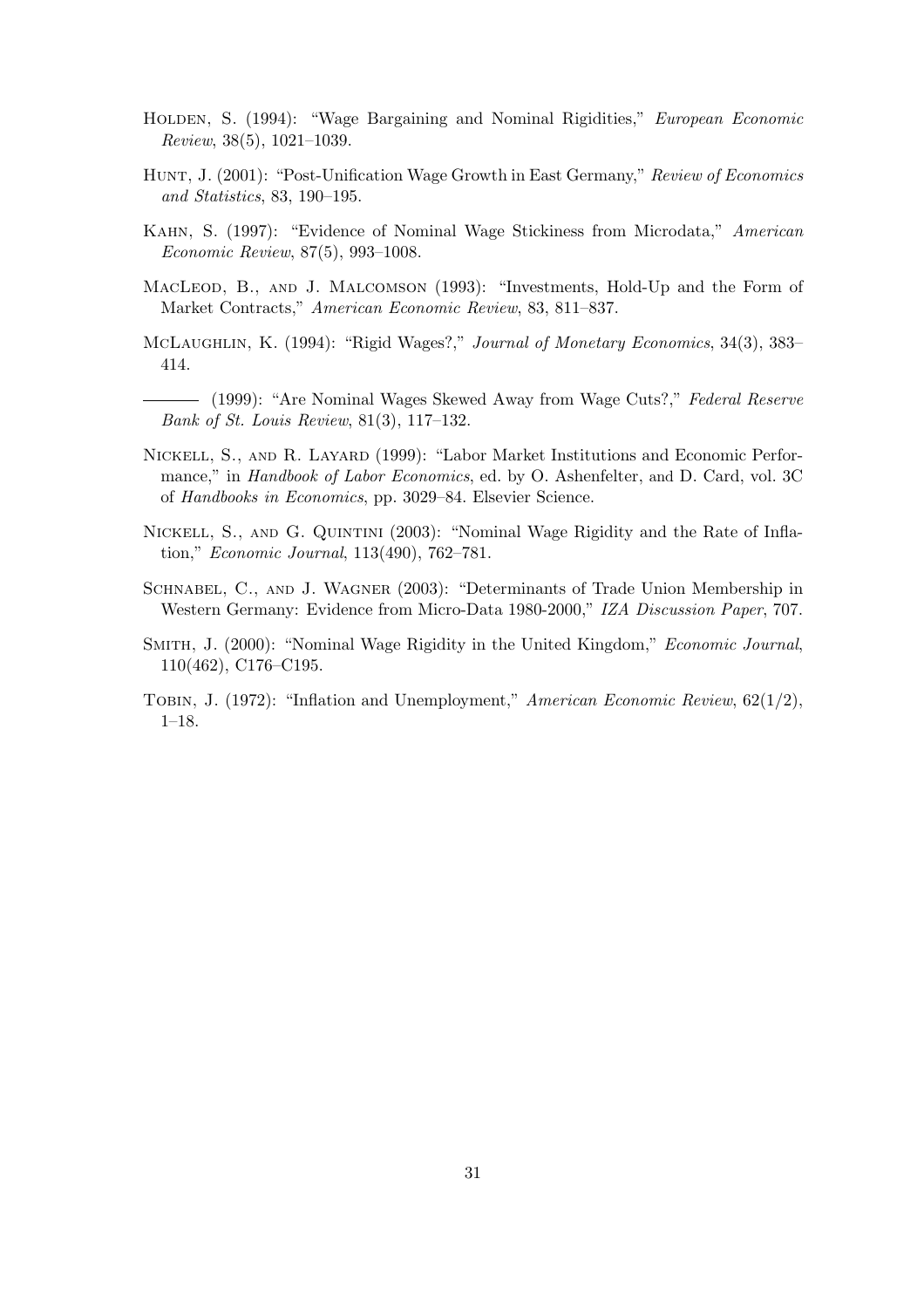Holden, S. (1994): "Wage Bargaining and Nominal Rigidities," *European Economic Review*, 38(5), 1021–1039.

Hunt, J. (2001): "Post-Unification Wage Growth in East Germany," *Review of Economics and Statistics*, 83, 190–195.

Kahn, S. (1997): "Evidence of Nominal Wage Stickiness from Microdata," *American Economic Review*, 87(5), 993–1008.

MacLeod, B., and J. Malcomson (1993): "Investments, Hold-Up and the Form of Market Contracts," *American Economic Review*, 83, 811–837.

McLaughlin, K. (1994): "Rigid Wages?," *Journal of Monetary Economics*, 34(3), 383–414.

——— (1999): "Are Nominal Wages Skewed Away from Wage Cuts?," *Federal Reserve Bank of St. Louis Review*, 81(3), 117–132.

Nickell, S., and R. Layard (1999): "Labor Market Institutions and Economic Performance," in *Handbook of Labor Economics*, ed. by O. Ashenfelter, and D. Card, vol. 3C of *Handbooks in Economics*, pp. 3029–84. Elsevier Science.

Nickell, S., and G. Quintini (2003): "Nominal Wage Rigidity and the Rate of Inflation," *Economic Journal*, 113(490), 762–781.

Schnabel, C., and J. Wagner (2003): "Determinants of Trade Union Membership in Western Germany: Evidence from Micro-Data 1980-2000," *IZA Discussion Paper*, 707.

Smith, J. (2000): "Nominal Wage Rigidity in the United Kingdom," *Economic Journal*, 110(462), C176–C195.

Tobin, J. (1972): "Inflation and Unemployment," *American Economic Review*, 62(1/2), 1–18.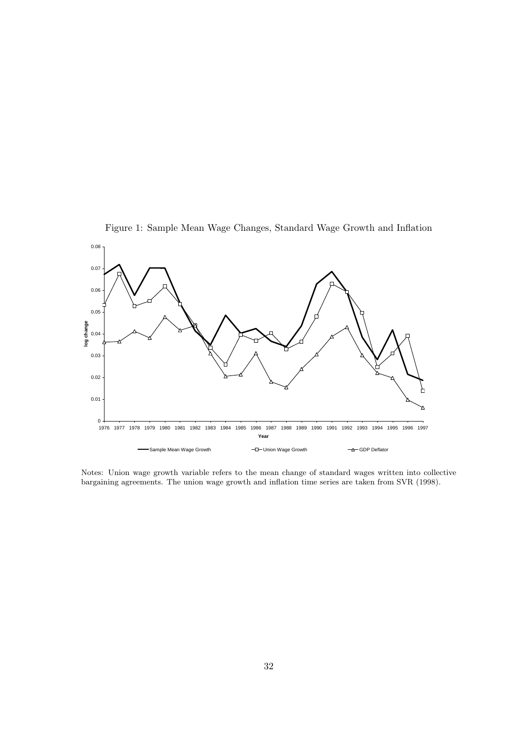Figure 1: Sample Mean Wage Changes, Standard Wage Growth and Inflation

Notes: Union wage growth variable refers to the mean change of standard wages written into collective bargaining agreements. The union wage growth and inflation time series are taken from SVR (1998).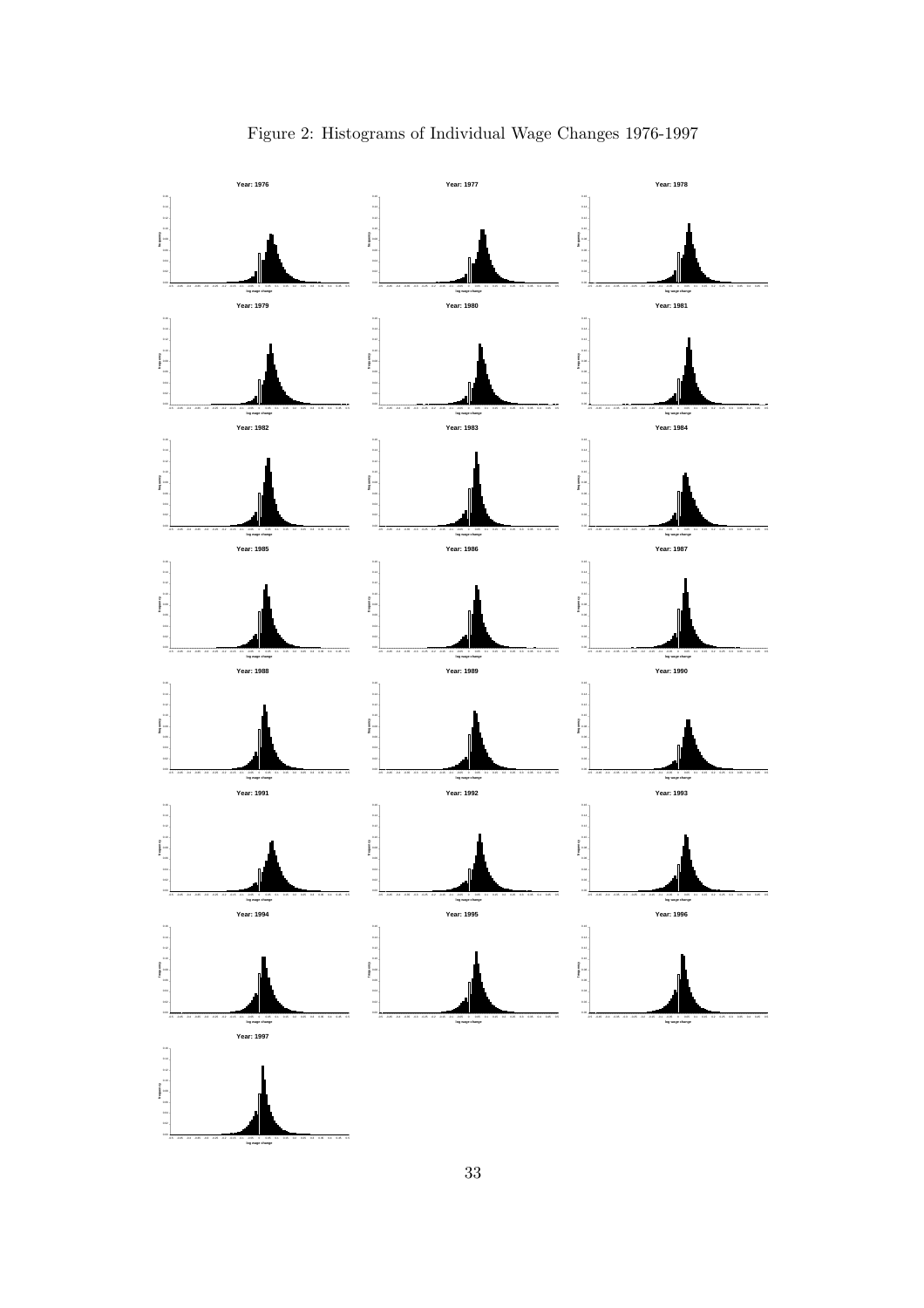Figure 2: Histograms of Individual Wage Changes 1976-1997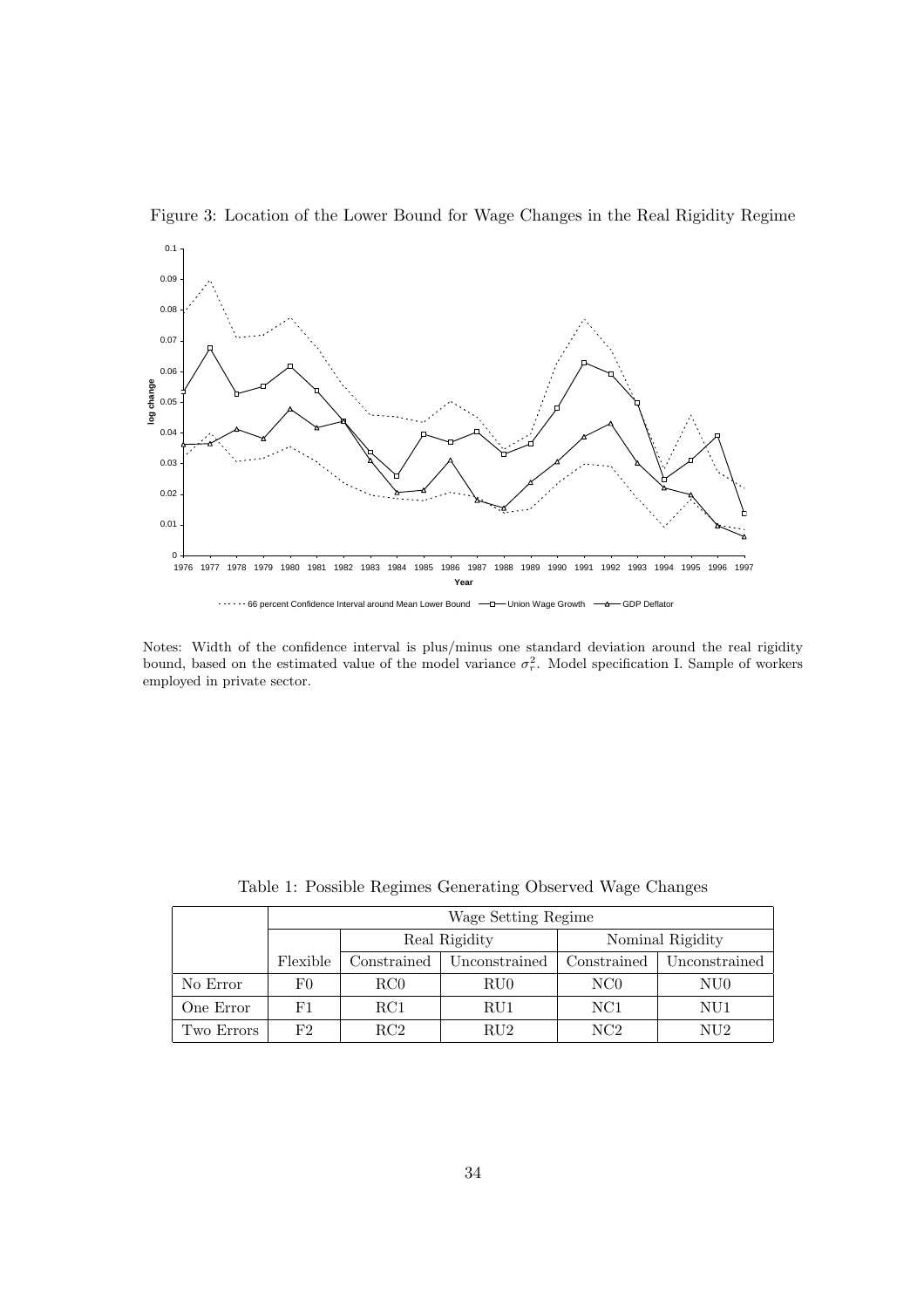Figure 3: Location of the Lower Bound for Wage Changes in the Real Rigidity Regime

Notes: Width of the confidence interval is plus/minus one standard deviation around the real rigidity bound, based on the estimated value of the model variance $\sigma_r^2$. Model specification I. Sample of workers employed in private sector.

Table 1: Possible Regimes Generating Observed Wage Changes

| | Wage Setting Regime | | | | |
|---|---|---|---|---|---|
| | | Real Rigidity | | Nominal Rigidity | |
| | Flexible | Constrained | Unconstrained | Constrained | Unconstrained |
| No Error | F0 | RC0 | RU0 | NC0 | NU0 |
| One Error | F1 | RC1 | RU1 | NC1 | NU1 |
| Two Errors | F2 | RC2 | RU2 | NC2 | NU2 |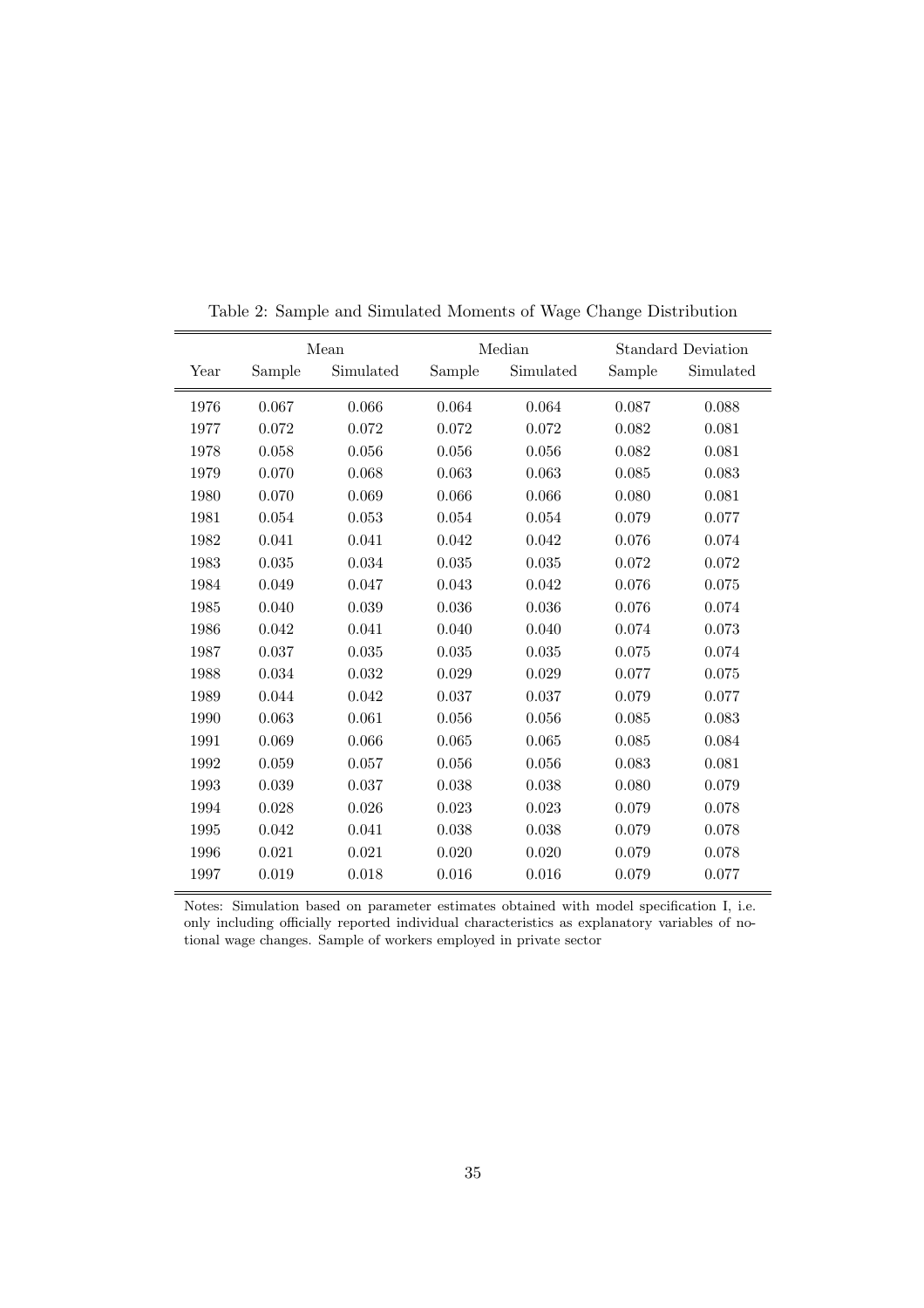Table 2: Sample and Simulated Moments of Wage Change Distribution

| | Mean | | Median | | Standard Deviation | |
|---|---|---|---|---|---|---|
| Year | Sample | Simulated | Sample | Simulated | Sample | Simulated |
| 1976 | 0.067 | 0.066 | 0.064 | 0.064 | 0.087 | 0.088 |
| 1977 | 0.072 | 0.072 | 0.072 | 0.072 | 0.082 | 0.081 |
| 1978 | 0.058 | 0.056 | 0.056 | 0.056 | 0.082 | 0.081 |
| 1979 | 0.070 | 0.068 | 0.063 | 0.063 | 0.085 | 0.083 |
| 1980 | 0.070 | 0.069 | 0.066 | 0.066 | 0.080 | 0.081 |
| 1981 | 0.054 | 0.053 | 0.054 | 0.054 | 0.079 | 0.077 |
| 1982 | 0.041 | 0.041 | 0.042 | 0.042 | 0.076 | 0.074 |
| 1983 | 0.035 | 0.034 | 0.035 | 0.035 | 0.072 | 0.072 |
| 1984 | 0.049 | 0.047 | 0.043 | 0.042 | 0.076 | 0.075 |
| 1985 | 0.040 | 0.039 | 0.036 | 0.036 | 0.076 | 0.074 |
| 1986 | 0.042 | 0.041 | 0.040 | 0.040 | 0.074 | 0.073 |
| 1987 | 0.037 | 0.035 | 0.035 | 0.035 | 0.075 | 0.074 |
| 1988 | 0.034 | 0.032 | 0.029 | 0.029 | 0.077 | 0.075 |
| 1989 | 0.044 | 0.042 | 0.037 | 0.037 | 0.079 | 0.077 |
| 1990 | 0.063 | 0.061 | 0.056 | 0.056 | 0.085 | 0.083 |
| 1991 | 0.069 | 0.066 | 0.065 | 0.065 | 0.085 | 0.084 |
| 1992 | 0.059 | 0.057 | 0.056 | 0.056 | 0.083 | 0.081 |
| 1993 | 0.039 | 0.037 | 0.038 | 0.038 | 0.080 | 0.079 |
| 1994 | 0.028 | 0.026 | 0.023 | 0.023 | 0.079 | 0.078 |
| 1995 | 0.042 | 0.041 | 0.038 | 0.038 | 0.079 | 0.078 |
| 1996 | 0.021 | 0.021 | 0.020 | 0.020 | 0.079 | 0.078 |
| 1997 | 0.019 | 0.018 | 0.016 | 0.016 | 0.079 | 0.077 |

Notes: Simulation based on parameter estimates obtained with model specification I, i.e. only including officially reported individual characteristics as explanatory variables of notional wage changes. Sample of workers employed in private sector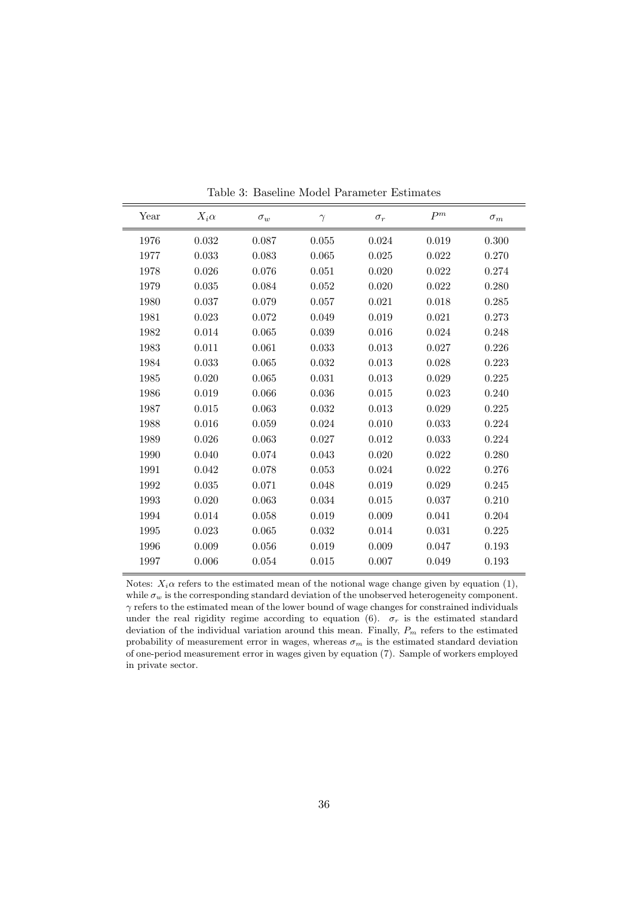Table 3: Baseline Model Parameter Estimates

| Year | $X_i\alpha$ | $\sigma_w$ | $\gamma$ | $\sigma_r$ | $P^m$ | $\sigma_m$ |
|---|---|---|---|---|---|---|
| 1976 | 0.032 | 0.087 | 0.055 | 0.024 | 0.019 | 0.300 |
| 1977 | 0.033 | 0.083 | 0.065 | 0.025 | 0.022 | 0.270 |
| 1978 | 0.026 | 0.076 | 0.051 | 0.020 | 0.022 | 0.274 |
| 1979 | 0.035 | 0.084 | 0.052 | 0.020 | 0.022 | 0.280 |
| 1980 | 0.037 | 0.079 | 0.057 | 0.021 | 0.018 | 0.285 |
| 1981 | 0.023 | 0.072 | 0.049 | 0.019 | 0.021 | 0.273 |
| 1982 | 0.014 | 0.065 | 0.039 | 0.016 | 0.024 | 0.248 |
| 1983 | 0.011 | 0.061 | 0.033 | 0.013 | 0.027 | 0.226 |
| 1984 | 0.033 | 0.065 | 0.032 | 0.013 | 0.028 | 0.223 |
| 1985 | 0.020 | 0.065 | 0.031 | 0.013 | 0.029 | 0.225 |
| 1986 | 0.019 | 0.066 | 0.036 | 0.015 | 0.023 | 0.240 |
| 1987 | 0.015 | 0.063 | 0.032 | 0.013 | 0.029 | 0.225 |
| 1988 | 0.016 | 0.059 | 0.024 | 0.010 | 0.033 | 0.224 |
| 1989 | 0.026 | 0.063 | 0.027 | 0.012 | 0.033 | 0.224 |
| 1990 | 0.040 | 0.074 | 0.043 | 0.020 | 0.022 | 0.280 |
| 1991 | 0.042 | 0.078 | 0.053 | 0.024 | 0.022 | 0.276 |
| 1992 | 0.035 | 0.071 | 0.048 | 0.019 | 0.029 | 0.245 |
| 1993 | 0.020 | 0.063 | 0.034 | 0.015 | 0.037 | 0.210 |
| 1994 | 0.014 | 0.058 | 0.019 | 0.009 | 0.041 | 0.204 |
| 1995 | 0.023 | 0.065 | 0.032 | 0.014 | 0.031 | 0.225 |
| 1996 | 0.009 | 0.056 | 0.019 | 0.009 | 0.047 | 0.193 |
| 1997 | 0.006 | 0.054 | 0.015 | 0.007 | 0.049 | 0.193 |

Notes: $X_i\alpha$ refers to the estimated mean of the notional wage change given by equation (1), while $\sigma_w$ is the corresponding standard deviation of the unobserved heterogeneity component. $\gamma$ refers to the estimated mean of the lower bound of wage changes for constrained individuals under the real rigidity regime according to equation (6). $\sigma_r$ is the estimated standard deviation of the individual variation around this mean. Finally, $P_m$ refers to the estimated probability of measurement error in wages, whereas $\sigma_m$ is the estimated standard deviation of one-period measurement error in wages given by equation (7). Sample of workers employed in private sector.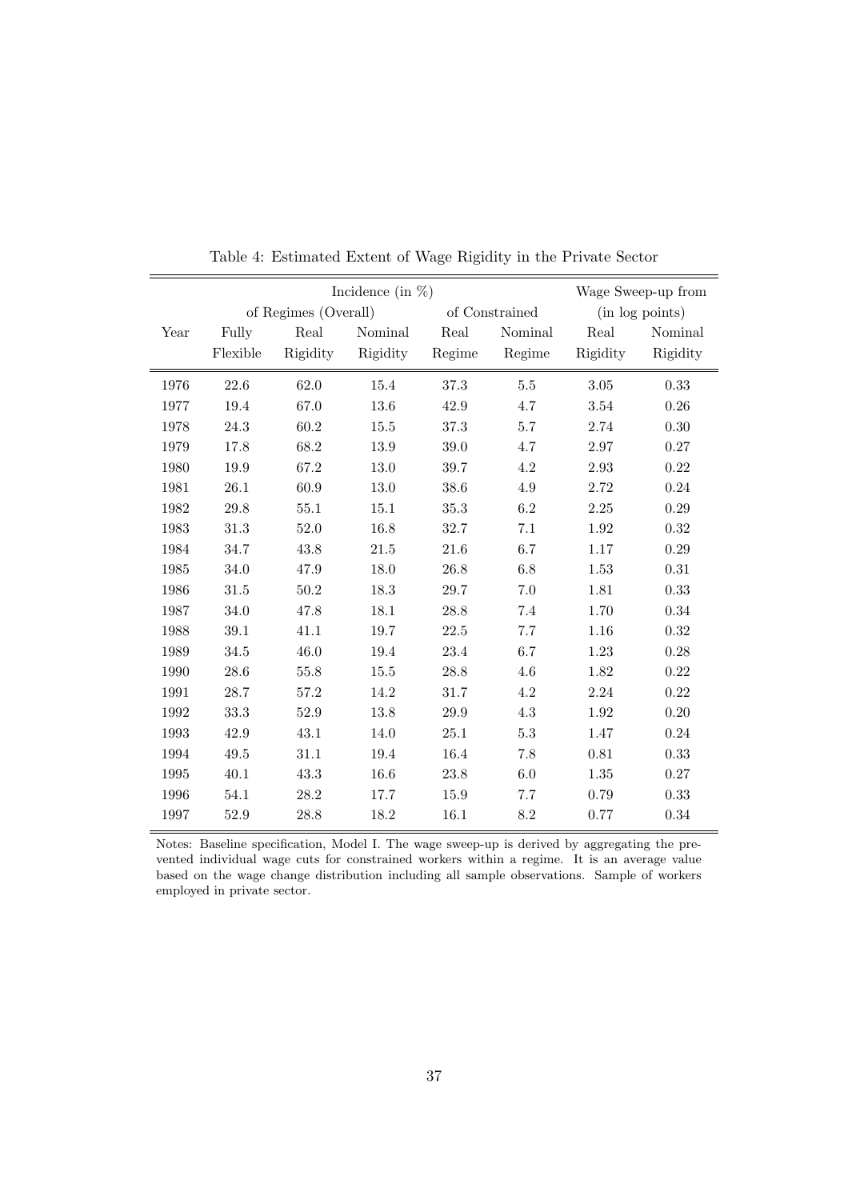Table 4: Estimated Extent of Wage Rigidity in the Private Sector

| | Incidence (in %) | | | | | Wage Sweep-up from (in log points) | |
|---|---|---|---|---|---|---|---|
| | of Regimes (Overall) | | | of Constrained | | | |
| Year | Fully Flexible | Real Rigidity | Nominal Rigidity | Real Regime | Nominal Regime | Real Rigidity | Nominal Rigidity |
| 1976 | 22.6 | 62.0 | 15.4 | 37.3 | 5.5 | 3.05 | 0.33 |
| 1977 | 19.4 | 67.0 | 13.6 | 42.9 | 4.7 | 3.54 | 0.26 |
| 1978 | 24.3 | 60.2 | 15.5 | 37.3 | 5.7 | 2.74 | 0.30 |
| 1979 | 17.8 | 68.2 | 13.9 | 39.0 | 4.7 | 2.97 | 0.27 |
| 1980 | 19.9 | 67.2 | 13.0 | 39.7 | 4.2 | 2.93 | 0.22 |
| 1981 | 26.1 | 60.9 | 13.0 | 38.6 | 4.9 | 2.72 | 0.24 |
| 1982 | 29.8 | 55.1 | 15.1 | 35.3 | 6.2 | 2.25 | 0.29 |
| 1983 | 31.3 | 52.0 | 16.8 | 32.7 | 7.1 | 1.92 | 0.32 |
| 1984 | 34.7 | 43.8 | 21.5 | 21.6 | 6.7 | 1.17 | 0.29 |
| 1985 | 34.0 | 47.9 | 18.0 | 26.8 | 6.8 | 1.53 | 0.31 |
| 1986 | 31.5 | 50.2 | 18.3 | 29.7 | 7.0 | 1.81 | 0.33 |
| 1987 | 34.0 | 47.8 | 18.1 | 28.8 | 7.4 | 1.70 | 0.34 |
| 1988 | 39.1 | 41.1 | 19.7 | 22.5 | 7.7 | 1.16 | 0.32 |
| 1989 | 34.5 | 46.0 | 19.4 | 23.4 | 6.7 | 1.23 | 0.28 |
| 1990 | 28.6 | 55.8 | 15.5 | 28.8 | 4.6 | 1.82 | 0.22 |
| 1991 | 28.7 | 57.2 | 14.2 | 31.7 | 4.2 | 2.24 | 0.22 |
| 1992 | 33.3 | 52.9 | 13.8 | 29.9 | 4.3 | 1.92 | 0.20 |
| 1993 | 42.9 | 43.1 | 14.0 | 25.1 | 5.3 | 1.47 | 0.24 |
| 1994 | 49.5 | 31.1 | 19.4 | 16.4 | 7.8 | 0.81 | 0.33 |
| 1995 | 40.1 | 43.3 | 16.6 | 23.8 | 6.0 | 1.35 | 0.27 |
| 1996 | 54.1 | 28.2 | 17.7 | 15.9 | 7.7 | 0.79 | 0.33 |
| 1997 | 52.9 | 28.8 | 18.2 | 16.1 | 8.2 | 0.77 | 0.34 |

Notes: Baseline specification, Model I. The wage sweep-up is derived by aggregating the prevented individual wage cuts for constrained workers within a regime. It is an average value based on the wage change distribution including all sample observations. Sample of workers employed in private sector.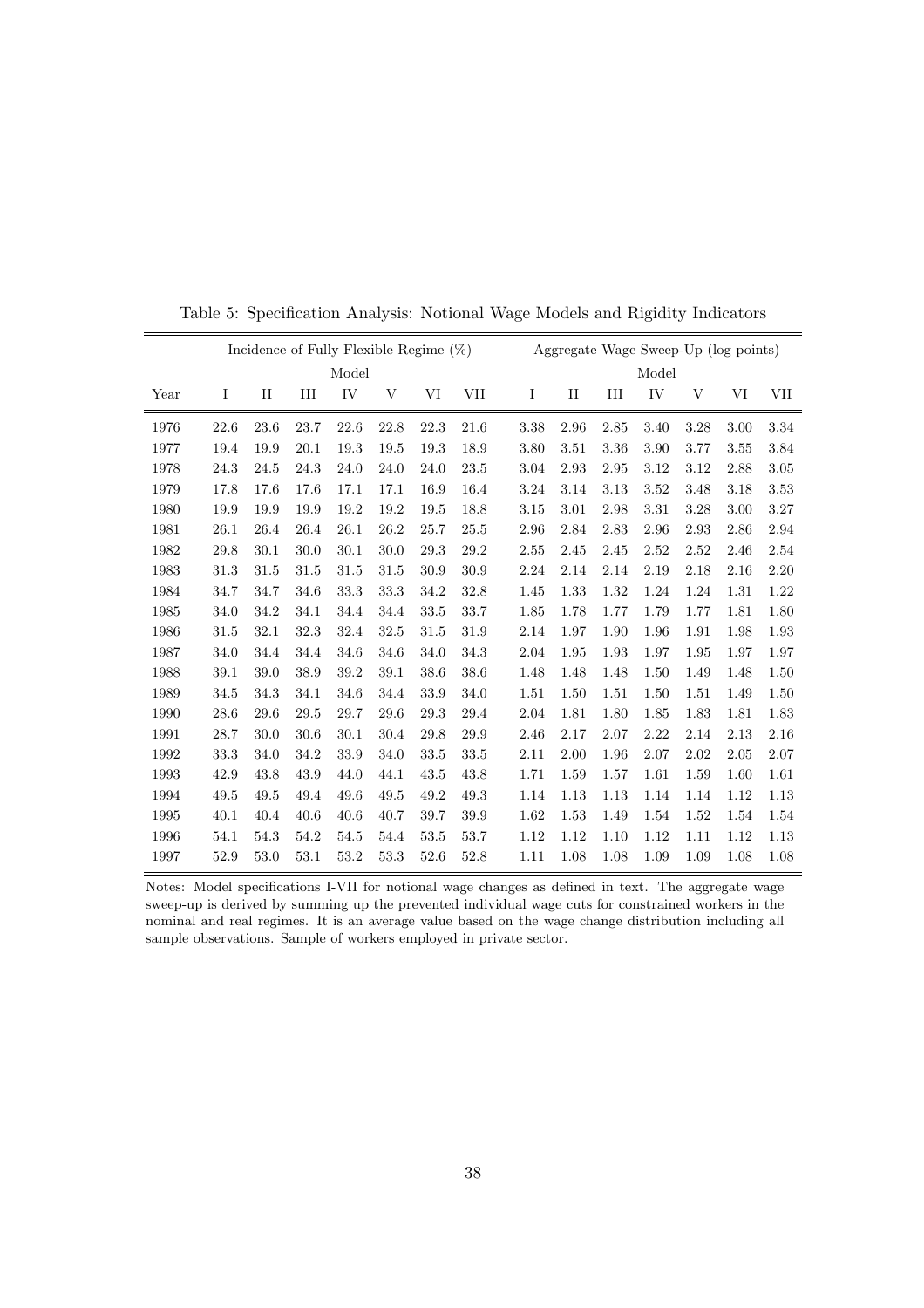Table 5: Specification Analysis: Notional Wage Models and Rigidity Indicators

| | Incidence of Fully Flexible Regime (%) | | | | | | | Aggregate Wage Sweep-Up (log points) | | | | | | |
|---|---|---|---|---|---|---|---|---|---|---|---|---|---|---|
| | Model | | | | | | | Model | | | | | | |
| Year | I | II | III | IV | V | VI | VII | I | II | III | IV | V | VI | VII |
| 1976 | 22.6 | 23.6 | 23.7 | 22.6 | 22.8 | 22.3 | 21.6 | 3.38 | 2.96 | 2.85 | 3.40 | 3.28 | 3.00 | 3.34 |
| 1977 | 19.4 | 19.9 | 20.1 | 19.3 | 19.5 | 19.3 | 18.9 | 3.80 | 3.51 | 3.36 | 3.90 | 3.77 | 3.55 | 3.84 |
| 1978 | 24.3 | 24.5 | 24.3 | 24.0 | 24.0 | 24.0 | 23.5 | 3.04 | 2.93 | 2.95 | 3.12 | 3.12 | 2.88 | 3.05 |
| 1979 | 17.8 | 17.6 | 17.6 | 17.1 | 17.1 | 16.9 | 16.4 | 3.24 | 3.14 | 3.13 | 3.52 | 3.48 | 3.18 | 3.53 |
| 1980 | 19.9 | 19.9 | 19.9 | 19.2 | 19.2 | 19.5 | 18.8 | 3.15 | 3.01 | 2.98 | 3.31 | 3.28 | 3.00 | 3.27 |
| 1981 | 26.1 | 26.4 | 26.4 | 26.1 | 26.2 | 25.7 | 25.5 | 2.96 | 2.84 | 2.83 | 2.96 | 2.93 | 2.86 | 2.94 |
| 1982 | 29.8 | 30.1 | 30.0 | 30.1 | 30.0 | 29.3 | 29.2 | 2.55 | 2.45 | 2.45 | 2.52 | 2.52 | 2.46 | 2.54 |
| 1983 | 31.3 | 31.5 | 31.5 | 31.5 | 31.5 | 30.9 | 30.9 | 2.24 | 2.14 | 2.14 | 2.19 | 2.18 | 2.16 | 2.20 |
| 1984 | 34.7 | 34.7 | 34.6 | 33.3 | 33.3 | 34.2 | 32.8 | 1.45 | 1.33 | 1.32 | 1.24 | 1.24 | 1.31 | 1.22 |
| 1985 | 34.0 | 34.2 | 34.1 | 34.4 | 34.4 | 33.5 | 33.7 | 1.85 | 1.78 | 1.77 | 1.79 | 1.77 | 1.81 | 1.80 |
| 1986 | 31.5 | 32.1 | 32.3 | 32.4 | 32.5 | 31.5 | 31.9 | 2.14 | 1.97 | 1.90 | 1.96 | 1.91 | 1.98 | 1.93 |
| 1987 | 34.0 | 34.4 | 34.4 | 34.6 | 34.6 | 34.0 | 34.3 | 2.04 | 1.95 | 1.93 | 1.97 | 1.95 | 1.97 | 1.97 |
| 1988 | 39.1 | 39.0 | 38.9 | 39.2 | 39.1 | 38.6 | 38.6 | 1.48 | 1.48 | 1.48 | 1.50 | 1.49 | 1.48 | 1.50 |
| 1989 | 34.5 | 34.3 | 34.1 | 34.6 | 34.4 | 33.9 | 34.0 | 1.51 | 1.50 | 1.51 | 1.50 | 1.51 | 1.49 | 1.50 |
| 1990 | 28.6 | 29.6 | 29.5 | 29.7 | 29.6 | 29.3 | 29.4 | 2.04 | 1.81 | 1.80 | 1.85 | 1.83 | 1.81 | 1.83 |
| 1991 | 28.7 | 30.0 | 30.6 | 30.1 | 30.4 | 29.8 | 29.9 | 2.46 | 2.17 | 2.07 | 2.22 | 2.14 | 2.13 | 2.16 |
| 1992 | 33.3 | 34.0 | 34.2 | 33.9 | 34.0 | 33.5 | 33.5 | 2.11 | 2.00 | 1.96 | 2.07 | 2.02 | 2.05 | 2.07 |
| 1993 | 42.9 | 43.8 | 43.9 | 44.0 | 44.1 | 43.5 | 43.8 | 1.71 | 1.59 | 1.57 | 1.61 | 1.59 | 1.60 | 1.61 |
| 1994 | 49.5 | 49.5 | 49.4 | 49.6 | 49.5 | 49.2 | 49.3 | 1.14 | 1.13 | 1.13 | 1.14 | 1.14 | 1.12 | 1.13 |
| 1995 | 40.1 | 40.4 | 40.6 | 40.6 | 40.7 | 39.7 | 39.9 | 1.62 | 1.53 | 1.49 | 1.54 | 1.52 | 1.54 | 1.54 |
| 1996 | 54.1 | 54.3 | 54.2 | 54.5 | 54.4 | 53.5 | 53.7 | 1.12 | 1.12 | 1.10 | 1.12 | 1.11 | 1.12 | 1.13 |
| 1997 | 52.9 | 53.0 | 53.1 | 53.2 | 53.3 | 52.6 | 52.8 | 1.11 | 1.08 | 1.08 | 1.09 | 1.09 | 1.08 | 1.08 |

Notes: Model specifications I-VII for notional wage changes as defined in text. The aggregate wage sweep-up is derived by summing up the prevented individual wage cuts for constrained workers in the nominal and real regimes. It is an average value based on the wage change distribution including all sample observations. Sample of workers employed in private sector.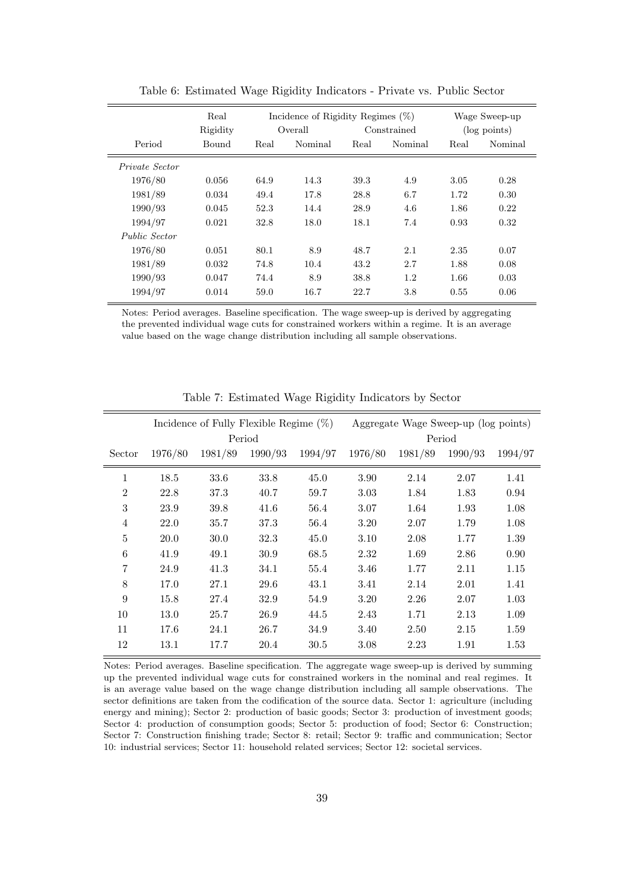Table 6: Estimated Wage Rigidity Indicators - Private vs. Public Sector

| Period | Real Rigidity Bound | Incidence of Rigidity Regimes (%) Overall Real | Overall Nominal | Constrained Real | Constrained Nominal | Wage Sweep-up (log points) Real | Nominal |
|---|---|---|---|---|---|---|---|
| *Private Sector* | | | | | | | |
| 1976/80 | 0.056 | 64.9 | 14.3 | 39.3 | 4.9 | 3.05 | 0.28 |
| 1981/89 | 0.034 | 49.4 | 17.8 | 28.8 | 6.7 | 1.72 | 0.30 |
| 1990/93 | 0.045 | 52.3 | 14.4 | 28.9 | 4.6 | 1.86 | 0.22 |
| 1994/97 | 0.021 | 32.8 | 18.0 | 18.1 | 7.4 | 0.93 | 0.32 |
| *Public Sector* | | | | | | | |
| 1976/80 | 0.051 | 80.1 | 8.9 | 48.7 | 2.1 | 2.35 | 0.07 |
| 1981/89 | 0.032 | 74.8 | 10.4 | 43.2 | 2.7 | 1.88 | 0.08 |
| 1990/93 | 0.047 | 74.4 | 8.9 | 38.8 | 1.2 | 1.66 | 0.03 |
| 1994/97 | 0.014 | 59.0 | 16.7 | 22.7 | 3.8 | 0.55 | 0.06 |

Notes: Period averages. Baseline specification. The wage sweep-up is derived by aggregating the prevented individual wage cuts for constrained workers within a regime. It is an average value based on the wage change distribution including all sample observations.

Table 7: Estimated Wage Rigidity Indicators by Sector

| Sector | Incidence of Fully Flexible Regime (%) Period 1976/80 | 1981/89 | 1990/93 | 1994/97 | Aggregate Wage Sweep-up (log points) Period 1976/80 | 1981/89 | 1990/93 | 1994/97 |
|---|---|---|---|---|---|---|---|---|
| 1 | 18.5 | 33.6 | 33.8 | 45.0 | 3.90 | 2.14 | 2.07 | 1.41 |
| 2 | 22.8 | 37.3 | 40.7 | 59.7 | 3.03 | 1.84 | 1.83 | 0.94 |
| 3 | 23.9 | 39.8 | 41.6 | 56.4 | 3.07 | 1.64 | 1.93 | 1.08 |
| 4 | 22.0 | 35.7 | 37.3 | 56.4 | 3.20 | 2.07 | 1.79 | 1.08 |
| 5 | 20.0 | 30.0 | 32.3 | 45.0 | 3.10 | 2.08 | 1.77 | 1.39 |
| 6 | 41.9 | 49.1 | 30.9 | 68.5 | 2.32 | 1.69 | 2.86 | 0.90 |
| 7 | 24.9 | 41.3 | 34.1 | 55.4 | 3.46 | 1.77 | 2.11 | 1.15 |
| 8 | 17.0 | 27.1 | 29.6 | 43.1 | 3.41 | 2.14 | 2.01 | 1.41 |
| 9 | 15.8 | 27.4 | 32.9 | 54.9 | 3.20 | 2.26 | 2.07 | 1.03 |
| 10 | 13.0 | 25.7 | 26.9 | 44.5 | 2.43 | 1.71 | 2.13 | 1.09 |
| 11 | 17.6 | 24.1 | 26.7 | 34.9 | 3.40 | 2.50 | 2.15 | 1.59 |
| 12 | 13.1 | 17.7 | 20.4 | 30.5 | 3.08 | 2.23 | 1.91 | 1.53 |

Notes: Period averages. Baseline specification. The aggregate wage sweep-up is derived by summing up the prevented individual wage cuts for constrained workers in the nominal and real regimes. It is an average value based on the wage change distribution including all sample observations. The sector definitions are taken from the codification of the source data. Sector 1: agriculture (including energy and mining); Sector 2: production of basic goods; Sector 3: production of investment goods; Sector 4: production of consumption goods; Sector 5: production of food; Sector 6: Construction; Sector 7: Construction finishing trade; Sector 8: retail; Sector 9: traffic and communication; Sector 10: industrial services; Sector 11: household related services; Sector 12: societal services.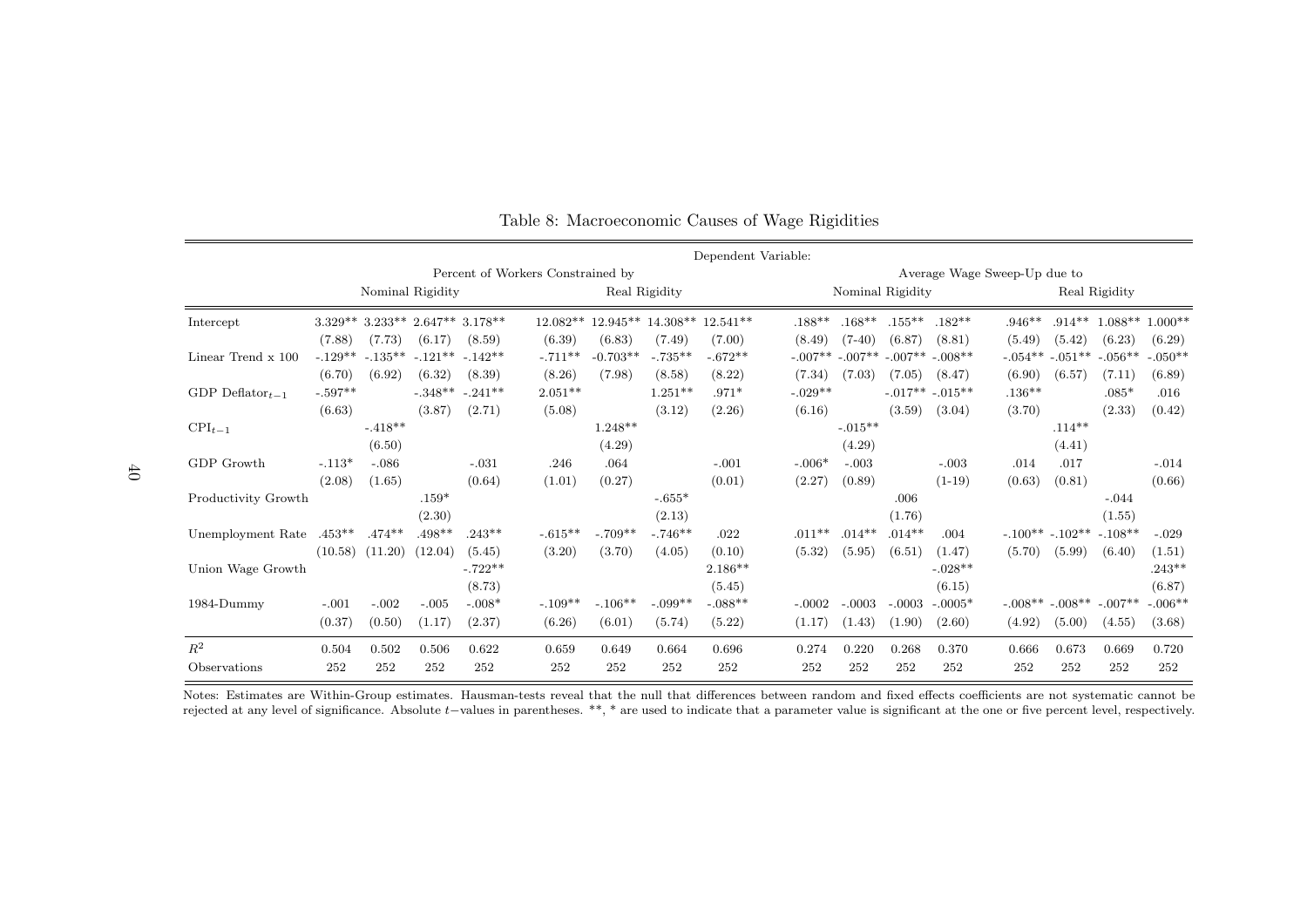Table 8: Macroeconomic Causes of Wage Rigidities

| | Dependent Variable: | | | | | | | | | | | | | | | |
|---|---|---|---|---|---|---|---|---|---|---|---|---|---|---|---|---|
| | Percent of Workers Constrained by | | | | | | | | Average Wage Sweep-Up due to | | | | | | | |
| | Nominal Rigidity | | | | Real Rigidity | | | | Nominal Rigidity | | | | Real Rigidity | | | |
| Intercept | 3.329** | 3.233** | 2.647** | 3.178** | 12.082** | 12.945** | 14.308** | 12.541** | .188** | .168** | .155** | .182** | .946** | .914** | 1.088** | 1.000** |
| | (7.88) | (7.73) | (6.17) | (8.59) | (6.39) | (6.83) | (7.49) | (7.00) | (8.49) | (7-40) | (6.87) | (8.81) | (5.49) | (5.42) | (6.23) | (6.29) |
| Linear Trend x 100 | -.129** | -.135** | -.121** | -.142** | -.711** | -0.703** | -.735** | -.672** | -.007** | -.007** | -.007** | -.008** | -.054** | -.051** | -.056** | -.050** |
| | (6.70) | (6.92) | (6.32) | (8.39) | (8.26) | (7.98) | (8.58) | (8.22) | (7.34) | (7.03) | (7.05) | (8.47) | (6.90) | (6.57) | (7.11) | (6.89) |
| GDP Deflator$_{t-1}$ | -.597** | | -.348** | -.241** | 2.051** | | 1.251** | .971* | -.029** | | -.017** | -.015** | .136** | | .085* | .016 |
| | (6.63) | | (3.87) | (2.71) | (5.08) | | (3.12) | (2.26) | (6.16) | | (3.59) | (3.04) | (3.70) | | (2.33) | (0.42) |
| CPI$_{t-1}$ | | -.418** | | | | 1.248** | | | | -.015** | | | | .114** | | |
| | | (6.50) | | | | (4.29) | | | | (4.29) | | | | (4.41) | | |
| GDP Growth | -.113* | -.086 | | -.031 | .246 | .064 | | -.001 | -.006* | -.003 | | -.003 | .014 | .017 | | -.014 |
| | (2.08) | (1.65) | | (0.64) | (1.01) | (0.27) | | (0.01) | (2.27) | (0.89) | | (1-19) | (0.63) | (0.81) | | (0.66) |
| Productivity Growth | | | .159* | | | | -.655* | | | | .006 | | | | -.044 | |
| | | | (2.30) | | | | (2.13) | | | | (1.76) | | | | (1.55) | |
| Unemployment Rate | .453** | .474** | .498** | .243** | -.615** | -.709** | -.746** | .022 | .011** | .014** | .014** | .004 | -.100** | -.102** | -.108** | -.029 |
| | (10.58) | (11.20) | (12.04) | (5.45) | (3.20) | (3.70) | (4.05) | (0.10) | (5.32) | (5.95) | (6.51) | (1.47) | (5.70) | (5.99) | (6.40) | (1.51) |
| Union Wage Growth | | | | -.722** | | | | 2.186** | | | | -.028** | | | | .243** |
| | | | | (8.73) | | | | (5.45) | | | | (6.15) | | | | (6.87) |
| 1984-Dummy | -.001 | -.002 | -.005 | -.008* | -.109** | -.106** | -.099** | -.088** | -.0002 | -.0003 | -.0003 | -.0005* | -.008** | -.008** | -.007** | -.006** |
| | (0.37) | (0.50) | (1.17) | (2.37) | (6.26) | (6.01) | (5.74) | (5.22) | (1.17) | (1.43) | (1.90) | (2.60) | (4.92) | (5.00) | (4.55) | (3.68) |
| $R^2$ | 0.504 | 0.502 | 0.506 | 0.622 | 0.659 | 0.649 | 0.664 | 0.696 | 0.274 | 0.220 | 0.268 | 0.370 | 0.666 | 0.673 | 0.669 | 0.720 |
| Observations | 252 | 252 | 252 | 252 | 252 | 252 | 252 | 252 | 252 | 252 | 252 | 252 | 252 | 252 | 252 | 252 |

Notes: Estimates are Within-Group estimates. Hausman-tests reveal that the null that differences between random and fixed effects coefficients are not systematic cannot be rejected at any level of significance. Absolute $t-$values in parentheses. **, * are used to indicate that a parameter value is significant at the one or five percent level, respectively.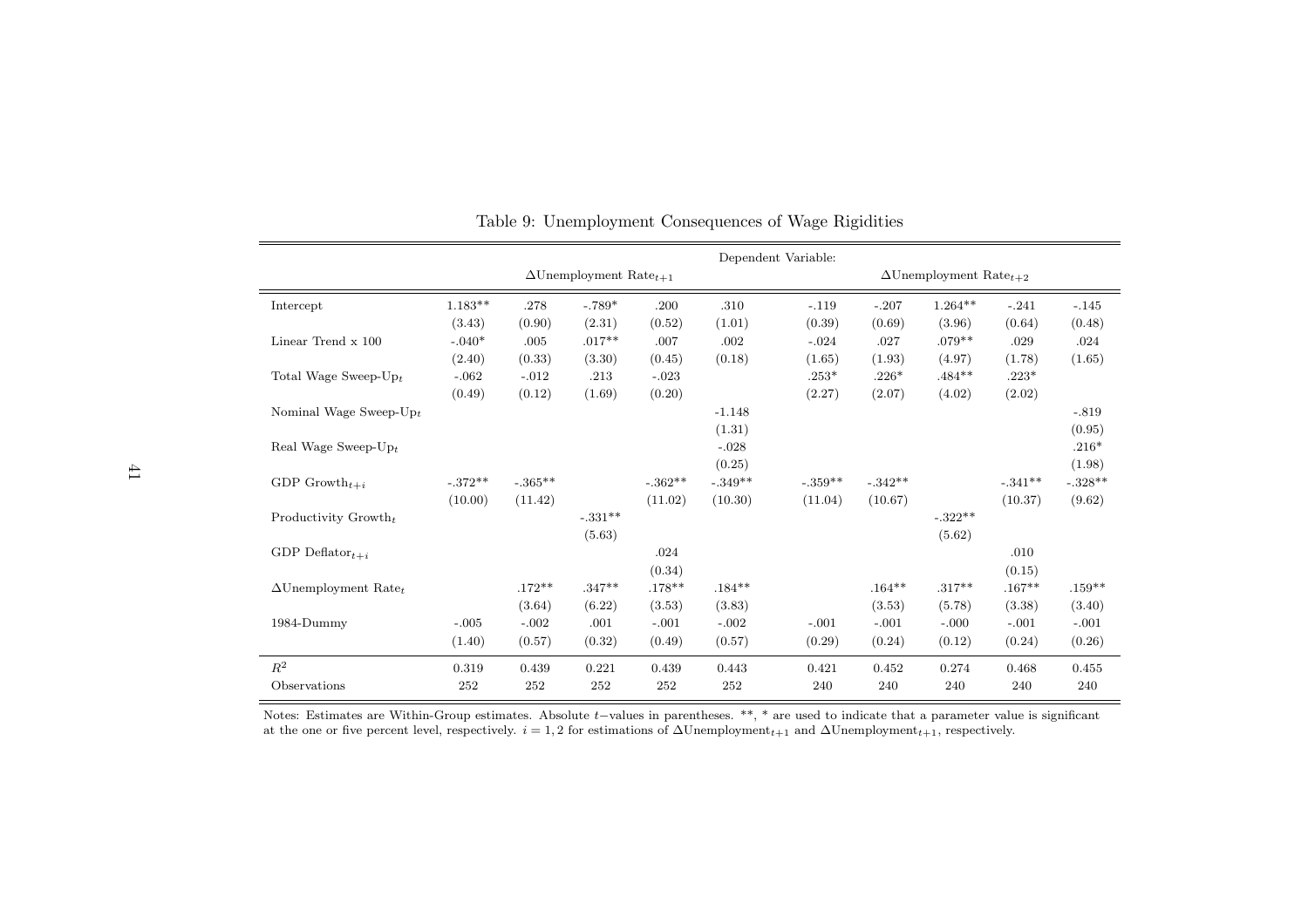Table 9: Unemployment Consequences of Wage Rigidities

| | Dependent Variable: | | | | | | | | | |
|---|---|---|---|---|---|---|---|---|---|---|
| | $\Delta$Unemployment Rate$_{t+1}$ | | | | | $\Delta$Unemployment Rate$_{t+2}$ | | | | |
| Intercept | 1.183** | .278 | -.789* | .200 | .310 | -.119 | -.207 | 1.264** | -.241 | -.145 |
| | (3.43) | (0.90) | (2.31) | (0.52) | (1.01) | (0.39) | (0.69) | (3.96) | (0.64) | (0.48) |
| Linear Trend x 100 | -.040* | .005 | .017** | .007 | .002 | -.024 | .027 | .079** | .029 | .024 |
| | (2.40) | (0.33) | (3.30) | (0.45) | (0.18) | (1.65) | (1.93) | (4.97) | (1.78) | (1.65) |
| Total Wage Sweep-Up$_t$ | -.062 | -.012 | .213 | -.023 | | .253* | .226* | .484** | .223* | |
| | (0.49) | (0.12) | (1.69) | (0.20) | | (2.27) | (2.07) | (4.02) | (2.02) | |
| Nominal Wage Sweep-Up$_t$ | | | | | -1.148 | | | | | -.819 |
| | | | | | (1.31) | | | | | (0.95) |
| Real Wage Sweep-Up$_t$ | | | | | -.028 | | | | | .216* |
| | | | | | (0.25) | | | | | (1.98) |
| GDP Growth$_{t+i}$ | -.372** | -.365** | | -.362** | -.349** | -.359** | -.342** | | -.341** | -.328** |
| | (10.00) | (11.42) | | (11.02) | (10.30) | (11.04) | (10.67) | | (10.37) | (9.62) |
| Productivity Growth$_t$ | | | -.331** | | | | | -.322** | | |
| | | | (5.63) | | | | | (5.62) | | |
| GDP Deflator$_{t+i}$ | | | | .024 | | | | | .010 | |
| | | | | (0.34) | | | | | (0.15) | |
| $\Delta$Unemployment Rate$_t$ | | .172** | .347** | .178** | .184** | | .164** | .317** | .167** | .159** |
| | | (3.64) | (6.22) | (3.53) | (3.83) | | (3.53) | (5.78) | (3.38) | (3.40) |
| 1984-Dummy | -.005 | -.002 | .001 | -.001 | -.002 | -.001 | -.001 | -.000 | -.001 | -.001 |
| | (1.40) | (0.57) | (0.32) | (0.49) | (0.57) | (0.29) | (0.24) | (0.12) | (0.24) | (0.26) |
| $R^2$ | 0.319 | 0.439 | 0.221 | 0.439 | 0.443 | 0.421 | 0.452 | 0.274 | 0.468 | 0.455 |
| Observations | 252 | 252 | 252 | 252 | 252 | 240 | 240 | 240 | 240 | 240 |

Notes: Estimates are Within-Group estimates. Absolute $t$−values in parentheses. **, * are used to indicate that a parameter value is significant at the one or five percent level, respectively. $i = 1, 2$ for estimations of $\Delta$Unemployment$_{t+1}$ and $\Delta$Unemployment$_{t+1}$, respectively.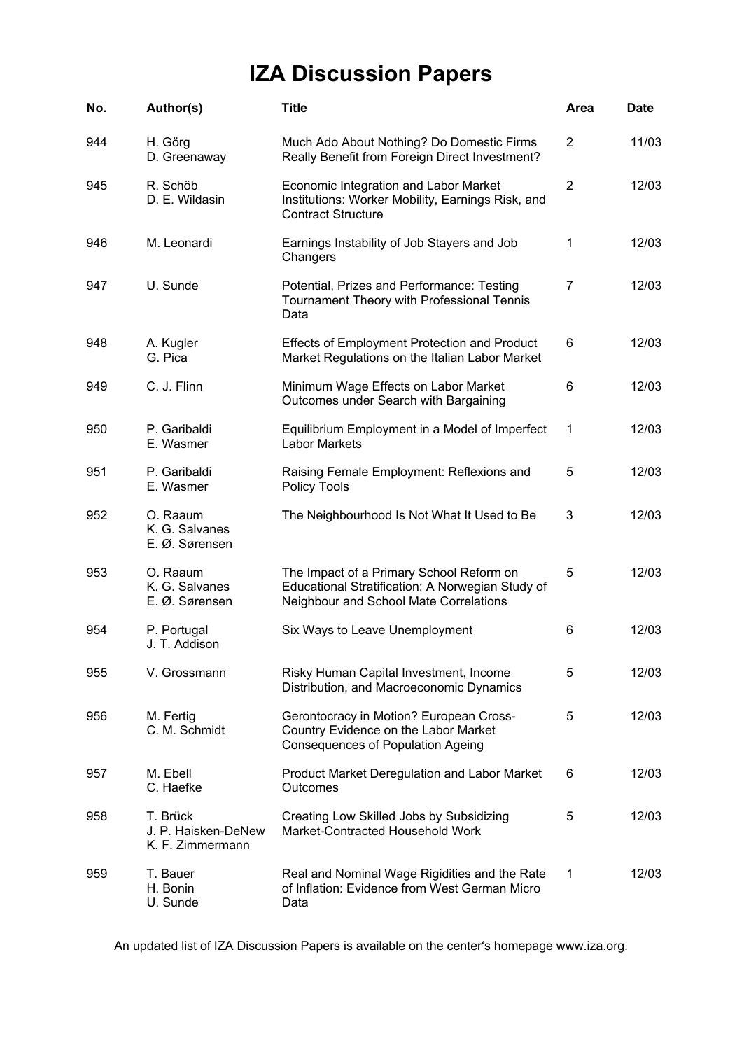# IZA Discussion Papers

| No. | Author(s) | Title | Area | Date |
|---|---|---|---|---|
| 944 | H. Görg<br>D. Greenaway | Much Ado About Nothing? Do Domestic Firms Really Benefit from Foreign Direct Investment? | 2 | 11/03 |
| 945 | R. Schöb<br>D. E. Wildasin | Economic Integration and Labor Market Institutions: Worker Mobility, Earnings Risk, and Contract Structure | 2 | 12/03 |
| 946 | M. Leonardi | Earnings Instability of Job Stayers and Job Changers | 1 | 12/03 |
| 947 | U. Sunde | Potential, Prizes and Performance: Testing Tournament Theory with Professional Tennis Data | 7 | 12/03 |
| 948 | A. Kugler<br>G. Pica | Effects of Employment Protection and Product Market Regulations on the Italian Labor Market | 6 | 12/03 |
| 949 | C. J. Flinn | Minimum Wage Effects on Labor Market Outcomes under Search with Bargaining | 6 | 12/03 |
| 950 | P. Garibaldi<br>E. Wasmer | Equilibrium Employment in a Model of Imperfect Labor Markets | 1 | 12/03 |
| 951 | P. Garibaldi<br>E. Wasmer | Raising Female Employment: Reflexions and Policy Tools | 5 | 12/03 |
| 952 | O. Raaum<br>K. G. Salvanes<br>E. Ø. Sørensen | The Neighbourhood Is Not What It Used to Be | 3 | 12/03 |
| 953 | O. Raaum<br>K. G. Salvanes<br>E. Ø. Sørensen | The Impact of a Primary School Reform on Educational Stratification: A Norwegian Study of Neighbour and School Mate Correlations | 5 | 12/03 |
| 954 | P. Portugal<br>J. T. Addison | Six Ways to Leave Unemployment | 6 | 12/03 |
| 955 | V. Grossmann | Risky Human Capital Investment, Income Distribution, and Macroeconomic Dynamics | 5 | 12/03 |
| 956 | M. Fertig<br>C. M. Schmidt | Gerontocracy in Motion? European Cross-Country Evidence on the Labor Market Consequences of Population Ageing | 5 | 12/03 |
| 957 | M. Ebell<br>C. Haefke | Product Market Deregulation and Labor Market Outcomes | 6 | 12/03 |
| 958 | T. Brück<br>J. P. Haisken-DeNew<br>K. F. Zimmermann | Creating Low Skilled Jobs by Subsidizing Market-Contracted Household Work | 5 | 12/03 |
| 959 | T. Bauer<br>H. Bonin<br>U. Sunde | Real and Nominal Wage Rigidities and the Rate of Inflation: Evidence from West German Micro Data | 1 | 12/03 |

An updated list of IZA Discussion Papers is available on the center's homepage www.iza.org.